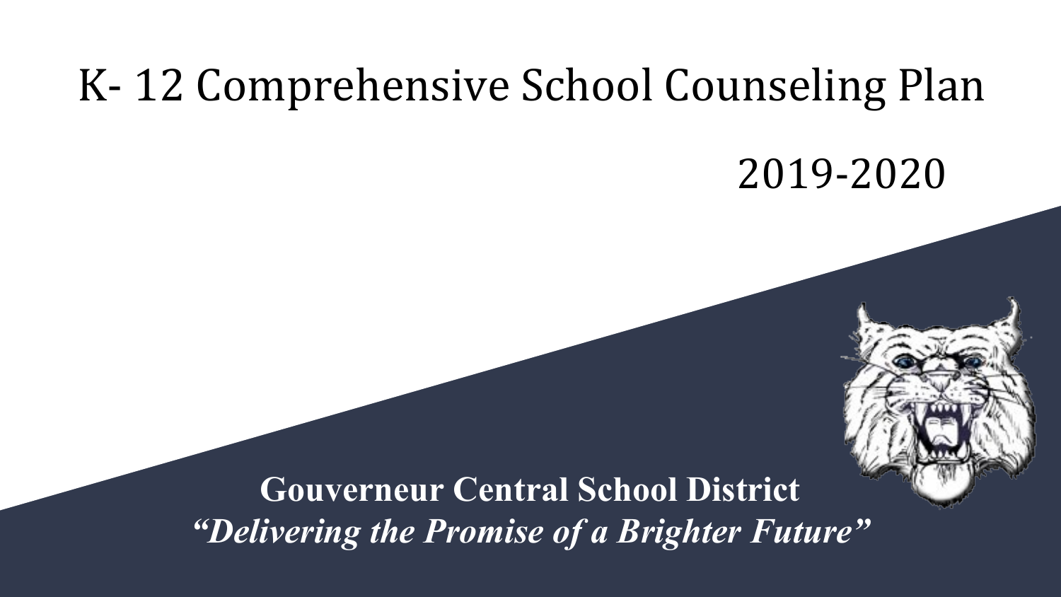# K- 12 Comprehensive School Counseling Plan

2019-2020

**Gouverneur Central School District**

***"Delivering the Promise of a Brighter Future"***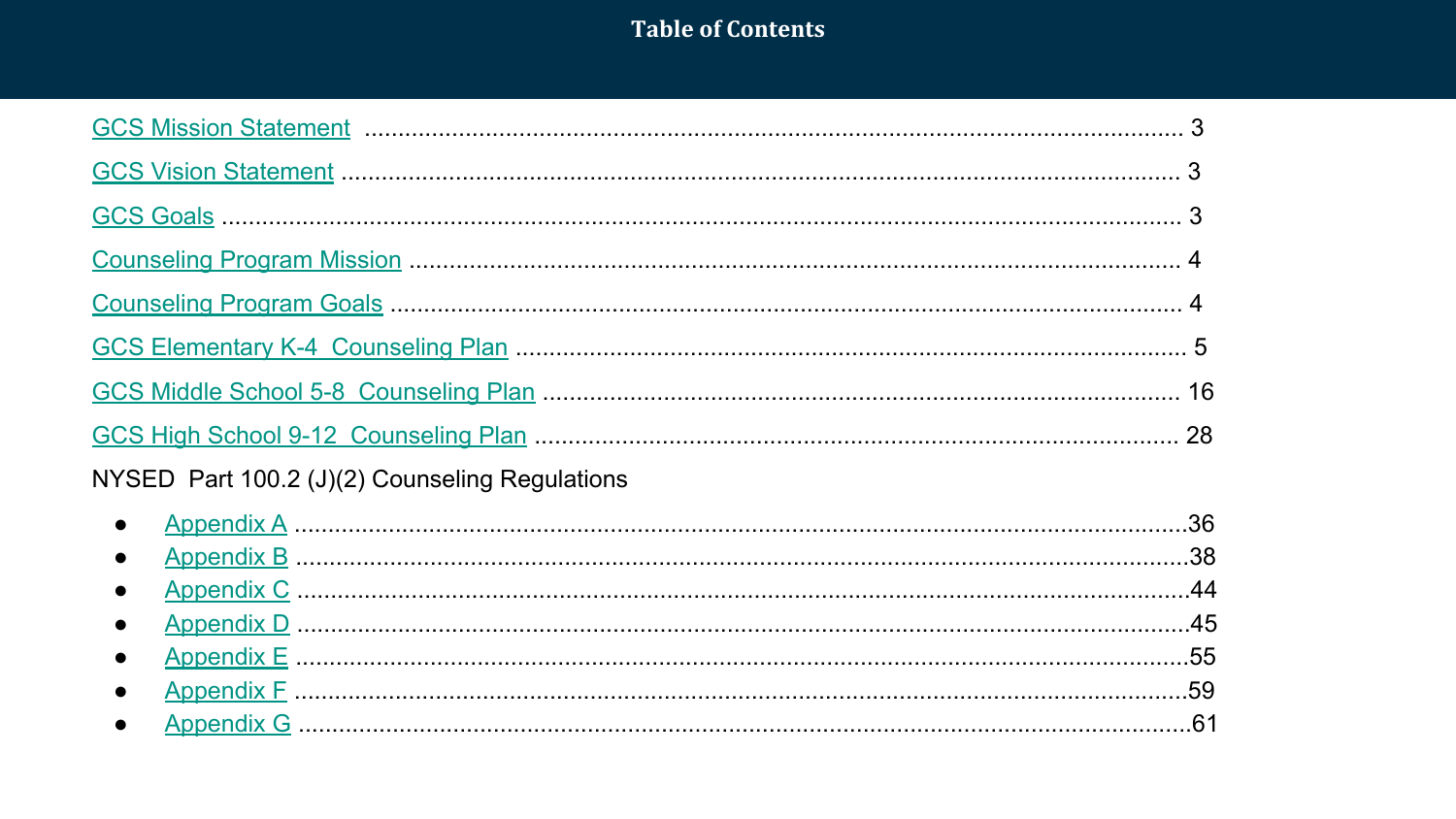# Table of Contents

- GCS Mission Statement ..... 3
- GCS Vision Statement ..... 3
- GCS Goals ..... 3
- Counseling Program Mission ..... 4
- Counseling Program Goals ..... 4
- GCS Elementary K-4 Counseling Plan ..... 5
- GCS Middle School 5-8 Counseling Plan ..... 16
- GCS High School 9-12 Counseling Plan ..... 28

NYSED Part 100.2 (J)(2) Counseling Regulations

- Appendix A ..... 36
- Appendix B ..... 38
- Appendix C ..... 44
- Appendix D ..... 45
- Appendix E ..... 55
- Appendix F ..... 59
- Appendix G ..... 61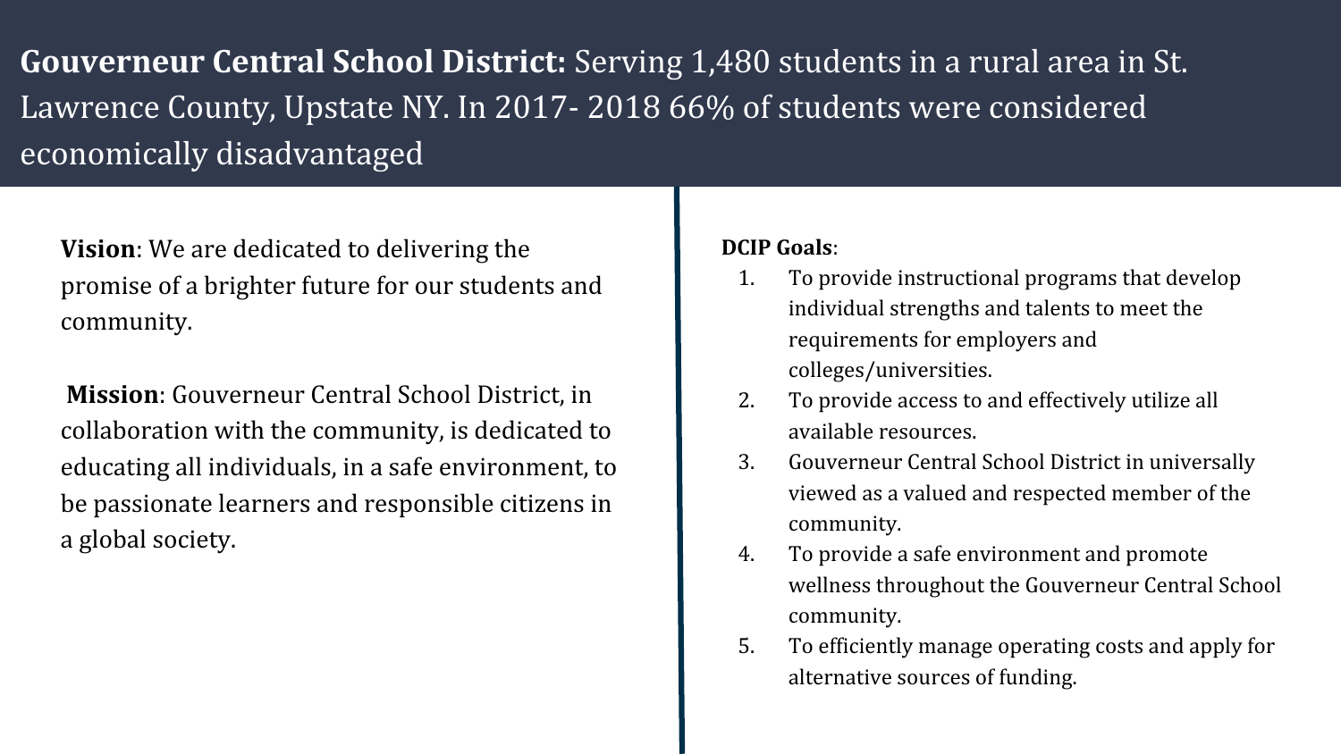**Gouverneur Central School District:** Serving 1,480 students in a rural area in St. Lawrence County, Upstate NY. In 2017- 2018 66% of students were considered economically disadvantaged

**Vision**: We are dedicated to delivering the promise of a brighter future for our students and community.

**Mission**: Gouverneur Central School District, in collaboration with the community, is dedicated to educating all individuals, in a safe environment, to be passionate learners and responsible citizens in a global society.

**DCIP Goals**:

1. To provide instructional programs that develop individual strengths and talents to meet the requirements for employers and colleges/universities.
2. To provide access to and effectively utilize all available resources.
3. Gouverneur Central School District in universally viewed as a valued and respected member of the community.
4. To provide a safe environment and promote wellness throughout the Gouverneur Central School community.
5. To efficiently manage operating costs and apply for alternative sources of funding.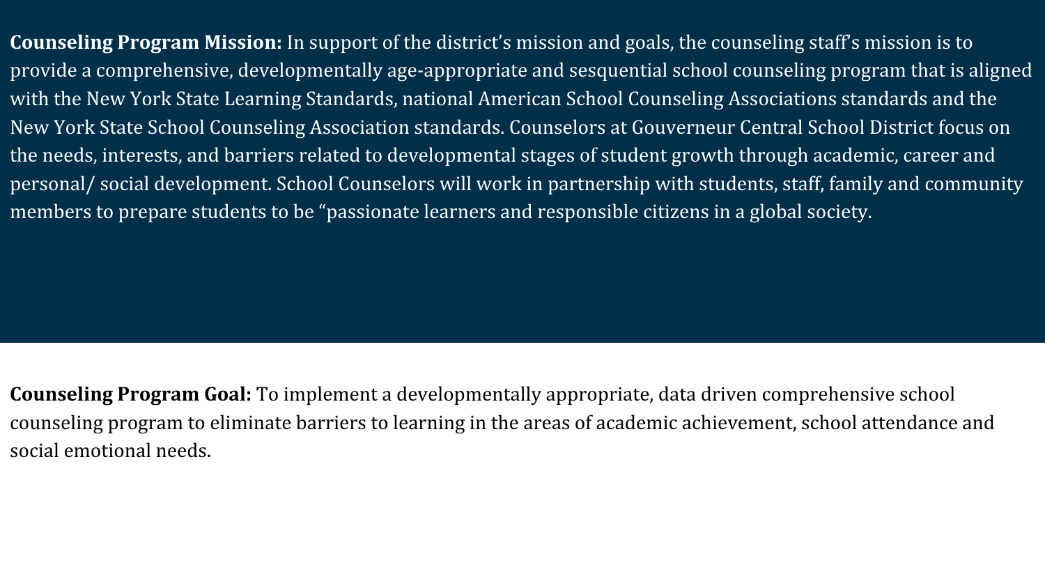**Counseling Program Mission:** In support of the district's mission and goals, the counseling staff's mission is to provide a comprehensive, developmentally age-appropriate and sesquential school counseling program that is aligned with the New York State Learning Standards, national American School Counseling Associations standards and the New York State School Counseling Association standards. Counselors at Gouverneur Central School District focus on the needs, interests, and barriers related to developmental stages of student growth through academic, career and personal/ social development. School Counselors will work in partnership with students, staff, family and community members to prepare students to be "passionate learners and responsible citizens in a global society.

**Counseling Program Goal:** To implement a developmentally appropriate, data driven comprehensive school counseling program to eliminate barriers to learning in the areas of academic achievement, school attendance and social emotional needs.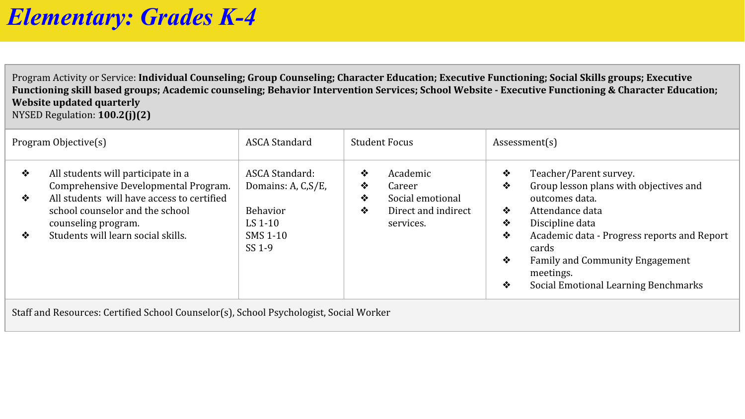# *Elementary: Grades K-4*

Program Activity or Service: **Individual Counseling; Group Counseling; Character Education; Executive Functioning; Social Skills groups; Executive Functioning skill based groups; Academic counseling; Behavior Intervention Services; School Website - Executive Functioning & Character Education; Website updated quarterly**
NYSED Regulation: **100.2(j)(2)**

| Program Objective(s) | ASCA Standard | Student Focus | Assessment(s) |
|---|---|---|---|
| ❖ All students will participate in a Comprehensive Developmental Program.<br>❖ All students will have access to certified school counselor and the school counseling program.<br>❖ Students will learn social skills. | ASCA Standard: Domains: A, C,S/E,<br><br>Behavior<br>LS 1-10<br>SMS 1-10<br>SS 1-9 | ❖ Academic<br>❖ Career<br>❖ Social emotional<br>❖ Direct and indirect services. | ❖ Teacher/Parent survey.<br>❖ Group lesson plans with objectives and outcomes data.<br>❖ Attendance data<br>❖ Discipline data<br>❖ Academic data - Progress reports and Report cards<br>❖ Family and Community Engagement meetings.<br>❖ Social Emotional Learning Benchmarks |

Staff and Resources: Certified School Counselor(s), School Psychologist, Social Worker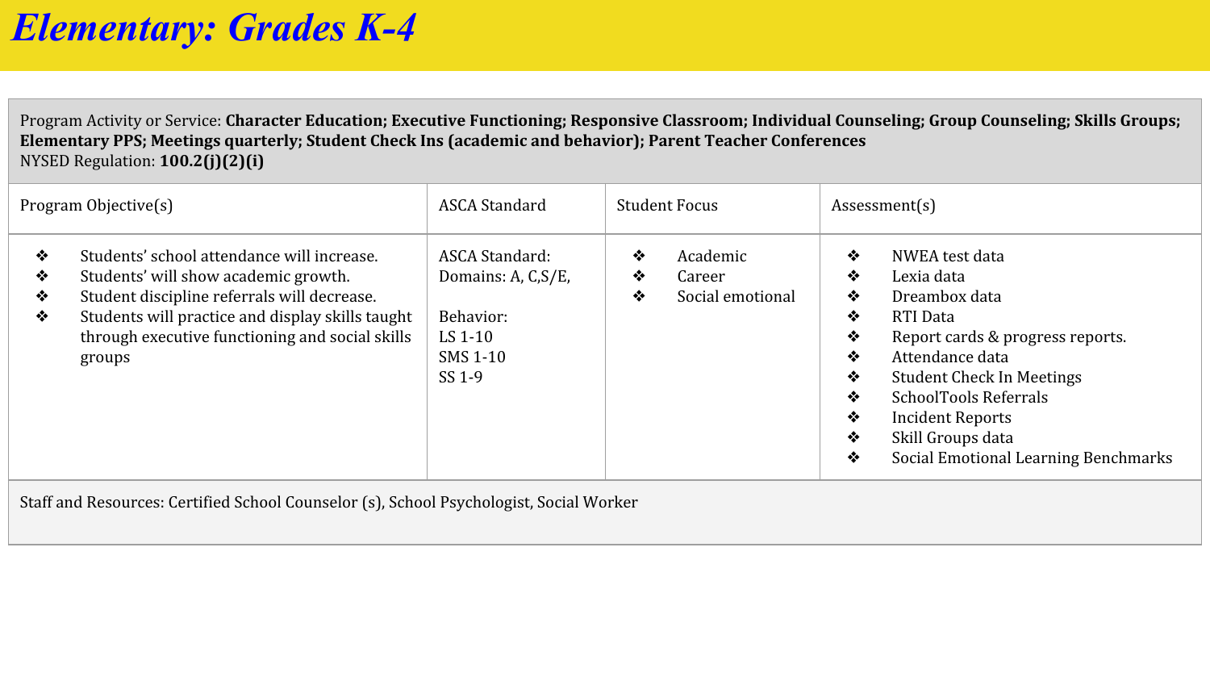# *Elementary: Grades K-4*

Program Activity or Service: **Character Education; Executive Functioning; Responsive Classroom; Individual Counseling; Group Counseling; Skills Groups; Elementary PPS; Meetings quarterly; Student Check Ins (academic and behavior); Parent Teacher Conferences**
NYSED Regulation: **100.2(j)(2)(i)**

| Program Objective(s) | ASCA Standard | Student Focus | Assessment(s) |
|---|---|---|---|
| ❖ Students' school attendance will increase.<br>❖ Students' will show academic growth.<br>❖ Student discipline referrals will decrease.<br>❖ Students will practice and display skills taught through executive functioning and social skills groups | ASCA Standard:<br>Domains: A, C,S/E,<br><br>Behavior:<br>LS 1-10<br>SMS 1-10<br>SS 1-9 | ❖ Academic<br>❖ Career<br>❖ Social emotional | ❖ NWEA test data<br>❖ Lexia data<br>❖ Dreambox data<br>❖ RTI Data<br>❖ Report cards & progress reports.<br>❖ Attendance data<br>❖ Student Check In Meetings<br>❖ SchoolTools Referrals<br>❖ Incident Reports<br>❖ Skill Groups data<br>❖ Social Emotional Learning Benchmarks |

Staff and Resources: Certified School Counselor (s), School Psychologist, Social Worker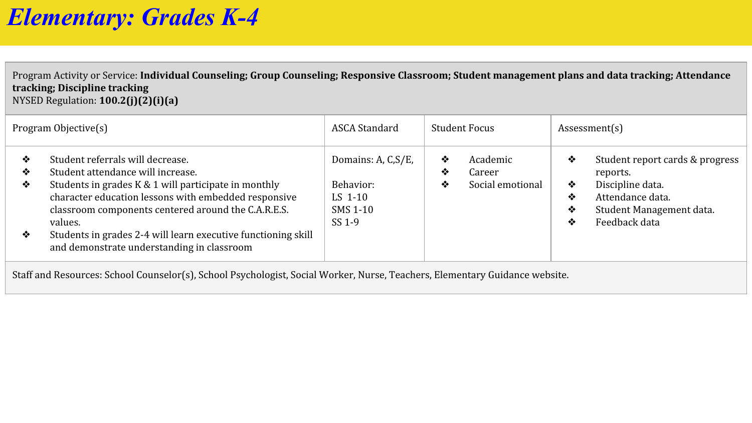# *Elementary: Grades K-4*

Program Activity or Service: **Individual Counseling; Group Counseling; Responsive Classroom; Student management plans and data tracking; Attendance tracking; Discipline tracking**
NYSED Regulation: **100.2(j)(2)(i)(a)**

| Program Objective(s) | ASCA Standard | Student Focus | Assessment(s) |
|---|---|---|---|
| ❖ Student referrals will decrease.<br>❖ Student attendance will increase.<br>❖ Students in grades K & 1 will participate in monthly character education lessons with embedded responsive classroom components centered around the C.A.R.E.S. values.<br>❖ Students in grades 2-4 will learn executive functioning skill and demonstrate understanding in classroom | Domains: A, C,S/E,<br><br>Behavior:<br>LS 1-10<br>SMS 1-10<br>SS 1-9 | ❖ Academic<br>❖ Career<br>❖ Social emotional | ❖ Student report cards & progress reports.<br>❖ Discipline data.<br>❖ Attendance data.<br>❖ Student Management data.<br>❖ Feedback data |

Staff and Resources: School Counselor(s), School Psychologist, Social Worker, Nurse, Teachers, Elementary Guidance website.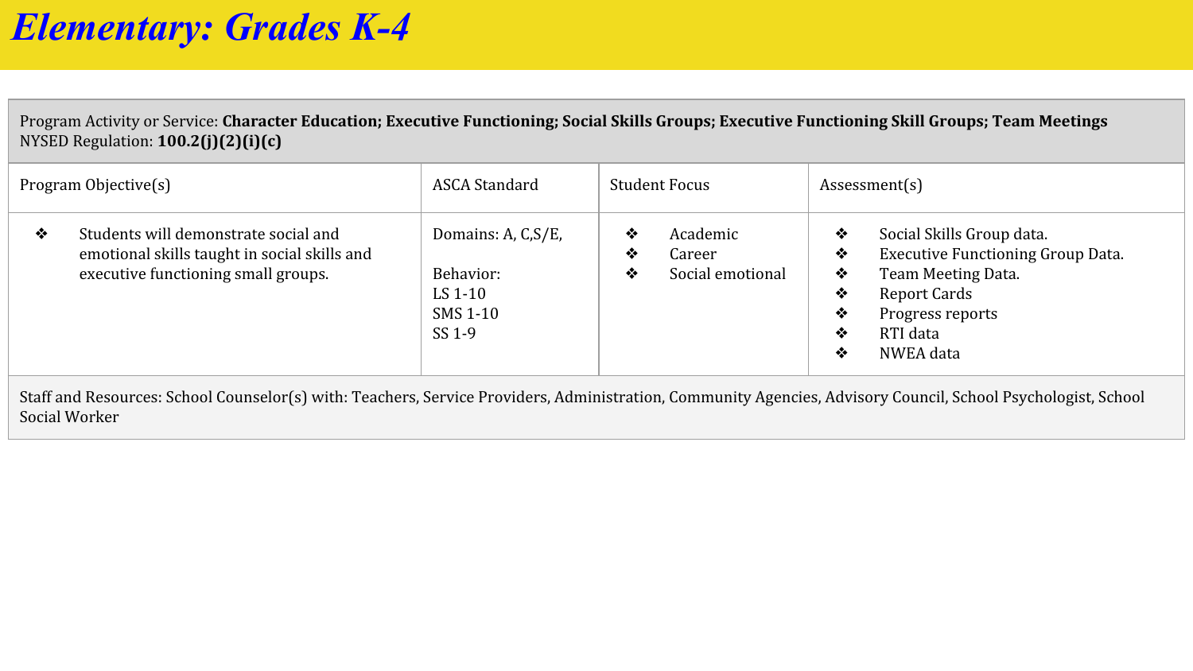# *Elementary: Grades K-4*

| Program Activity or Service: **Character Education; Executive Functioning; Social Skills Groups; Executive Functioning Skill Groups; Team Meetings**<br>NYSED Regulation: **100.2(j)(2)(i)(c)** | | | |
|---|---|---|---|
| Program Objective(s) | ASCA Standard | Student Focus | Assessment(s) |
| ❖ Students will demonstrate social and emotional skills taught in social skills and executive functioning small groups. | Domains: A, C,S/E,<br><br>Behavior:<br>LS 1-10<br>SMS 1-10<br>SS 1-9 | ❖ Academic<br>❖ Career<br>❖ Social emotional | ❖ Social Skills Group data.<br>❖ Executive Functioning Group Data.<br>❖ Team Meeting Data.<br>❖ Report Cards<br>❖ Progress reports<br>❖ RTI data<br>❖ NWEA data |
| Staff and Resources: School Counselor(s) with: Teachers, Service Providers, Administration, Community Agencies, Advisory Council, School Psychologist, School Social Worker | | | |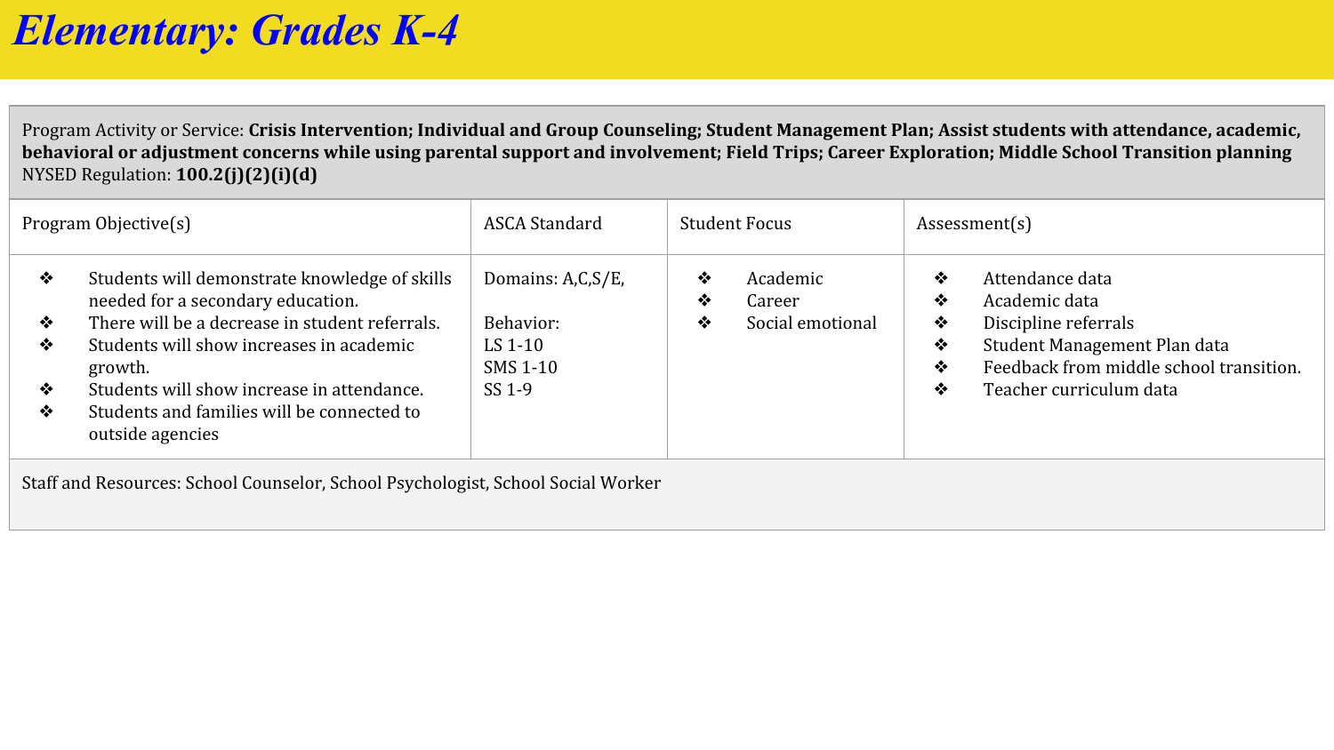# *Elementary: Grades K-4*

Program Activity or Service: **Crisis Intervention; Individual and Group Counseling; Student Management Plan; Assist students with attendance, academic, behavioral or adjustment concerns while using parental support and involvement; Field Trips; Career Exploration; Middle School Transition planning**
NYSED Regulation: **100.2(j)(2)(i)(d)**

| Program Objective(s) | ASCA Standard | Student Focus | Assessment(s) |
|---|---|---|---|
| ❖ Students will demonstrate knowledge of skills needed for a secondary education.<br>❖ There will be a decrease in student referrals.<br>❖ Students will show increases in academic growth.<br>❖ Students will show increase in attendance.<br>❖ Students and families will be connected to outside agencies | Domains: A,C,S/E,<br><br>Behavior:<br>LS 1-10<br>SMS 1-10<br>SS 1-9 | ❖ Academic<br>❖ Career<br>❖ Social emotional | ❖ Attendance data<br>❖ Academic data<br>❖ Discipline referrals<br>❖ Student Management Plan data<br>❖ Feedback from middle school transition.<br>❖ Teacher curriculum data |

Staff and Resources: School Counselor, School Psychologist, School Social Worker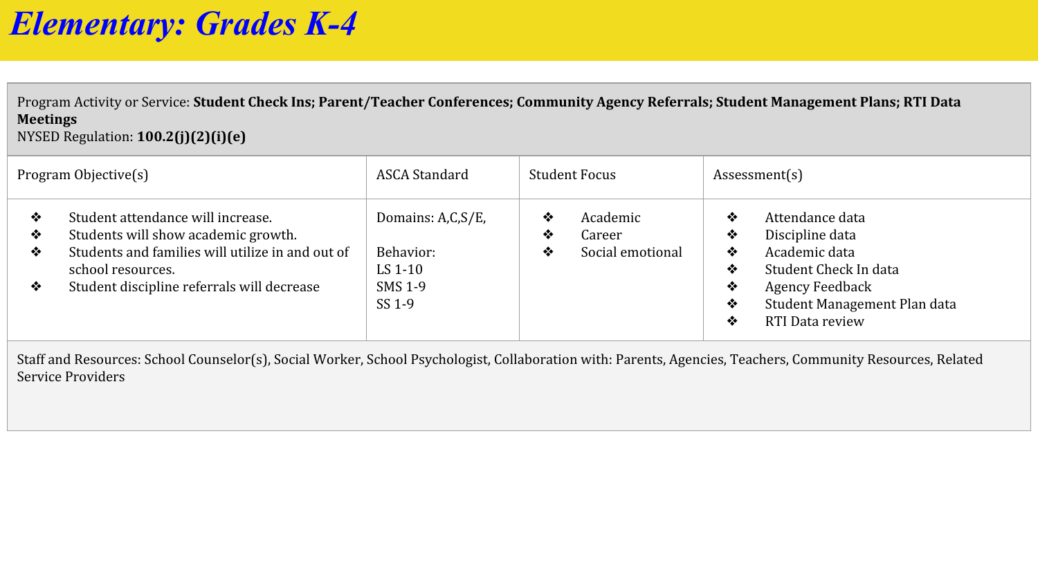# *Elementary: Grades K-4*

Program Activity or Service: **Student Check Ins; Parent/Teacher Conferences; Community Agency Referrals; Student Management Plans; RTI Data Meetings**
NYSED Regulation: **100.2(j)(2)(i)(e)**

| Program Objective(s) | ASCA Standard | Student Focus | Assessment(s) |
|---|---|---|---|
| ❖ Student attendance will increase.<br>❖ Students will show academic growth.<br>❖ Students and families will utilize in and out of school resources.<br>❖ Student discipline referrals will decrease | Domains: A,C,S/E,<br><br>Behavior:<br>LS 1-10<br>SMS 1-9<br>SS 1-9 | ❖ Academic<br>❖ Career<br>❖ Social emotional | ❖ Attendance data<br>❖ Discipline data<br>❖ Academic data<br>❖ Student Check In data<br>❖ Agency Feedback<br>❖ Student Management Plan data<br>❖ RTI Data review |

Staff and Resources: School Counselor(s), Social Worker, School Psychologist, Collaboration with: Parents, Agencies, Teachers, Community Resources, Related Service Providers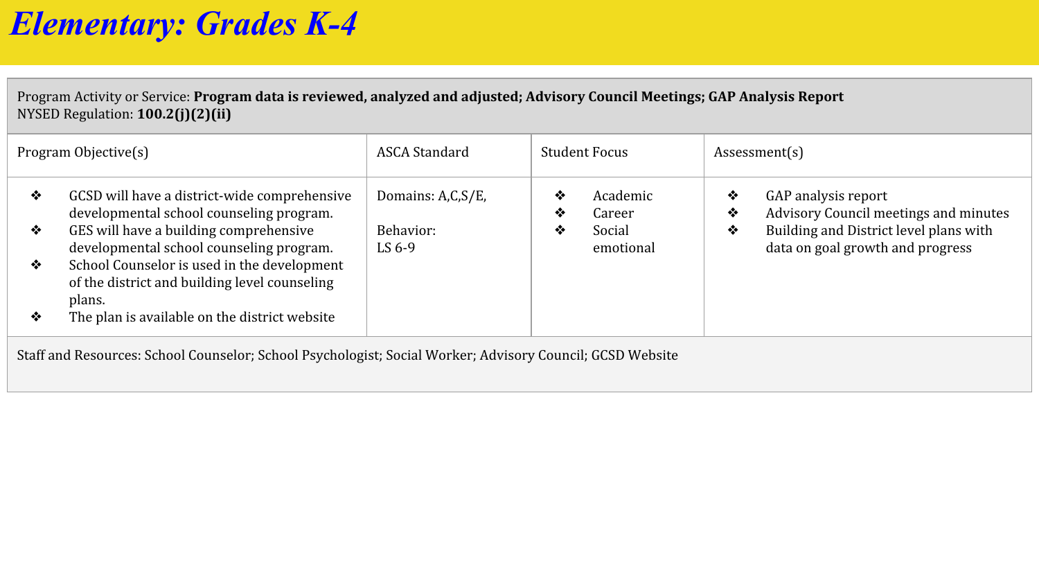# *Elementary: Grades K-4*

Program Activity or Service: **Program data is reviewed, analyzed and adjusted; Advisory Council Meetings; GAP Analysis Report**
NYSED Regulation: **100.2(j)(2)(ii)**

| Program Objective(s) | ASCA Standard | Student Focus | Assessment(s) |
|---|---|---|---|
| ❖ GCSD will have a district-wide comprehensive developmental school counseling program.<br>❖ GES will have a building comprehensive developmental school counseling program.<br>❖ School Counselor is used in the development of the district and building level counseling plans.<br>❖ The plan is available on the district website | Domains: A,C,S/E,<br><br>Behavior:<br>LS 6-9 | ❖ Academic<br>❖ Career<br>❖ Social emotional | ❖ GAP analysis report<br>❖ Advisory Council meetings and minutes<br>❖ Building and District level plans with data on goal growth and progress |

Staff and Resources: School Counselor; School Psychologist; Social Worker; Advisory Council; GCSD Website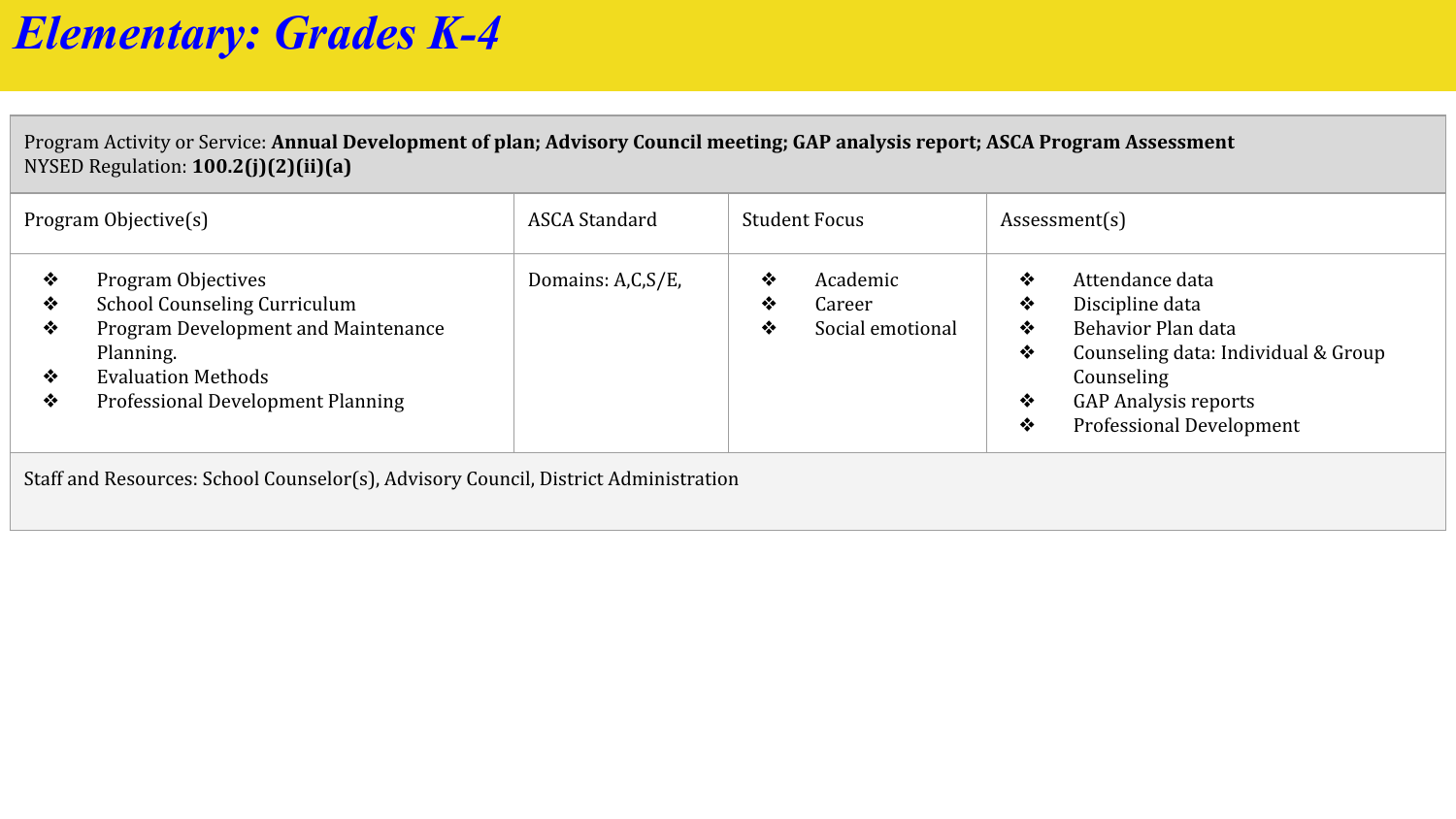# *Elementary: Grades K-4*

Program Activity or Service: **Annual Development of plan; Advisory Council meeting; GAP analysis report; ASCA Program Assessment**
NYSED Regulation: **100.2(j)(2)(ii)(a)**

| Program Objective(s) | ASCA Standard | Student Focus | Assessment(s) |
|---|---|---|---|
| ❖ Program Objectives<br>❖ School Counseling Curriculum<br>❖ Program Development and Maintenance Planning.<br>❖ Evaluation Methods<br>❖ Professional Development Planning | Domains: A,C,S/E, | ❖ Academic<br>❖ Career<br>❖ Social emotional | ❖ Attendance data<br>❖ Discipline data<br>❖ Behavior Plan data<br>❖ Counseling data: Individual & Group Counseling<br>❖ GAP Analysis reports<br>❖ Professional Development |

Staff and Resources: School Counselor(s), Advisory Council, District Administration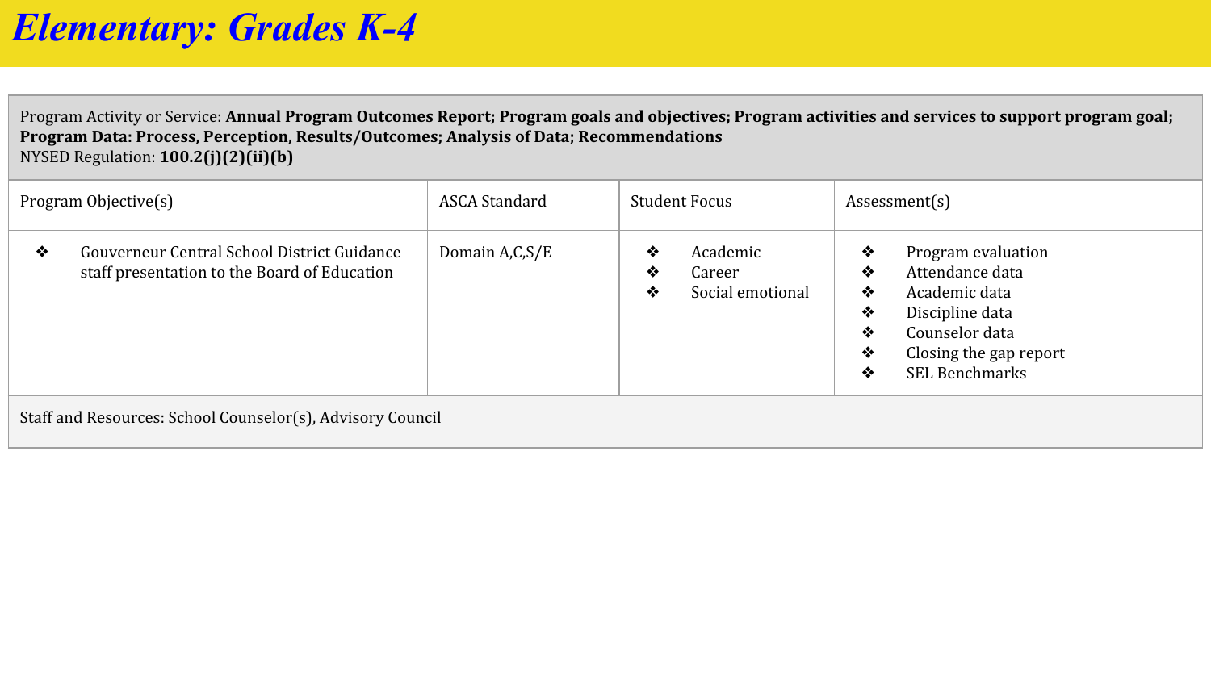# *Elementary: Grades K-4*

Program Activity or Service: **Annual Program Outcomes Report; Program goals and objectives; Program activities and services to support program goal; Program Data: Process, Perception, Results/Outcomes; Analysis of Data; Recommendations**
NYSED Regulation: **100.2(j)(2)(ii)(b)**

| Program Objective(s) | ASCA Standard | Student Focus | Assessment(s) |
|---|---|---|---|
| ❖ Gouverneur Central School District Guidance staff presentation to the Board of Education | Domain A,C,S/E | ❖ Academic<br>❖ Career<br>❖ Social emotional | ❖ Program evaluation<br>❖ Attendance data<br>❖ Academic data<br>❖ Discipline data<br>❖ Counselor data<br>❖ Closing the gap report<br>❖ SEL Benchmarks |

Staff and Resources: School Counselor(s), Advisory Council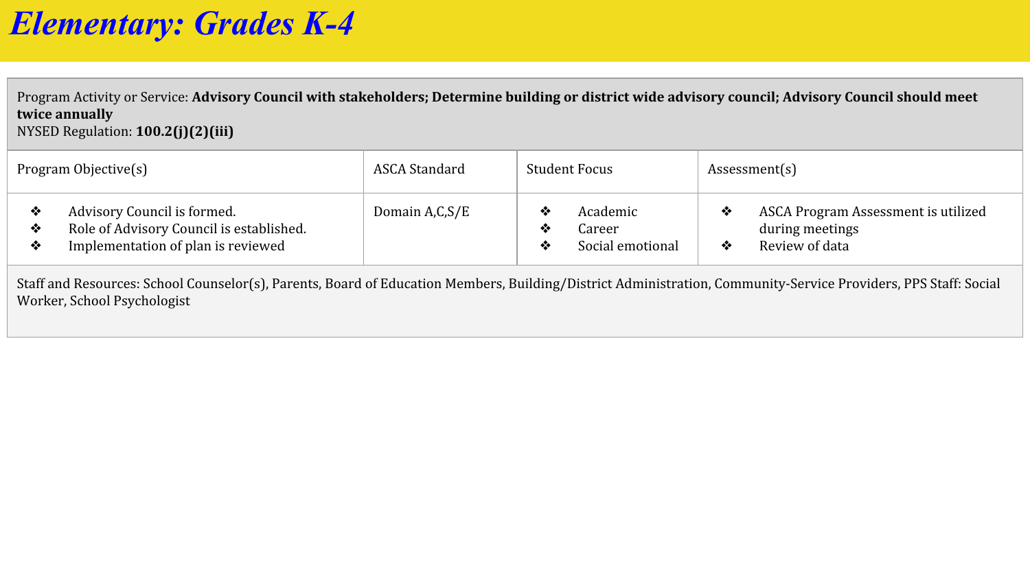# *Elementary: Grades K-4*

Program Activity or Service: **Advisory Council with stakeholders; Determine building or district wide advisory council; Advisory Council should meet twice annually**
NYSED Regulation: **100.2(j)(2)(iii)**

| Program Objective(s) | ASCA Standard | Student Focus | Assessment(s) |
|---|---|---|---|
| ❖ Advisory Council is formed.<br>❖ Role of Advisory Council is established.<br>❖ Implementation of plan is reviewed | Domain A,C,S/E | ❖ Academic<br>❖ Career<br>❖ Social emotional | ❖ ASCA Program Assessment is utilized during meetings<br>❖ Review of data |

Staff and Resources: School Counselor(s), Parents, Board of Education Members, Building/District Administration, Community-Service Providers, PPS Staff: Social Worker, School Psychologist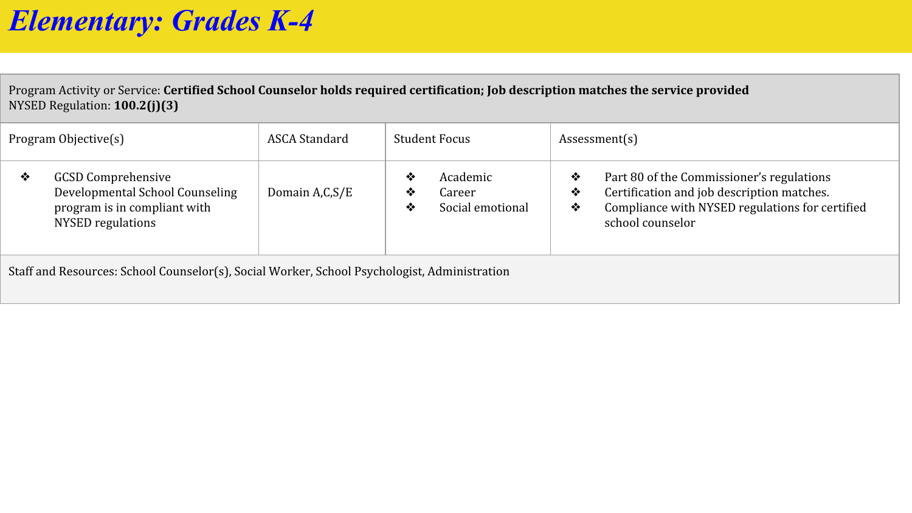# *Elementary: Grades K-4*

Program Activity or Service: **Certified School Counselor holds required certification; Job description matches the service provided**
NYSED Regulation: **100.2(j)(3)**

| Program Objective(s) | ASCA Standard | Student Focus | Assessment(s) |
|---|---|---|---|
| ❖ GCSD Comprehensive Developmental School Counseling program is in compliant with NYSED regulations | Domain A,C,S/E | ❖ Academic<br>❖ Career<br>❖ Social emotional | ❖ Part 80 of the Commissioner's regulations<br>❖ Certification and job description matches.<br>❖ Compliance with NYSED regulations for certified school counselor |

Staff and Resources: School Counselor(s), Social Worker, School Psychologist, Administration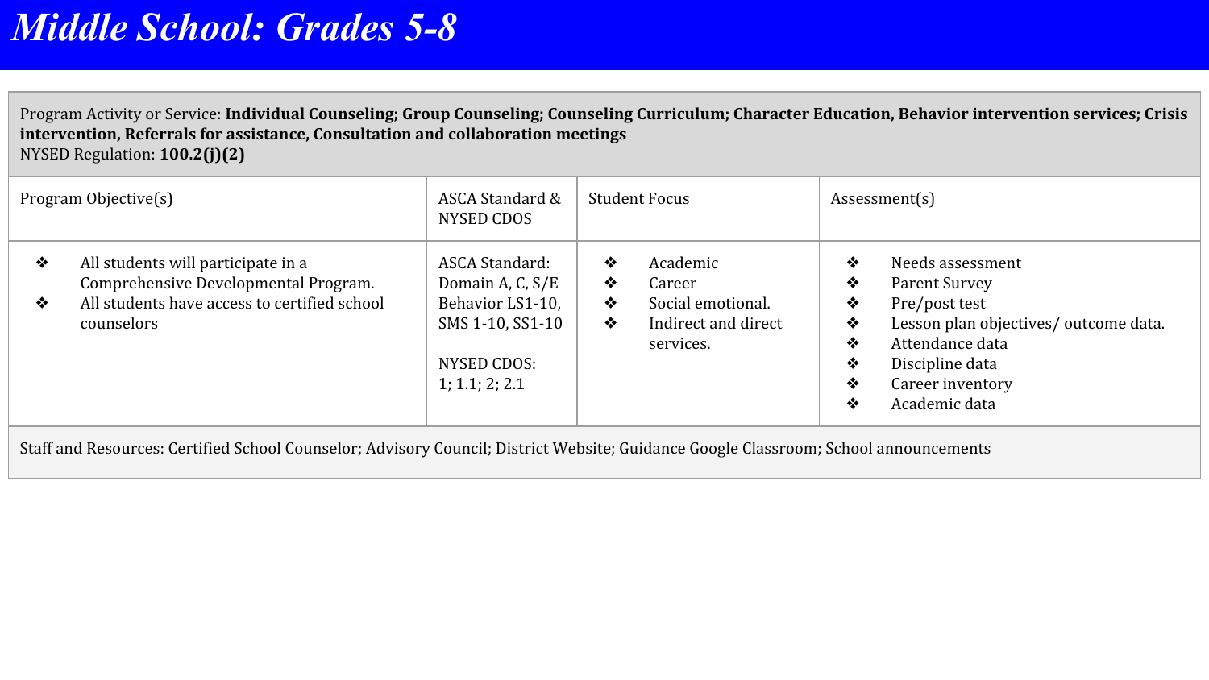# *Middle School: Grades 5-8*

Program Activity or Service: **Individual Counseling; Group Counseling; Counseling Curriculum; Character Education, Behavior intervention services; Crisis intervention, Referrals for assistance, Consultation and collaboration meetings**
NYSED Regulation: **100.2(j)(2)**

| Program Objective(s) | ASCA Standard & NYSED CDOS | Student Focus | Assessment(s) |
|---|---|---|---|
| ❖ All students will participate in a Comprehensive Developmental Program.<br>❖ All students have access to certified school counselors | ASCA Standard: Domain A, C, S/E Behavior LS1-10, SMS 1-10, SS1-10<br><br>NYSED CDOS: 1; 1.1; 2; 2.1 | ❖ Academic<br>❖ Career<br>❖ Social emotional.<br>❖ Indirect and direct services. | ❖ Needs assessment<br>❖ Parent Survey<br>❖ Pre/post test<br>❖ Lesson plan objectives/ outcome data.<br>❖ Attendance data<br>❖ Discipline data<br>❖ Career inventory<br>❖ Academic data |

Staff and Resources: Certified School Counselor; Advisory Council; District Website; Guidance Google Classroom; School announcements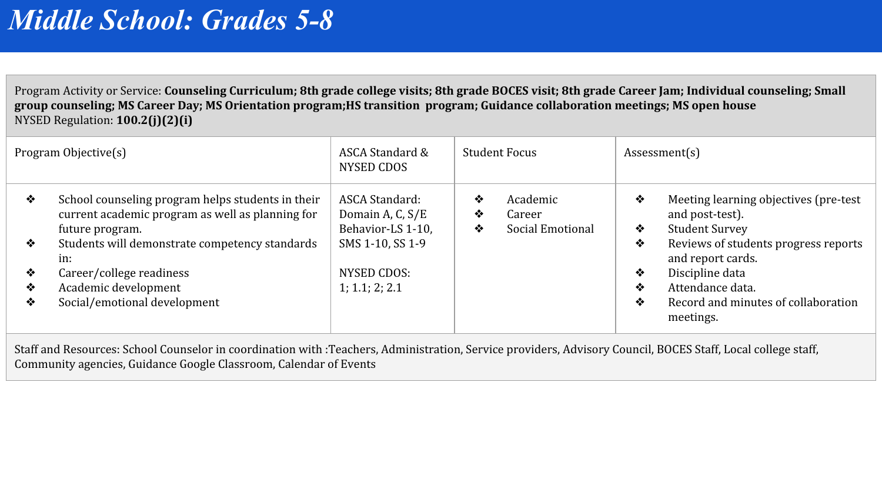# *Middle School: Grades 5-8*

Program Activity or Service: **Counseling Curriculum; 8th grade college visits; 8th grade BOCES visit; 8th grade Career Jam; Individual counseling; Small group counseling; MS Career Day; MS Orientation program;HS transition program; Guidance collaboration meetings; MS open house**
NYSED Regulation: **100.2(j)(2)(i)**

| Program Objective(s) | ASCA Standard & NYSED CDOS | Student Focus | Assessment(s) |
|---|---|---|---|
| ❖ School counseling program helps students in their current academic program as well as planning for future program.<br>❖ Students will demonstrate competency standards in:<br>❖ Career/college readiness<br>❖ Academic development<br>❖ Social/emotional development | ASCA Standard: Domain A, C, S/E Behavior-LS 1-10, SMS 1-10, SS 1-9<br><br>NYSED CDOS: 1; 1.1; 2; 2.1 | ❖ Academic<br>❖ Career<br>❖ Social Emotional | ❖ Meeting learning objectives (pre-test and post-test).<br>❖ Student Survey<br>❖ Reviews of students progress reports and report cards.<br>❖ Discipline data<br>❖ Attendance data.<br>❖ Record and minutes of collaboration meetings. |

Staff and Resources: School Counselor in coordination with :Teachers, Administration, Service providers, Advisory Council, BOCES Staff, Local college staff, Community agencies, Guidance Google Classroom, Calendar of Events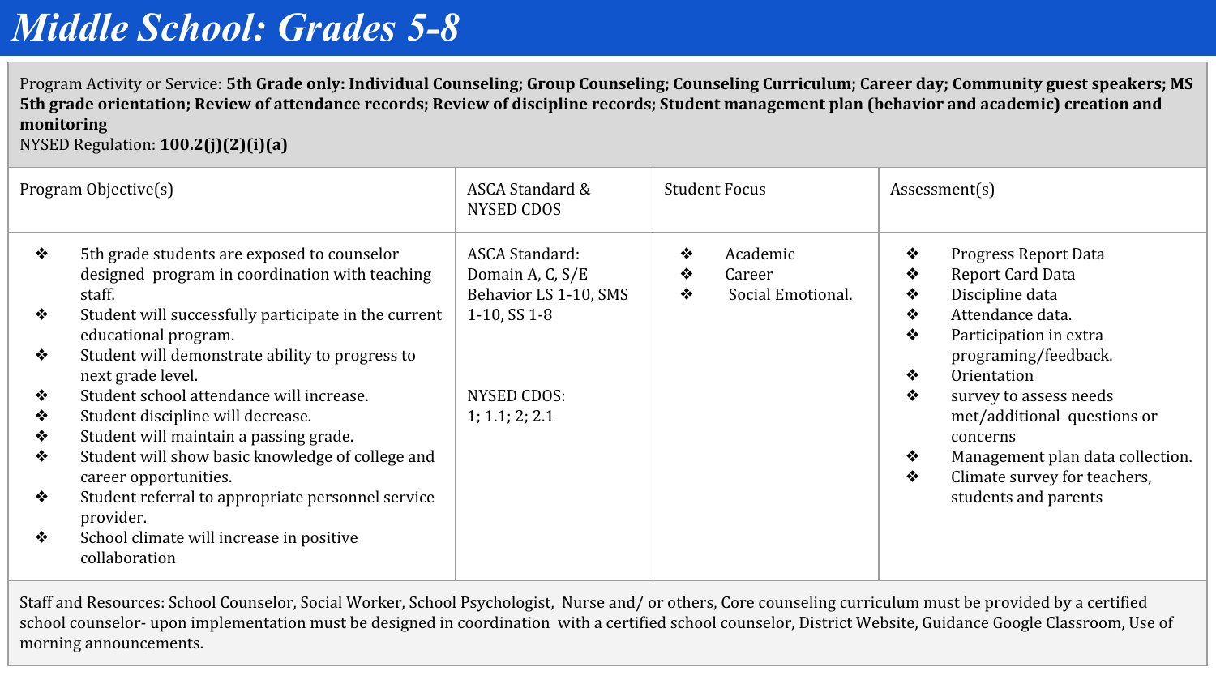# *Middle School: Grades 5-8*

Program Activity or Service: **5th Grade only: Individual Counseling; Group Counseling; Counseling Curriculum; Career day; Community guest speakers; MS 5th grade orientation; Review of attendance records; Review of discipline records; Student management plan (behavior and academic) creation and monitoring**

NYSED Regulation: **100.2(j)(2)(i)(a)**

| Program Objective(s) | ASCA Standard & NYSED CDOS | Student Focus | Assessment(s) |
|---|---|---|---|
| ❖ 5th grade students are exposed to counselor designed program in coordination with teaching staff.<br>❖ Student will successfully participate in the current educational program.<br>❖ Student will demonstrate ability to progress to next grade level.<br>❖ Student school attendance will increase.<br>❖ Student discipline will decrease.<br>❖ Student will maintain a passing grade.<br>❖ Student will show basic knowledge of college and career opportunities.<br>❖ Student referral to appropriate personnel service provider.<br>❖ School climate will increase in positive collaboration | ASCA Standard: Domain A, C, S/E Behavior LS 1-10, SMS 1-10, SS 1-8<br><br>NYSED CDOS: 1; 1.1; 2; 2.1 | ❖ Academic<br>❖ Career<br>❖ Social Emotional. | ❖ Progress Report Data<br>❖ Report Card Data<br>❖ Discipline data<br>❖ Attendance data.<br>❖ Participation in extra programing/feedback.<br>❖ Orientation<br>❖ survey to assess needs met/additional questions or concerns<br>❖ Management plan data collection.<br>❖ Climate survey for teachers, students and parents |

Staff and Resources: School Counselor, Social Worker, School Psychologist, Nurse and/ or others, Core counseling curriculum must be provided by a certified school counselor- upon implementation must be designed in coordination with a certified school counselor, District Website, Guidance Google Classroom, Use of morning announcements.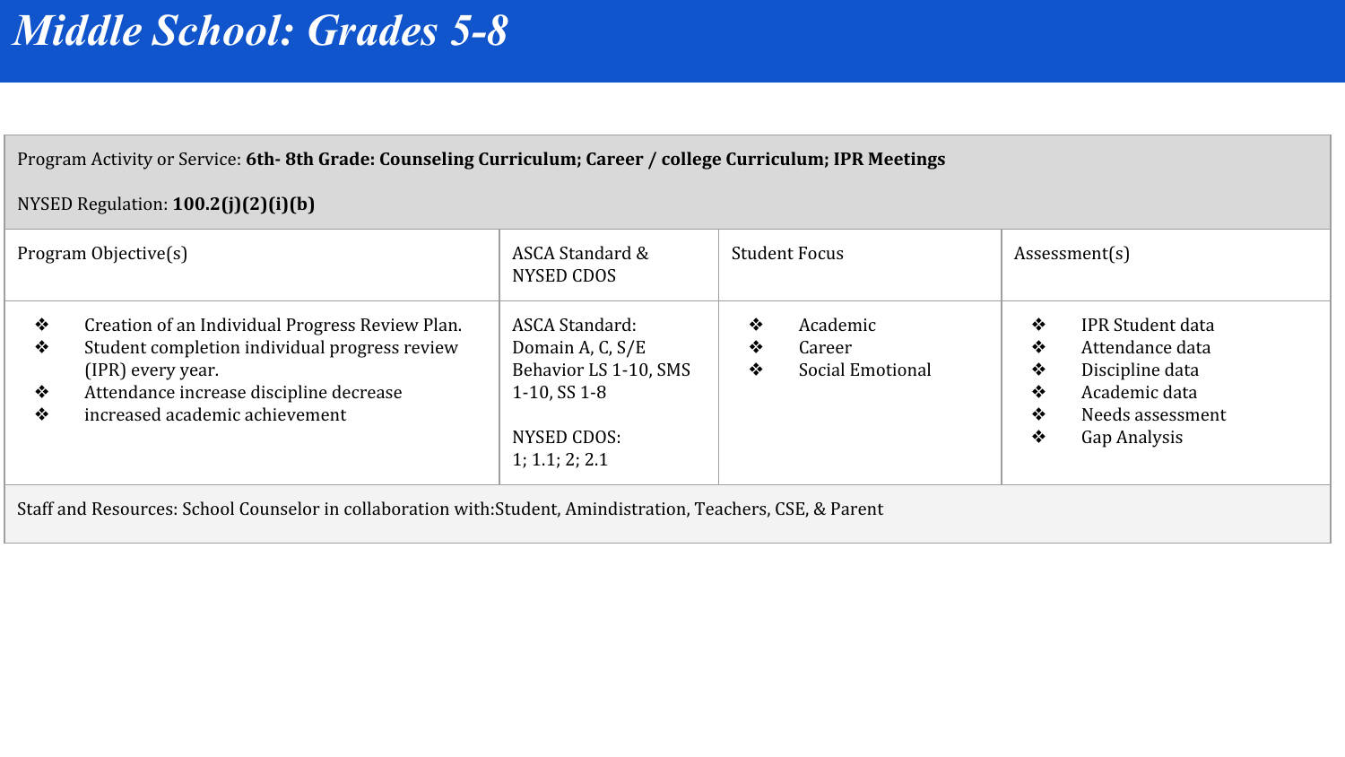# *Middle School: Grades 5-8*

| Program Activity or Service: **6th- 8th Grade: Counseling Curriculum; Career / college Curriculum; IPR Meetings**<br><br>NYSED Regulation: **100.2(j)(2)(i)(b)** | | | |
|---|---|---|---|
| Program Objective(s) | ASCA Standard & NYSED CDOS | Student Focus | Assessment(s) |
| ❖ Creation of an Individual Progress Review Plan.<br>❖ Student completion individual progress review (IPR) every year.<br>❖ Attendance increase discipline decrease<br>❖ increased academic achievement | ASCA Standard:<br>Domain A, C, S/E<br>Behavior LS 1-10, SMS 1-10, SS 1-8<br><br>NYSED CDOS:<br>1; 1.1; 2; 2.1 | ❖ Academic<br>❖ Career<br>❖ Social Emotional | ❖ IPR Student data<br>❖ Attendance data<br>❖ Discipline data<br>❖ Academic data<br>❖ Needs assessment<br>❖ Gap Analysis |
| Staff and Resources: School Counselor in collaboration with:Student, Amindistration, Teachers, CSE, & Parent | | | |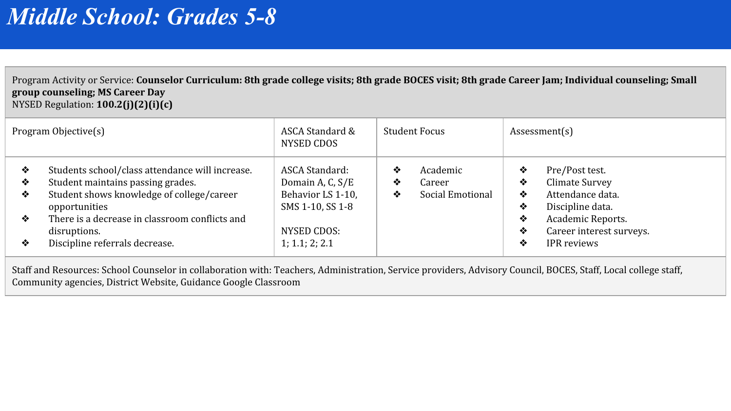# *Middle School: Grades 5-8*

Program Activity or Service: **Counselor Curriculum: 8th grade college visits; 8th grade BOCES visit; 8th grade Career Jam; Individual counseling; Small group counseling; MS Career Day**
NYSED Regulation: **100.2(j)(2)(i)(c)**

| Program Objective(s) | ASCA Standard & NYSED CDOS | Student Focus | Assessment(s) |
|---|---|---|---|
| ❖ Students school/class attendance will increase.<br>❖ Student maintains passing grades.<br>❖ Student shows knowledge of college/career opportunities<br>❖ There is a decrease in classroom conflicts and disruptions.<br>❖ Discipline referrals decrease. | ASCA Standard: Domain A, C, S/E Behavior LS 1-10, SMS 1-10, SS 1-8<br><br>NYSED CDOS: 1; 1.1; 2; 2.1 | ❖ Academic<br>❖ Career<br>❖ Social Emotional | ❖ Pre/Post test.<br>❖ Climate Survey<br>❖ Attendance data.<br>❖ Discipline data.<br>❖ Academic Reports.<br>❖ Career interest surveys.<br>❖ IPR reviews |

Staff and Resources: School Counselor in collaboration with: Teachers, Administration, Service providers, Advisory Council, BOCES, Staff, Local college staff, Community agencies, District Website, Guidance Google Classroom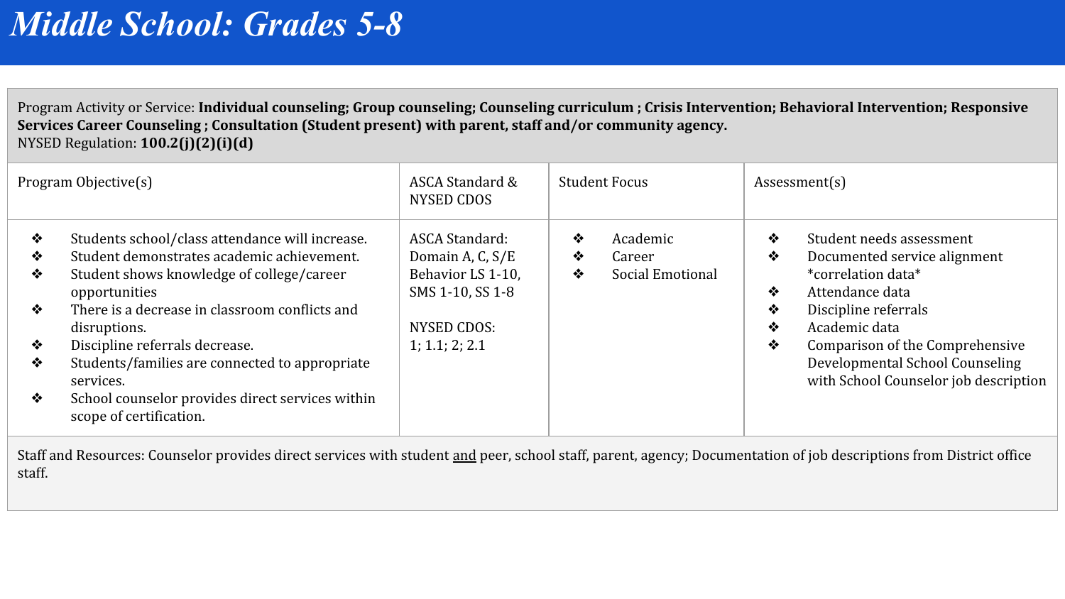# *Middle School: Grades 5-8*

Program Activity or Service: **Individual counseling; Group counseling; Counseling curriculum ; Crisis Intervention; Behavioral Intervention; Responsive Services Career Counseling ; Consultation (Student present) with parent, staff and/or community agency.**
NYSED Regulation: **100.2(j)(2)(i)(d)**

| Program Objective(s) | ASCA Standard & NYSED CDOS | Student Focus | Assessment(s) |
|---|---|---|---|
| ❖ Students school/class attendance will increase.<br>❖ Student demonstrates academic achievement.<br>❖ Student shows knowledge of college/career opportunities<br>❖ There is a decrease in classroom conflicts and disruptions.<br>❖ Discipline referrals decrease.<br>❖ Students/families are connected to appropriate services.<br>❖ School counselor provides direct services within scope of certification. | ASCA Standard: Domain A, C, S/E Behavior LS 1-10, SMS 1-10, SS 1-8<br><br>NYSED CDOS: 1; 1.1; 2; 2.1 | ❖ Academic<br>❖ Career<br>❖ Social Emotional | ❖ Student needs assessment<br>❖ Documented service alignment *correlation data*<br>❖ Attendance data<br>❖ Discipline referrals<br>❖ Academic data<br>❖ Comparison of the Comprehensive Developmental School Counseling with School Counselor job description |

Staff and Resources: Counselor provides direct services with student <u>and</u> peer, school staff, parent, agency; Documentation of job descriptions from District office staff.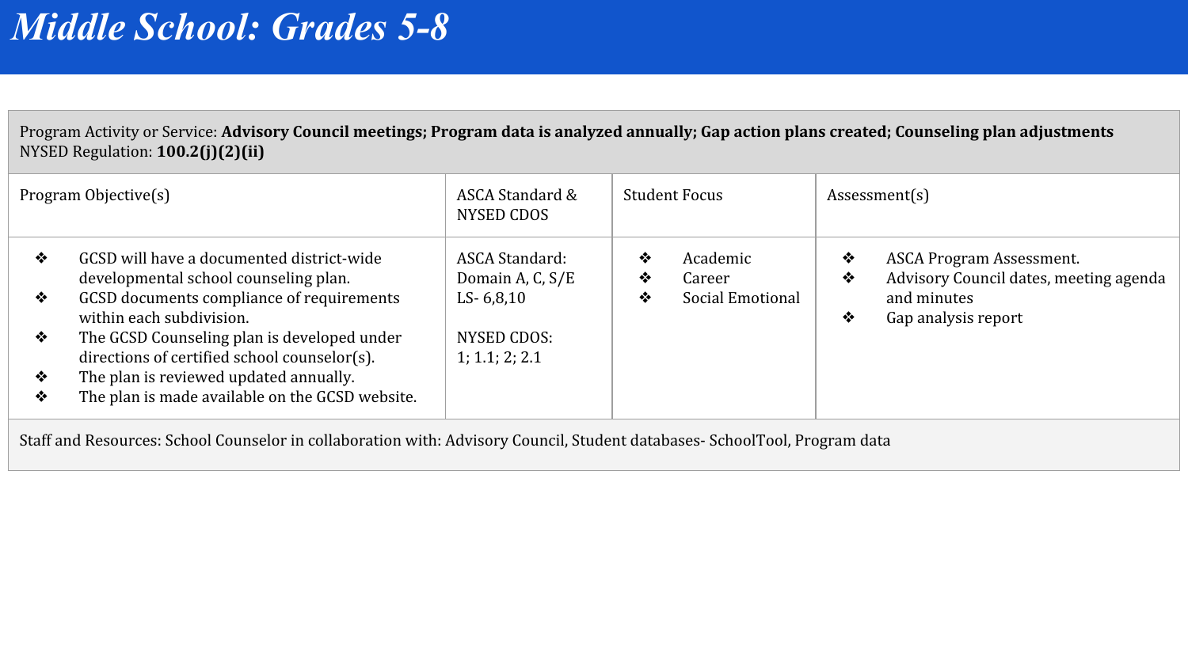# *Middle School: Grades 5-8*

Program Activity or Service: **Advisory Council meetings; Program data is analyzed annually; Gap action plans created; Counseling plan adjustments**
NYSED Regulation: **100.2(j)(2)(ii)**

| Program Objective(s) | ASCA Standard & NYSED CDOS | Student Focus | Assessment(s) |
|---|---|---|---|
| ❖ GCSD will have a documented district-wide developmental school counseling plan.<br>❖ GCSD documents compliance of requirements within each subdivision.<br>❖ The GCSD Counseling plan is developed under directions of certified school counselor(s).<br>❖ The plan is reviewed updated annually.<br>❖ The plan is made available on the GCSD website. | ASCA Standard:<br>Domain A, C, S/E<br>LS- 6,8,10<br><br>NYSED CDOS:<br>1; 1.1; 2; 2.1 | ❖ Academic<br>❖ Career<br>❖ Social Emotional | ❖ ASCA Program Assessment.<br>❖ Advisory Council dates, meeting agenda and minutes<br>❖ Gap analysis report |

Staff and Resources: School Counselor in collaboration with: Advisory Council, Student databases- SchoolTool, Program data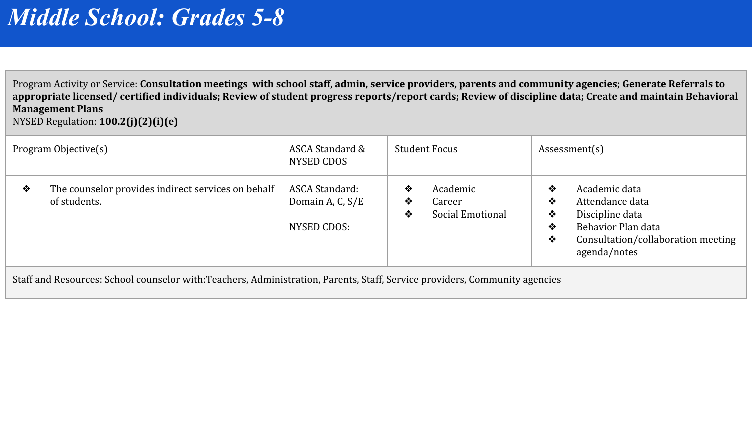# *Middle School: Grades 5-8*

Program Activity or Service: **Consultation meetings with school staff, admin, service providers, parents and community agencies; Generate Referrals to appropriate licensed/ certified individuals; Review of student progress reports/report cards; Review of discipline data; Create and maintain Behavioral Management Plans**
NYSED Regulation: **100.2(j)(2)(i)(e)**

| Program Objective(s) | ASCA Standard & NYSED CDOS | Student Focus | Assessment(s) |
|---|---|---|---|
| ❖ The counselor provides indirect services on behalf of students. | ASCA Standard: Domain A, C, S/E<br><br>NYSED CDOS: | ❖ Academic<br>❖ Career<br>❖ Social Emotional | ❖ Academic data<br>❖ Attendance data<br>❖ Discipline data<br>❖ Behavior Plan data<br>❖ Consultation/collaboration meeting agenda/notes |

Staff and Resources: School counselor with:Teachers, Administration, Parents, Staff, Service providers, Community agencies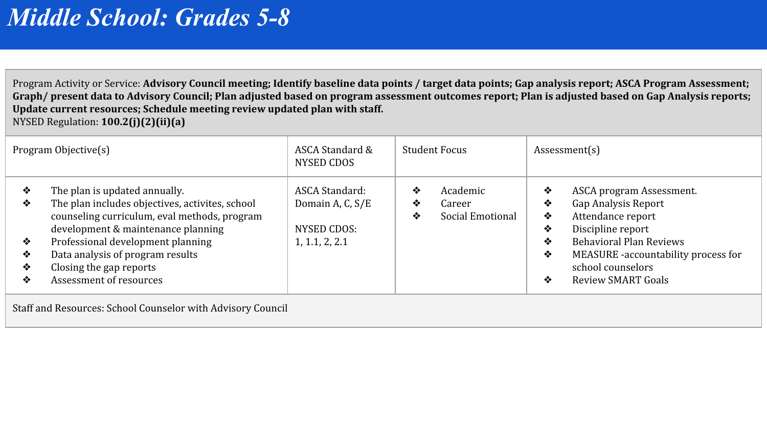# *Middle School: Grades 5-8*

Program Activity or Service: **Advisory Council meeting; Identify baseline data points / target data points; Gap analysis report; ASCA Program Assessment; Graph/ present data to Advisory Council; Plan adjusted based on program assessment outcomes report; Plan is adjusted based on Gap Analysis reports; Update current resources; Schedule meeting review updated plan with staff.**
NYSED Regulation: **100.2(j)(2)(ii)(a)**

| Program Objective(s) | ASCA Standard & NYSED CDOS | Student Focus | Assessment(s) |
|---|---|---|---|
| ❖ The plan is updated annually.<br>❖ The plan includes objectives, activites, school counseling curriculum, eval methods, program development & maintenance planning<br>❖ Professional development planning<br>❖ Data analysis of program results<br>❖ Closing the gap reports<br>❖ Assessment of resources | ASCA Standard:<br>Domain A, C, S/E<br><br>NYSED CDOS:<br>1, 1.1, 2, 2.1 | ❖ Academic<br>❖ Career<br>❖ Social Emotional | ❖ ASCA program Assessment.<br>❖ Gap Analysis Report<br>❖ Attendance report<br>❖ Discipline report<br>❖ Behavioral Plan Reviews<br>❖ MEASURE -accountability process for school counselors<br>❖ Review SMART Goals |

Staff and Resources: School Counselor with Advisory Council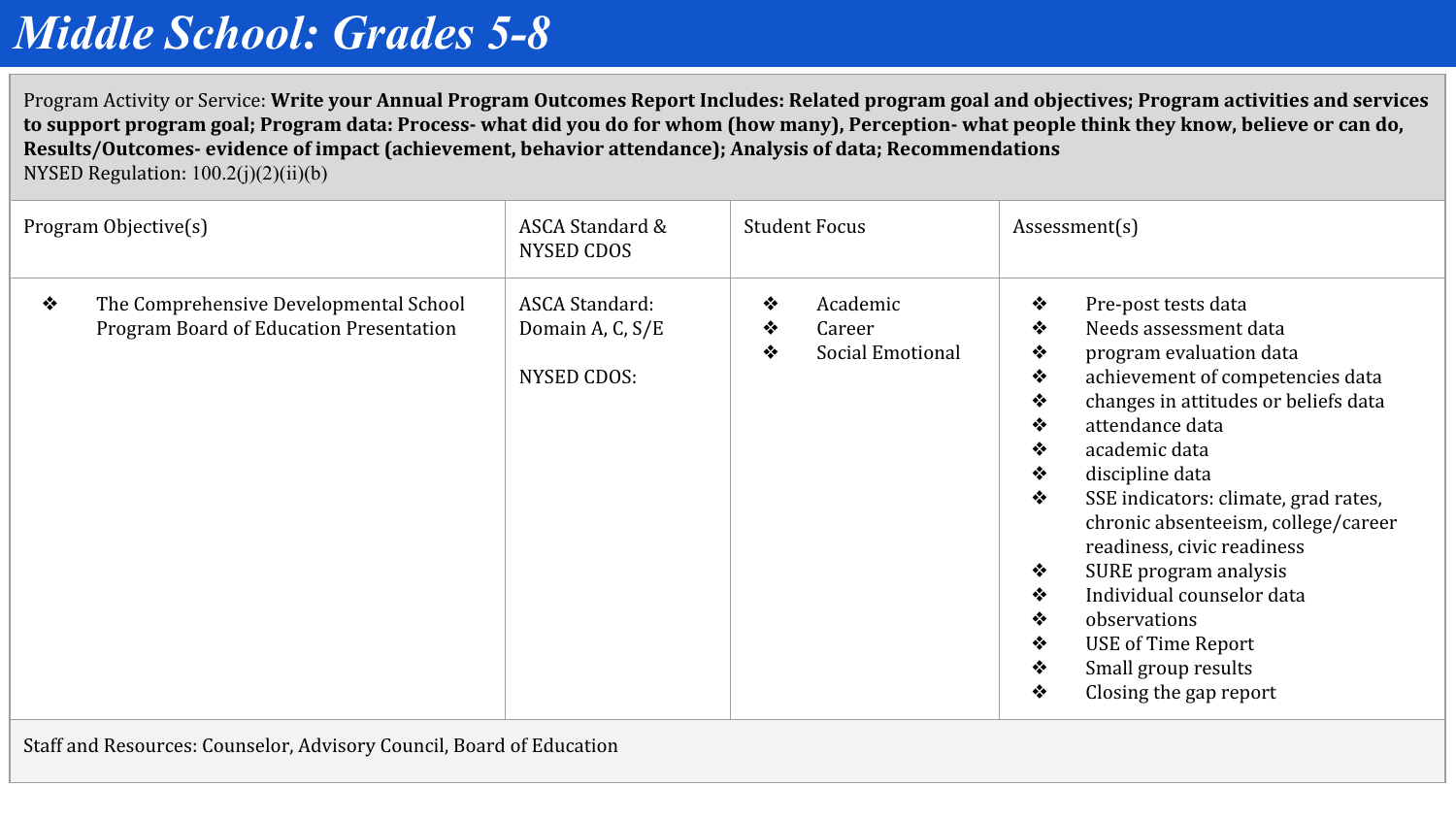# *Middle School: Grades 5-8*

Program Activity or Service: **Write your Annual Program Outcomes Report Includes: Related program goal and objectives; Program activities and services to support program goal; Program data: Process- what did you do for whom (how many), Perception- what people think they know, believe or can do, Results/Outcomes- evidence of impact (achievement, behavior attendance); Analysis of data; Recommendations**
NYSED Regulation: 100.2(j)(2)(ii)(b)

| Program Objective(s) | ASCA Standard & NYSED CDOS | Student Focus | Assessment(s) |
|---|---|---|---|
| ❖ The Comprehensive Developmental School Program Board of Education Presentation | ASCA Standard: Domain A, C, S/E<br><br>NYSED CDOS: | ❖ Academic<br>❖ Career<br>❖ Social Emotional | ❖ Pre-post tests data<br>❖ Needs assessment data<br>❖ program evaluation data<br>❖ achievement of competencies data<br>❖ changes in attitudes or beliefs data<br>❖ attendance data<br>❖ academic data<br>❖ discipline data<br>❖ SSE indicators: climate, grad rates, chronic absenteeism, college/career readiness, civic readiness<br>❖ SURE program analysis<br>❖ Individual counselor data<br>❖ observations<br>❖ USE of Time Report<br>❖ Small group results<br>❖ Closing the gap report |

Staff and Resources: Counselor, Advisory Council, Board of Education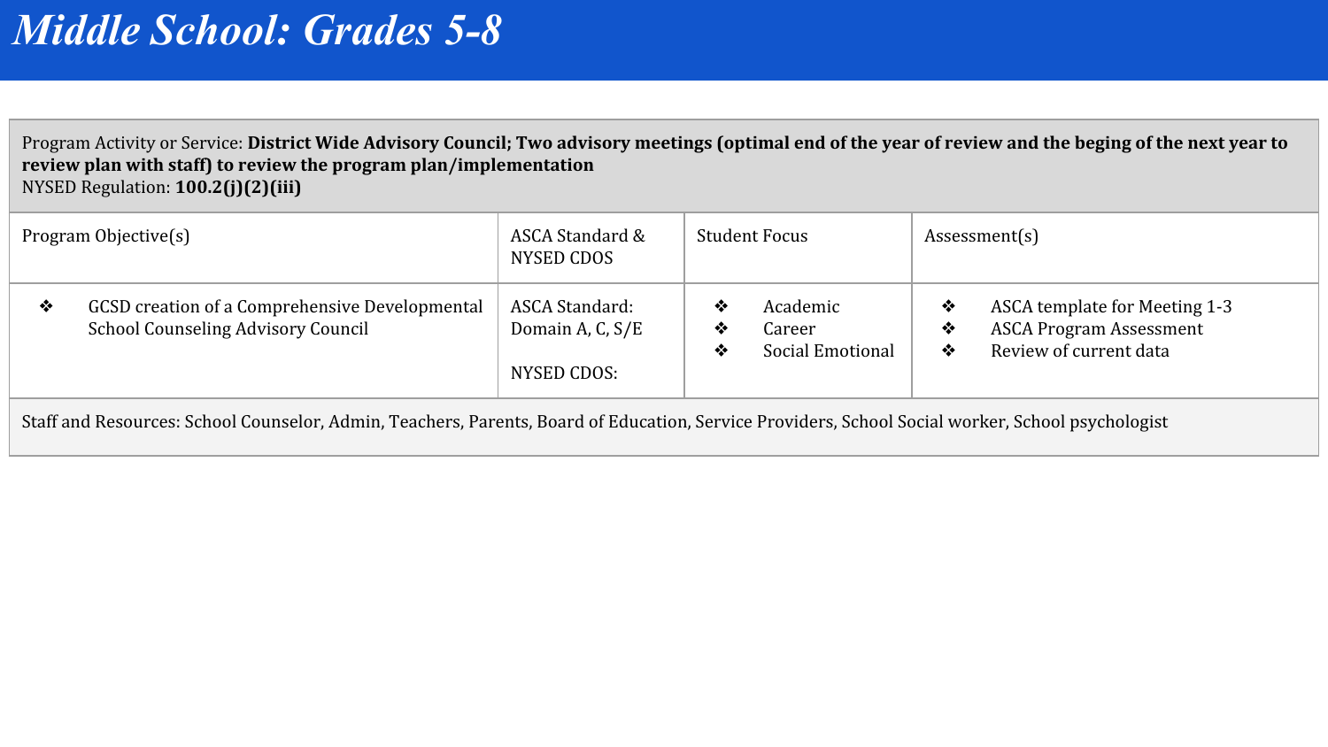# *Middle School: Grades 5-8*

Program Activity or Service: **District Wide Advisory Council; Two advisory meetings (optimal end of the year of review and the beging of the next year to review plan with staff) to review the program plan/implementation**
NYSED Regulation: **100.2(j)(2)(iii)**

| Program Objective(s) | ASCA Standard & NYSED CDOS | Student Focus | Assessment(s) |
|---|---|---|---|
| ❖ GCSD creation of a Comprehensive Developmental School Counseling Advisory Council | ASCA Standard: Domain A, C, S/E<br><br>NYSED CDOS: | ❖ Academic<br>❖ Career<br>❖ Social Emotional | ❖ ASCA template for Meeting 1-3<br>❖ ASCA Program Assessment<br>❖ Review of current data |

Staff and Resources: School Counselor, Admin, Teachers, Parents, Board of Education, Service Providers, School Social worker, School psychologist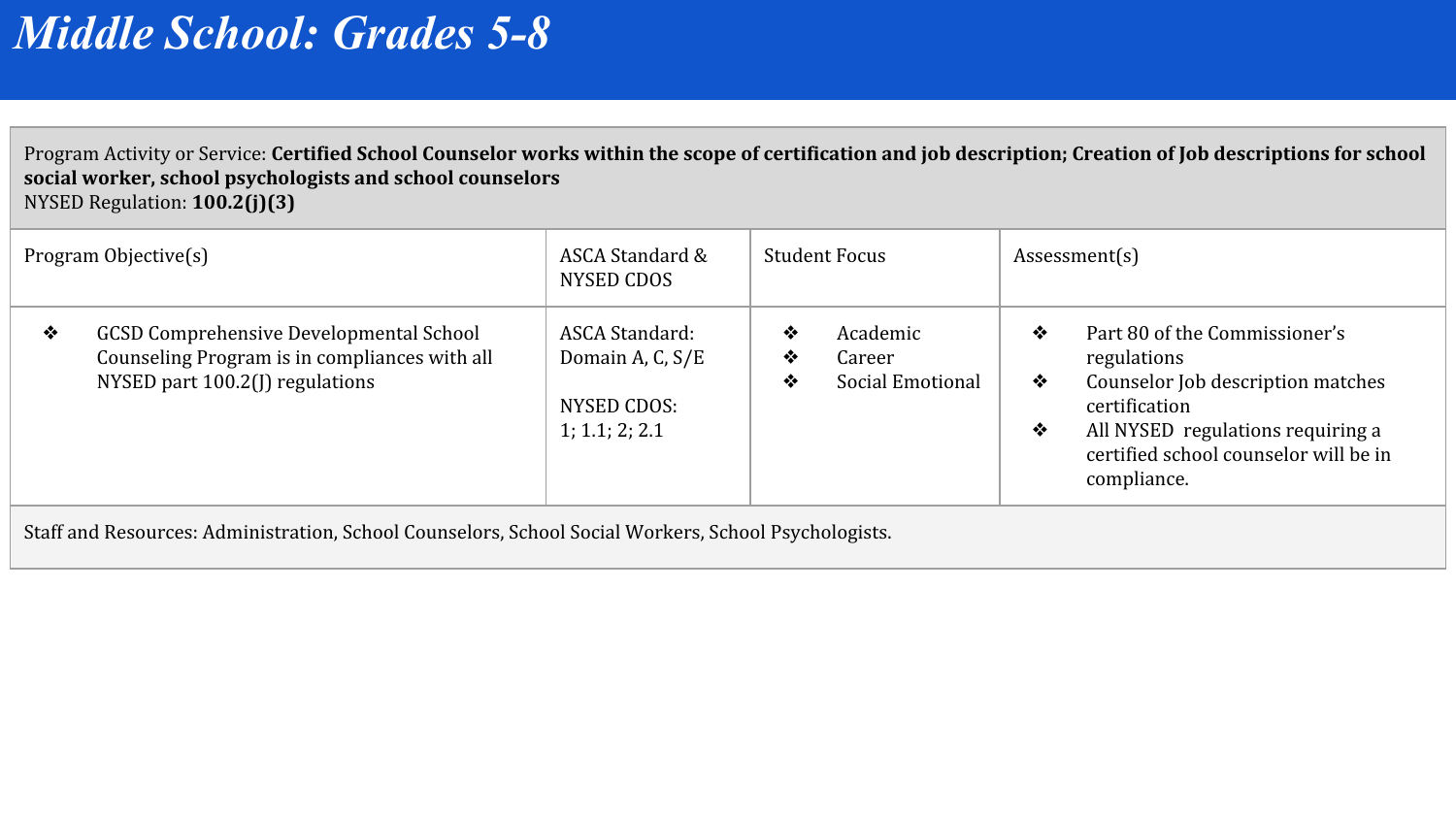# *Middle School: Grades 5-8*

Program Activity or Service: **Certified School Counselor works within the scope of certification and job description; Creation of Job descriptions for school social worker, school psychologists and school counselors**
NYSED Regulation: **100.2(j)(3)**

| Program Objective(s) | ASCA Standard & NYSED CDOS | Student Focus | Assessment(s) |
|---|---|---|---|
| ❖ GCSD Comprehensive Developmental School Counseling Program is in compliances with all NYSED part 100.2(J) regulations | ASCA Standard: Domain A, C, S/E<br><br>NYSED CDOS: 1; 1.1; 2; 2.1 | ❖ Academic<br>❖ Career<br>❖ Social Emotional | ❖ Part 80 of the Commissioner's regulations<br>❖ Counselor Job description matches certification<br>❖ All NYSED regulations requiring a certified school counselor will be in compliance. |

Staff and Resources: Administration, School Counselors, School Social Workers, School Psychologists.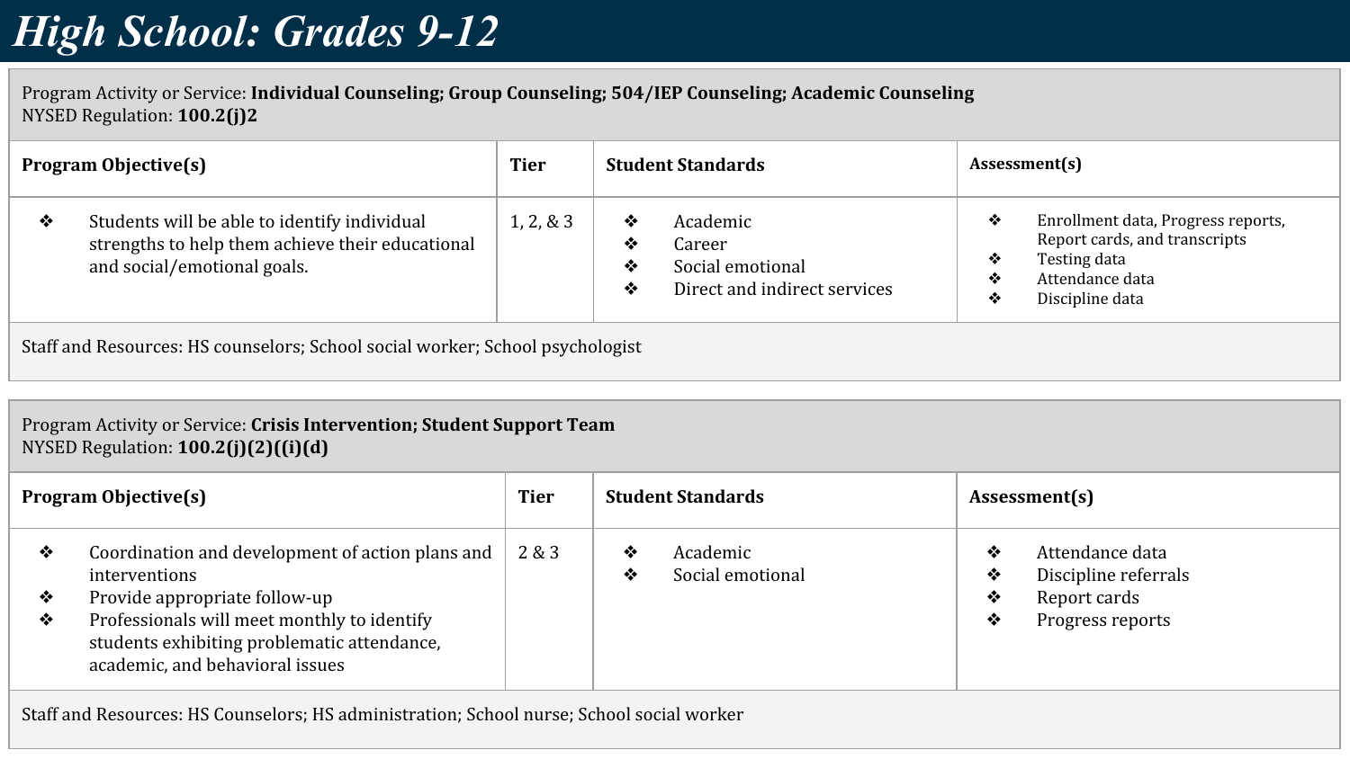# *High School: Grades 9-12*

Program Activity or Service: **Individual Counseling; Group Counseling; 504/IEP Counseling; Academic Counseling**
NYSED Regulation: **100.2(j)2**

| Program Objective(s) | Tier | Student Standards | Assessment(s) |
|---|---|---|---|
| ❖ Students will be able to identify individual strengths to help them achieve their educational and social/emotional goals. | 1, 2, & 3 | ❖ Academic<br>❖ Career<br>❖ Social emotional<br>❖ Direct and indirect services | ❖ Enrollment data, Progress reports, Report cards, and transcripts<br>❖ Testing data<br>❖ Attendance data<br>❖ Discipline data |

Staff and Resources: HS counselors; School social worker; School psychologist

Program Activity or Service: **Crisis Intervention; Student Support Team**
NYSED Regulation: **100.2(j)(2)((i)(d)**

| Program Objective(s) | Tier | Student Standards | Assessment(s) |
|---|---|---|---|
| ❖ Coordination and development of action plans and interventions<br>❖ Provide appropriate follow-up<br>❖ Professionals will meet monthly to identify students exhibiting problematic attendance, academic, and behavioral issues | 2 & 3 | ❖ Academic<br>❖ Social emotional | ❖ Attendance data<br>❖ Discipline referrals<br>❖ Report cards<br>❖ Progress reports |

Staff and Resources: HS Counselors; HS administration; School nurse; School social worker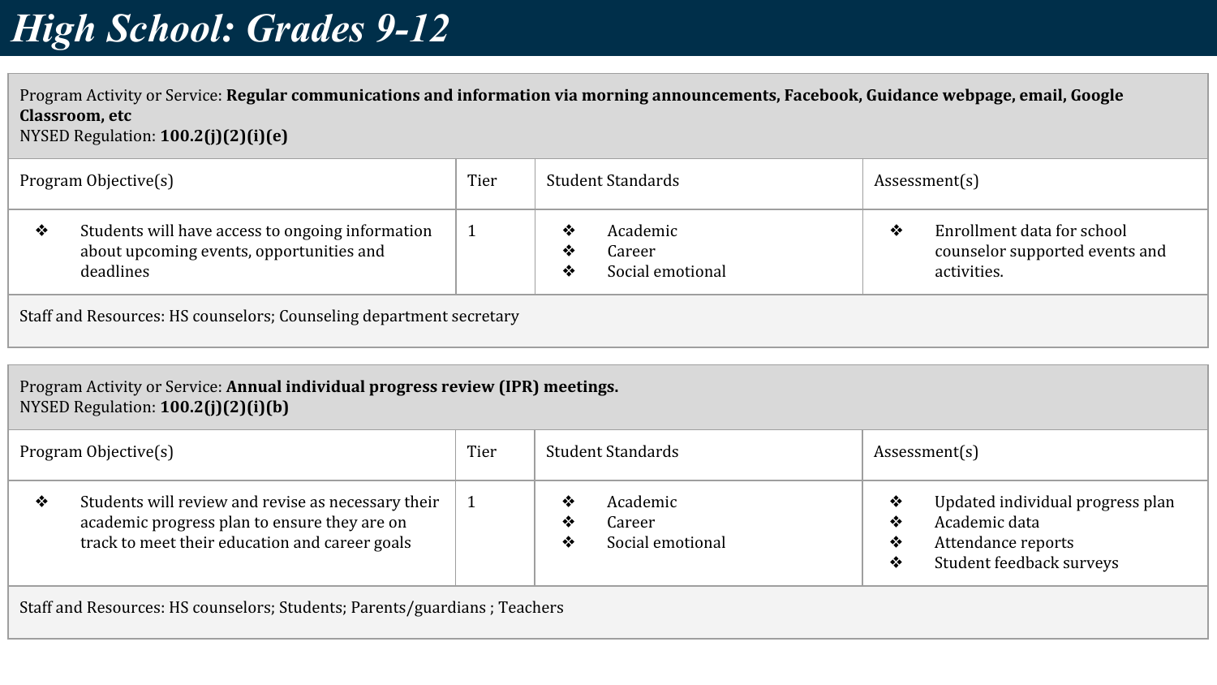# *High School: Grades 9-12*

Program Activity or Service: **Regular communications and information via morning announcements, Facebook, Guidance webpage, email, Google Classroom, etc**
NYSED Regulation: **100.2(j)(2)(i)(e)**

| Program Objective(s) | Tier | Student Standards | Assessment(s) |
|---|---|---|---|
| ❖ Students will have access to ongoing information about upcoming events, opportunities and deadlines | 1 | ❖ Academic<br>❖ Career<br>❖ Social emotional | ❖ Enrollment data for school counselor supported events and activities. |

Staff and Resources: HS counselors; Counseling department secretary

Program Activity or Service: **Annual individual progress review (IPR) meetings.**
NYSED Regulation: **100.2(j)(2)(i)(b)**

| Program Objective(s) | Tier | Student Standards | Assessment(s) |
|---|---|---|---|
| ❖ Students will review and revise as necessary their academic progress plan to ensure they are on track to meet their education and career goals | 1 | ❖ Academic<br>❖ Career<br>❖ Social emotional | ❖ Updated individual progress plan<br>❖ Academic data<br>❖ Attendance reports<br>❖ Student feedback surveys |

Staff and Resources: HS counselors; Students; Parents/guardians ; Teachers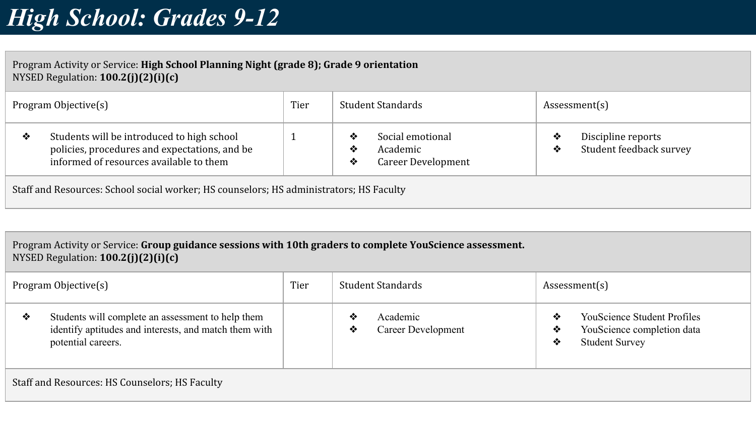# High School: Grades 9-12

| Program Activity or Service: **High School Planning Night (grade 8); Grade 9 orientation**<br>NYSED Regulation: **100.2(j)(2)(i)(c)** | | | |
|---|---|---|---|
| Program Objective(s) | Tier | Student Standards | Assessment(s) |
| ❖ Students will be introduced to high school policies, procedures and expectations, and be informed of resources available to them | 1 | ❖ Social emotional<br>❖ Academic<br>❖ Career Development | ❖ Discipline reports<br>❖ Student feedback survey |
| Staff and Resources: School social worker; HS counselors; HS administrators; HS Faculty | | | |

| Program Activity or Service: **Group guidance sessions with 10th graders to complete YouScience assessment.**<br>NYSED Regulation: **100.2(j)(2)(i)(c)** | | | |
|---|---|---|---|
| Program Objective(s) | Tier | Student Standards | Assessment(s) |
| ❖ Students will complete an assessment to help them identify aptitudes and interests, and match them with potential careers. | | ❖ Academic<br>❖ Career Development | ❖ YouScience Student Profiles<br>❖ YouScience completion data<br>❖ Student Survey |
| Staff and Resources: HS Counselors; HS Faculty | | | |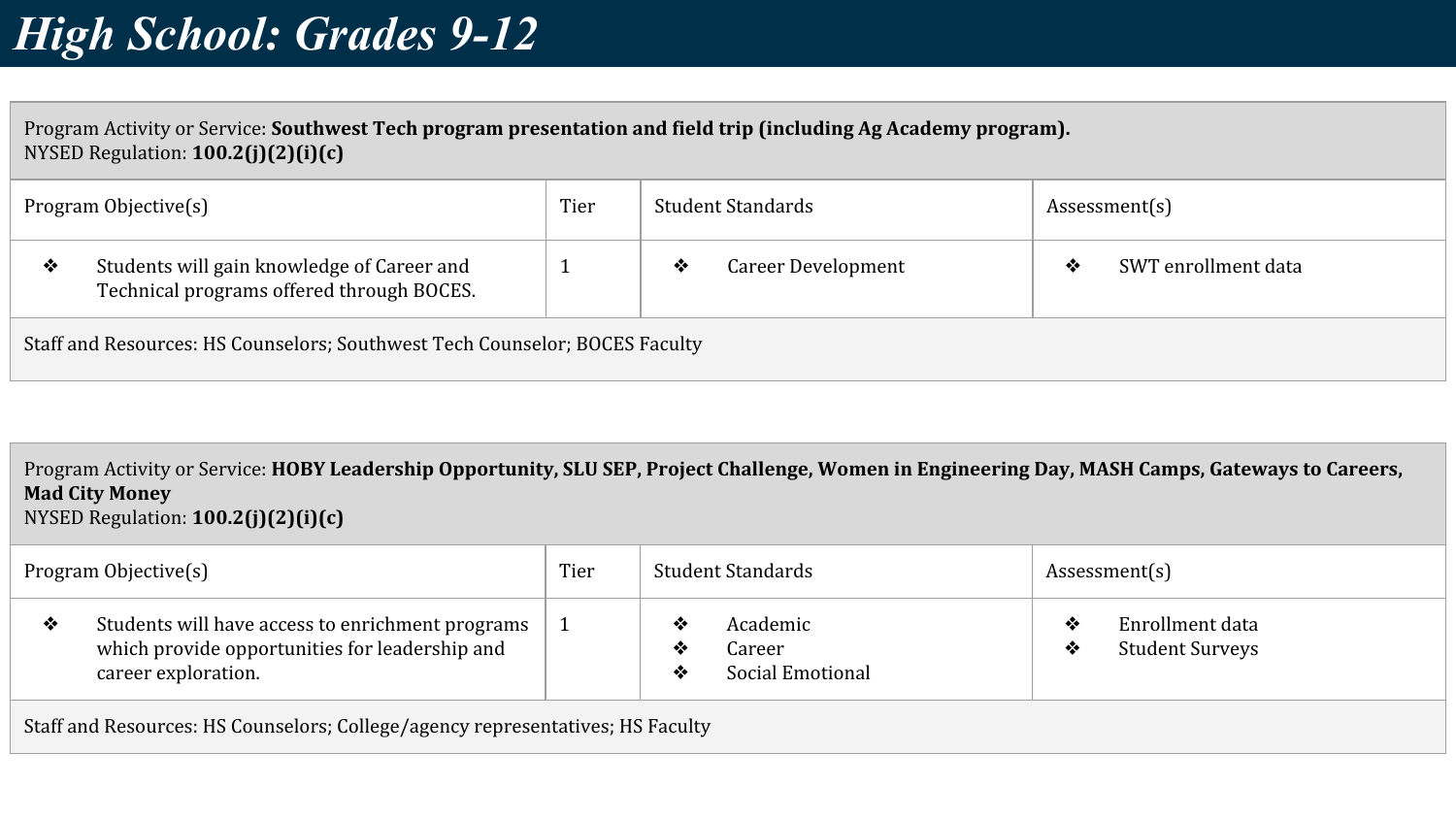# *High School: Grades 9-12*

Program Activity or Service: **Southwest Tech program presentation and field trip (including Ag Academy program).**
NYSED Regulation: **100.2(j)(2)(i)(c)**

| Program Objective(s) | Tier | Student Standards | Assessment(s) |
|---|---|---|---|
| ❖ Students will gain knowledge of Career and Technical programs offered through BOCES. | 1 | ❖ Career Development | ❖ SWT enrollment data |

Staff and Resources: HS Counselors; Southwest Tech Counselor; BOCES Faculty

Program Activity or Service: **HOBY Leadership Opportunity, SLU SEP, Project Challenge, Women in Engineering Day, MASH Camps, Gateways to Careers, Mad City Money**
NYSED Regulation: **100.2(j)(2)(i)(c)**

| Program Objective(s) | Tier | Student Standards | Assessment(s) |
|---|---|---|---|
| ❖ Students will have access to enrichment programs which provide opportunities for leadership and career exploration. | 1 | ❖ Academic<br>❖ Career<br>❖ Social Emotional | ❖ Enrollment data<br>❖ Student Surveys |

Staff and Resources: HS Counselors; College/agency representatives; HS Faculty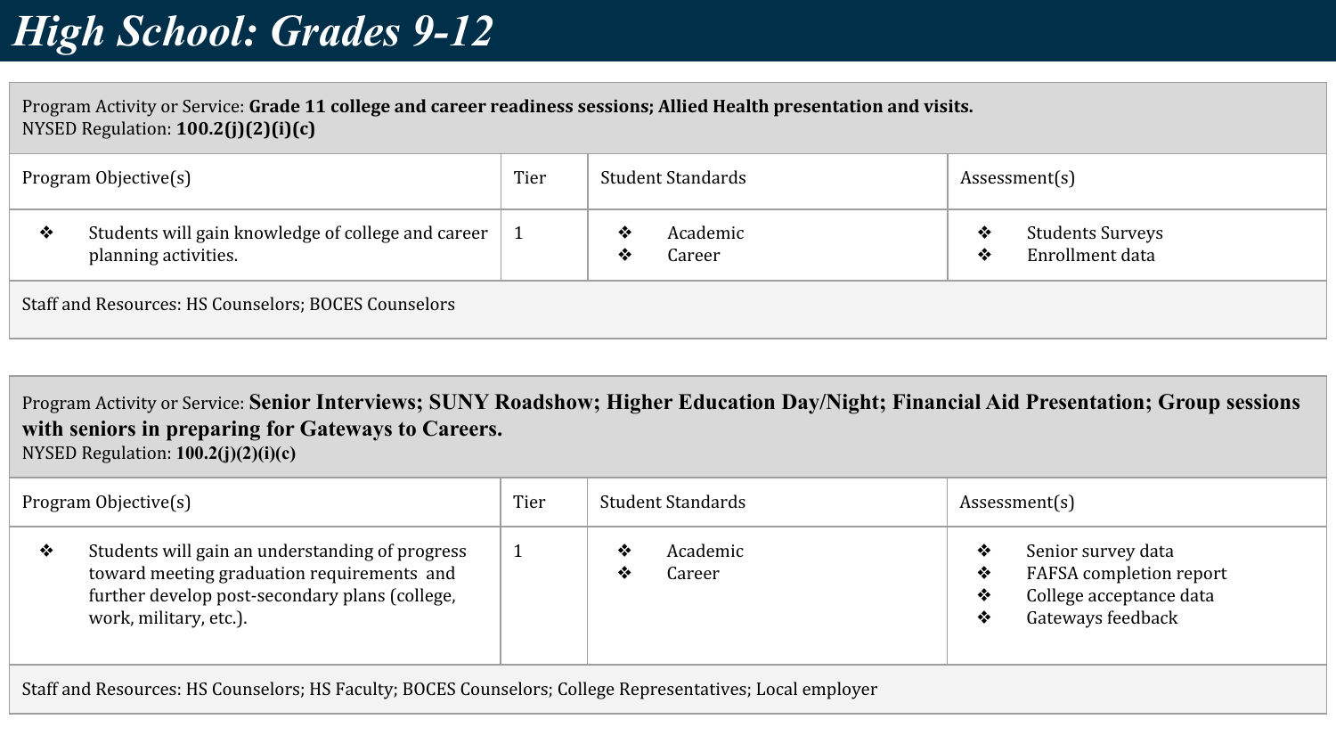# High School: Grades 9-12

Program Activity or Service: **Grade 11 college and career readiness sessions; Allied Health presentation and visits.**
NYSED Regulation: **100.2(j)(2)(i)(c)**

| Program Objective(s) | Tier | Student Standards | Assessment(s) |
|---|---|---|---|
| ❖ Students will gain knowledge of college and career planning activities. | 1 | ❖ Academic<br>❖ Career | ❖ Students Surveys<br>❖ Enrollment data |

Staff and Resources: HS Counselors; BOCES Counselors

Program Activity or Service: **Senior Interviews; SUNY Roadshow; Higher Education Day/Night; Financial Aid Presentation; Group sessions with seniors in preparing for Gateways to Careers.**
NYSED Regulation: **100.2(j)(2)(i)(c)**

| Program Objective(s) | Tier | Student Standards | Assessment(s) |
|---|---|---|---|
| ❖ Students will gain an understanding of progress toward meeting graduation requirements and further develop post-secondary plans (college, work, military, etc.). | 1 | ❖ Academic<br>❖ Career | ❖ Senior survey data<br>❖ FAFSA completion report<br>❖ College acceptance data<br>❖ Gateways feedback |

Staff and Resources: HS Counselors; HS Faculty; BOCES Counselors; College Representatives; Local employer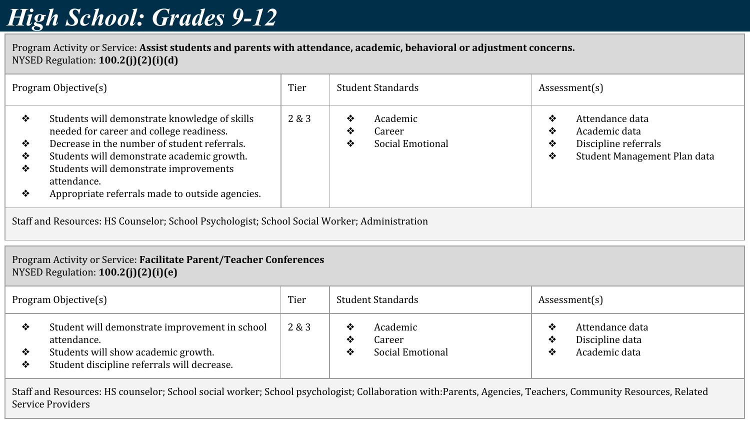# High School: Grades 9-12

Program Activity or Service: **Assist students and parents with attendance, academic, behavioral or adjustment concerns.**
NYSED Regulation: **100.2(j)(2)(i)(d)**

| Program Objective(s) | Tier | Student Standards | Assessment(s) |
|---|---|---|---|
| ❖ Students will demonstrate knowledge of skills needed for career and college readiness.<br>❖ Decrease in the number of student referrals.<br>❖ Students will demonstrate academic growth.<br>❖ Students will demonstrate improvements attendance.<br>❖ Appropriate referrals made to outside agencies. | 2 & 3 | ❖ Academic<br>❖ Career<br>❖ Social Emotional | ❖ Attendance data<br>❖ Academic data<br>❖ Discipline referrals<br>❖ Student Management Plan data |

Staff and Resources: HS Counselor; School Psychologist; School Social Worker; Administration

Program Activity or Service: **Facilitate Parent/Teacher Conferences**
NYSED Regulation: **100.2(j)(2)(i)(e)**

| Program Objective(s) | Tier | Student Standards | Assessment(s) |
|---|---|---|---|
| ❖ Student will demonstrate improvement in school attendance.<br>❖ Students will show academic growth.<br>❖ Student discipline referrals will decrease. | 2 & 3 | ❖ Academic<br>❖ Career<br>❖ Social Emotional | ❖ Attendance data<br>❖ Discipline data<br>❖ Academic data |

Staff and Resources: HS counselor; School social worker; School psychologist; Collaboration with:Parents, Agencies, Teachers, Community Resources, Related Service Providers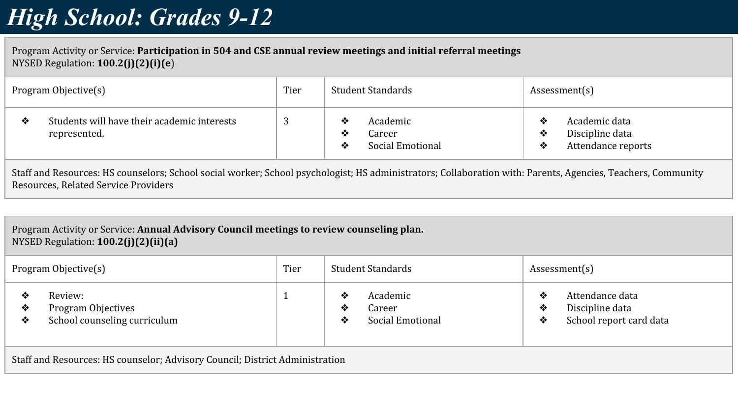# *High School: Grades 9-12*

Program Activity or Service: **Participation in 504 and CSE annual review meetings and initial referral meetings**
NYSED Regulation: **100.2(j)(2)(i)(e**)

| Program Objective(s) | Tier | Student Standards | Assessment(s) |
|---|---|---|---|
| ❖ Students will have their academic interests represented. | 3 | ❖ Academic<br>❖ Career<br>❖ Social Emotional | ❖ Academic data<br>❖ Discipline data<br>❖ Attendance reports |

Staff and Resources: HS counselors; School social worker; School psychologist; HS administrators; Collaboration with: Parents, Agencies, Teachers, Community Resources, Related Service Providers

Program Activity or Service: **Annual Advisory Council meetings to review counseling plan.**
NYSED Regulation: **100.2(j)(2)(ii)(a)**

| Program Objective(s) | Tier | Student Standards | Assessment(s) |
|---|---|---|---|
| ❖ Review:<br>❖ Program Objectives<br>❖ School counseling curriculum | 1 | ❖ Academic<br>❖ Career<br>❖ Social Emotional | ❖ Attendance data<br>❖ Discipline data<br>❖ School report card data |

Staff and Resources: HS counselor; Advisory Council; District Administration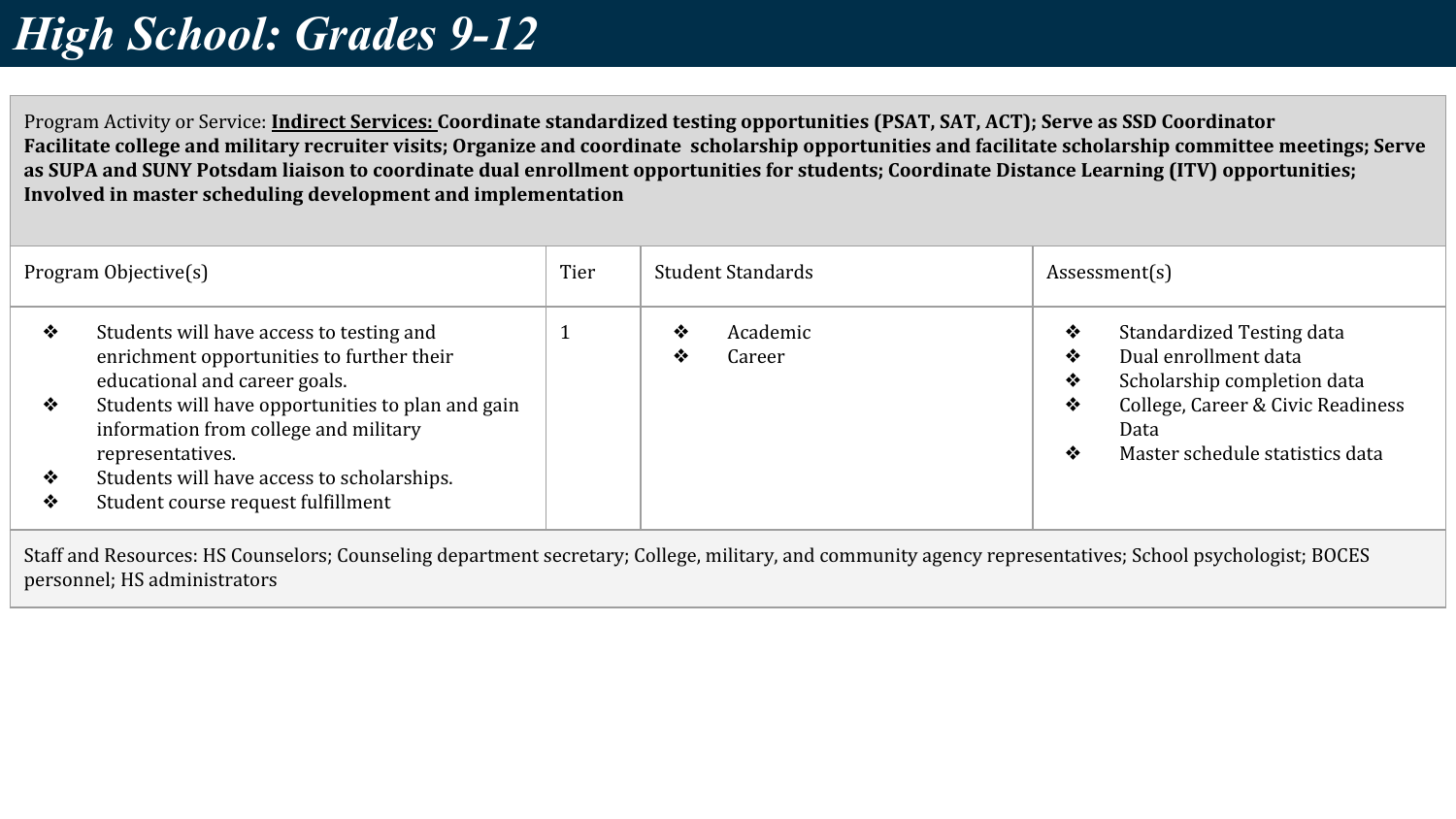# *High School: Grades 9-12*

Program Activity or Service: **Indirect Services: Coordinate standardized testing opportunities (PSAT, SAT, ACT); Serve as SSD Coordinator Facilitate college and military recruiter visits; Organize and coordinate scholarship opportunities and facilitate scholarship committee meetings; Serve as SUPA and SUNY Potsdam liaison to coordinate dual enrollment opportunities for students; Coordinate Distance Learning (ITV) opportunities; Involved in master scheduling development and implementation**

| Program Objective(s) | Tier | Student Standards | Assessment(s) |
|---|---|---|---|
| ❖ Students will have access to testing and enrichment opportunities to further their educational and career goals.<br>❖ Students will have opportunities to plan and gain information from college and military representatives.<br>❖ Students will have access to scholarships.<br>❖ Student course request fulfillment | 1 | ❖ Academic<br>❖ Career | ❖ Standardized Testing data<br>❖ Dual enrollment data<br>❖ Scholarship completion data<br>❖ College, Career & Civic Readiness Data<br>❖ Master schedule statistics data |

Staff and Resources: HS Counselors; Counseling department secretary; College, military, and community agency representatives; School psychologist; BOCES personnel; HS administrators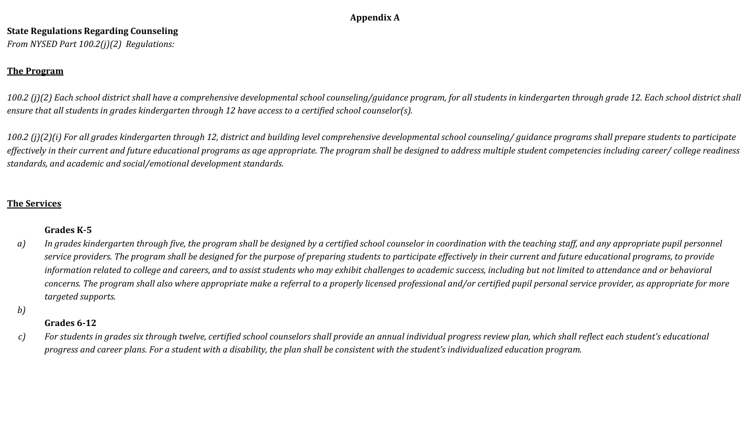# Appendix A

**State Regulations Regarding Counseling**

*From NYSED Part 100.2(j)(2) Regulations:*

## The Program

*100.2 (j)(2) Each school district shall have a comprehensive developmental school counseling/guidance program, for all students in kindergarten through grade 12. Each school district shall ensure that all students in grades kindergarten through 12 have access to a certified school counselor(s).*

*100.2 (j)(2)(i) For all grades kindergarten through 12, district and building level comprehensive developmental school counseling/ guidance programs shall prepare students to participate effectively in their current and future educational programs as age appropriate. The program shall be designed to address multiple student competencies including career/ college readiness standards, and academic and social/emotional development standards.*

## The Services

**Grades K-5**

a) *In grades kindergarten through five, the program shall be designed by a certified school counselor in coordination with the teaching staff, and any appropriate pupil personnel service providers. The program shall be designed for the purpose of preparing students to participate effectively in their current and future educational programs, to provide information related to college and careers, and to assist students who may exhibit challenges to academic success, including but not limited to attendance and or behavioral concerns. The program shall also where appropriate make a referral to a properly licensed professional and/or certified pupil personal service provider, as appropriate for more targeted supports.*

b)

**Grades 6-12**

c) *For students in grades six through twelve, certified school counselors shall provide an annual individual progress review plan, which shall reflect each student's educational progress and career plans. For a student with a disability, the plan shall be consistent with the student's individualized education program.*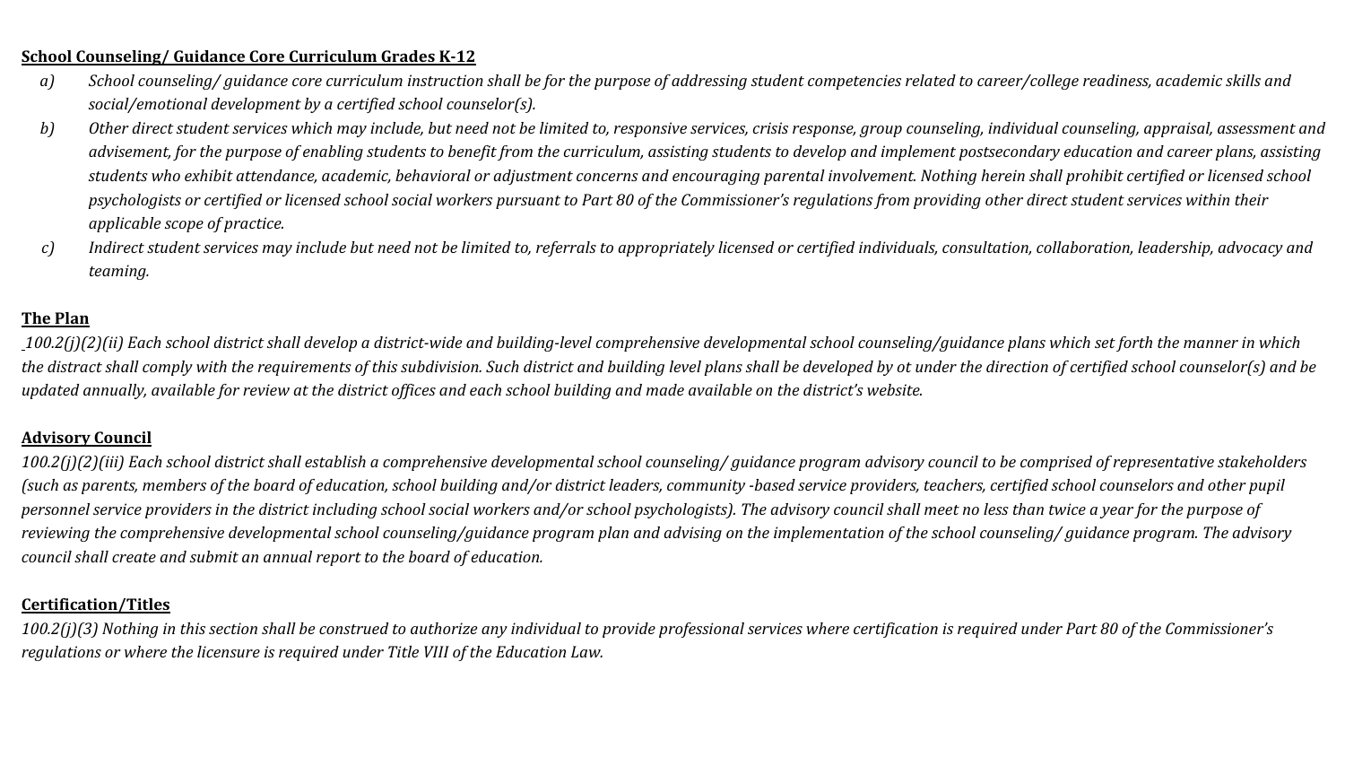**School Counseling/ Guidance Core Curriculum Grades K-12**

- *a) School counseling/ guidance core curriculum instruction shall be for the purpose of addressing student competencies related to career/college readiness, academic skills and social/emotional development by a certified school counselor(s).*
- *b) Other direct student services which may include, but need not be limited to, responsive services, crisis response, group counseling, individual counseling, appraisal, assessment and advisement, for the purpose of enabling students to benefit from the curriculum, assisting students to develop and implement postsecondary education and career plans, assisting students who exhibit attendance, academic, behavioral or adjustment concerns and encouraging parental involvement. Nothing herein shall prohibit certified or licensed school psychologists or certified or licensed school social workers pursuant to Part 80 of the Commissioner's regulations from providing other direct student services within their applicable scope of practice.*
- *c) Indirect student services may include but need not be limited to, referrals to appropriately licensed or certified individuals, consultation, collaboration, leadership, advocacy and teaming.*

**The Plan**

*100.2(j)(2)(ii) Each school district shall develop a district-wide and building-level comprehensive developmental school counseling/guidance plans which set forth the manner in which the distract shall comply with the requirements of this subdivision. Such district and building level plans shall be developed by ot under the direction of certified school counselor(s) and be updated annually, available for review at the district offices and each school building and made available on the district's website.*

**Advisory Council**

*100.2(j)(2)(iii) Each school district shall establish a comprehensive developmental school counseling/ guidance program advisory council to be comprised of representative stakeholders (such as parents, members of the board of education, school building and/or district leaders, community -based service providers, teachers, certified school counselors and other pupil personnel service providers in the district including school social workers and/or school psychologists). The advisory council shall meet no less than twice a year for the purpose of reviewing the comprehensive developmental school counseling/guidance program plan and advising on the implementation of the school counseling/ guidance program. The advisory council shall create and submit an annual report to the board of education.*

**Certification/Titles**

*100.2(j)(3) Nothing in this section shall be construed to authorize any individual to provide professional services where certification is required under Part 80 of the Commissioner's regulations or where the licensure is required under Title VIII of the Education Law.*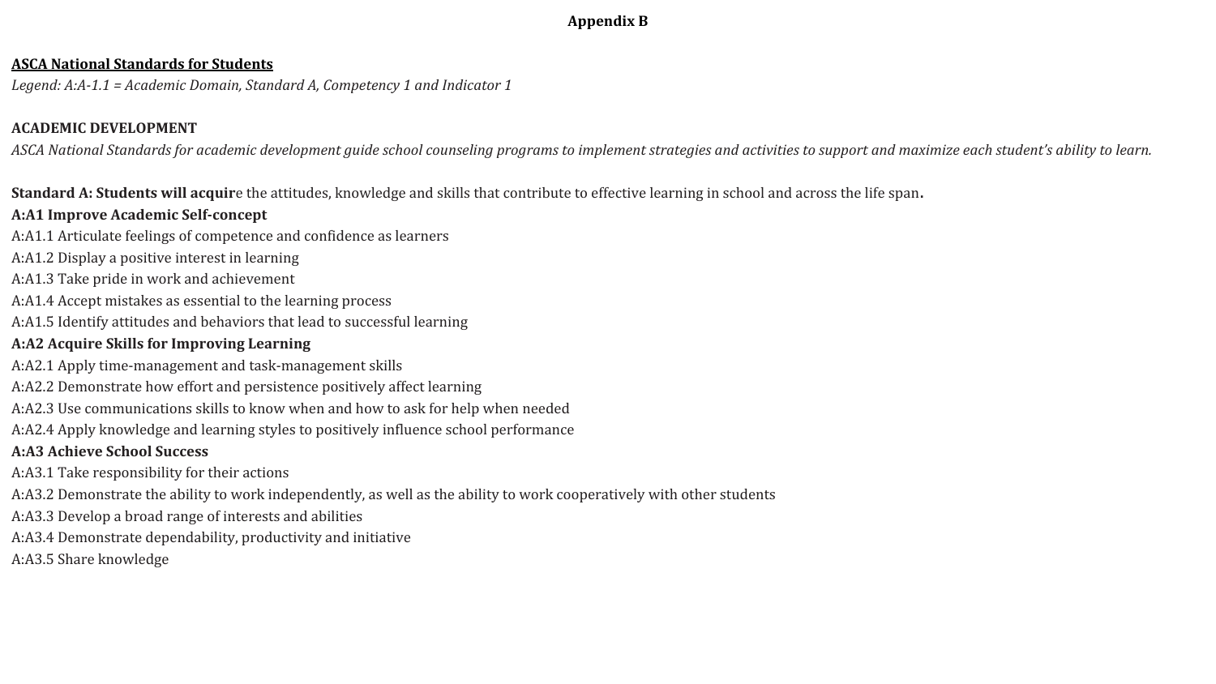# Appendix B

**ASCA National Standards for Students**

*Legend: A:A-1.1 = Academic Domain, Standard A, Competency 1 and Indicator 1*

## ACADEMIC DEVELOPMENT

*ASCA National Standards for academic development guide school counseling programs to implement strategies and activities to support and maximize each student's ability to learn.*

**Standard A: Students will acquir**e the attitudes, knowledge and skills that contribute to effective learning in school and across the life span**.**

**A:A1 Improve Academic Self-concept**

A:A1.1 Articulate feelings of competence and confidence as learners

A:A1.2 Display a positive interest in learning

A:A1.3 Take pride in work and achievement

A:A1.4 Accept mistakes as essential to the learning process

A:A1.5 Identify attitudes and behaviors that lead to successful learning

**A:A2 Acquire Skills for Improving Learning**

A:A2.1 Apply time-management and task-management skills

A:A2.2 Demonstrate how effort and persistence positively affect learning

A:A2.3 Use communications skills to know when and how to ask for help when needed

A:A2.4 Apply knowledge and learning styles to positively influence school performance

**A:A3 Achieve School Success**

A:A3.1 Take responsibility for their actions

A:A3.2 Demonstrate the ability to work independently, as well as the ability to work cooperatively with other students

A:A3.3 Develop a broad range of interests and abilities

A:A3.4 Demonstrate dependability, productivity and initiative

A:A3.5 Share knowledge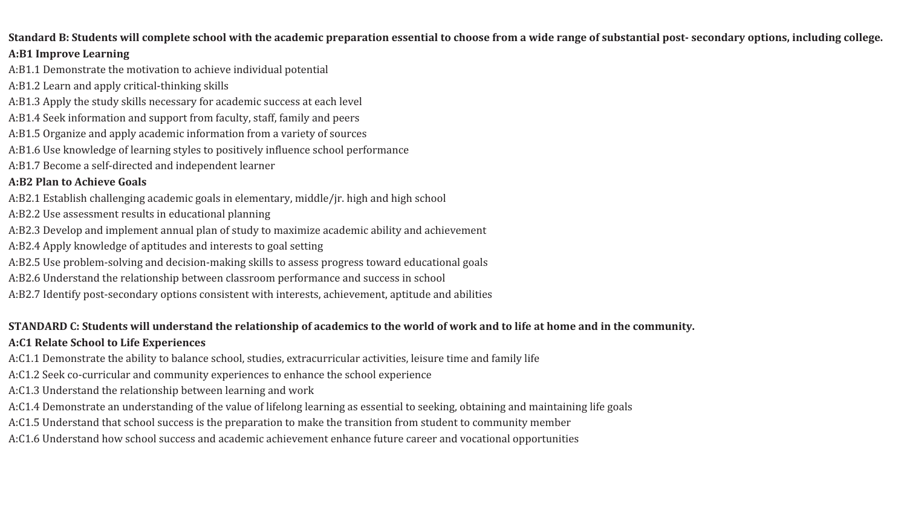**Standard B: Students will complete school with the academic preparation essential to choose from a wide range of substantial post- secondary options, including college.**

**A:B1 Improve Learning**

A:B1.1 Demonstrate the motivation to achieve individual potential

A:B1.2 Learn and apply critical-thinking skills

A:B1.3 Apply the study skills necessary for academic success at each level

A:B1.4 Seek information and support from faculty, staff, family and peers

A:B1.5 Organize and apply academic information from a variety of sources

A:B1.6 Use knowledge of learning styles to positively influence school performance

A:B1.7 Become a self-directed and independent learner

**A:B2 Plan to Achieve Goals**

A:B2.1 Establish challenging academic goals in elementary, middle/jr. high and high school

A:B2.2 Use assessment results in educational planning

A:B2.3 Develop and implement annual plan of study to maximize academic ability and achievement

A:B2.4 Apply knowledge of aptitudes and interests to goal setting

A:B2.5 Use problem-solving and decision-making skills to assess progress toward educational goals

A:B2.6 Understand the relationship between classroom performance and success in school

A:B2.7 Identify post-secondary options consistent with interests, achievement, aptitude and abilities

**STANDARD C: Students will understand the relationship of academics to the world of work and to life at home and in the community.**

**A:C1 Relate School to Life Experiences**

A:C1.1 Demonstrate the ability to balance school, studies, extracurricular activities, leisure time and family life

A:C1.2 Seek co-curricular and community experiences to enhance the school experience

A:C1.3 Understand the relationship between learning and work

A:C1.4 Demonstrate an understanding of the value of lifelong learning as essential to seeking, obtaining and maintaining life goals

A:C1.5 Understand that school success is the preparation to make the transition from student to community member

A:C1.6 Understand how school success and academic achievement enhance future career and vocational opportunities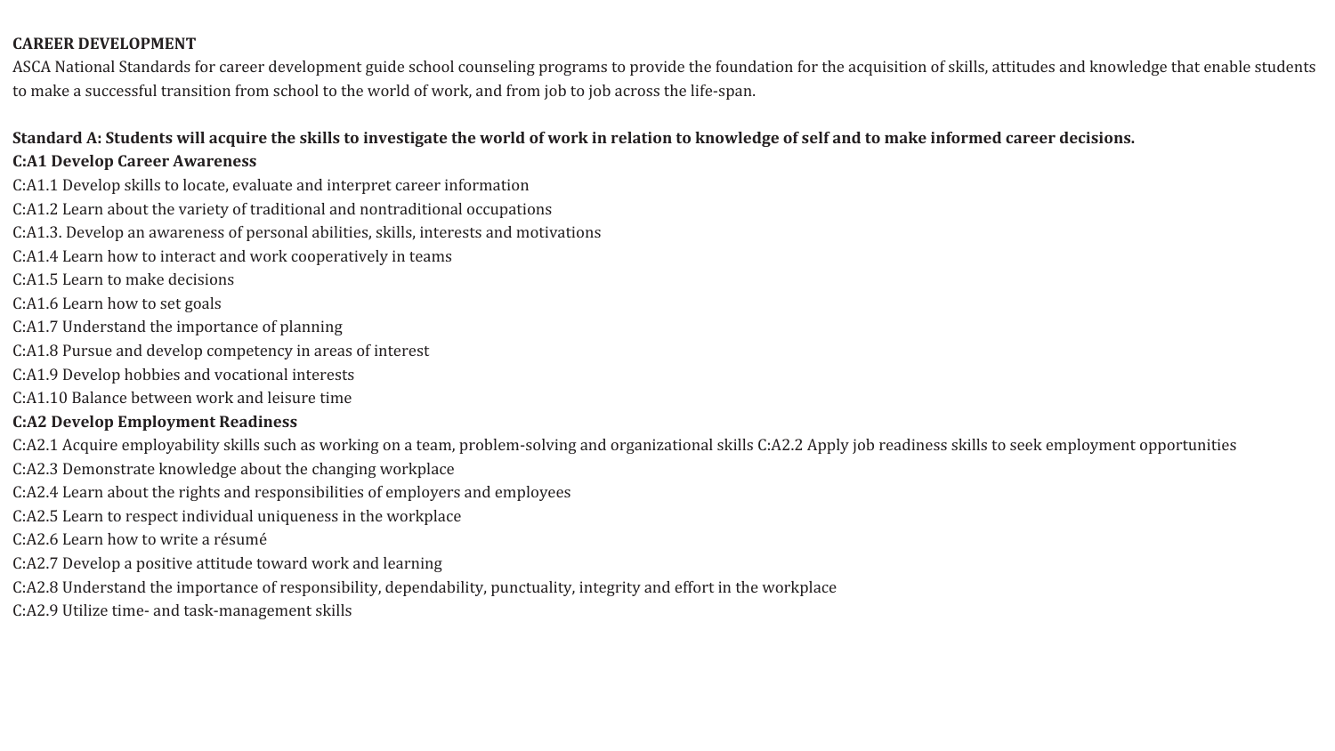**CAREER DEVELOPMENT**

ASCA National Standards for career development guide school counseling programs to provide the foundation for the acquisition of skills, attitudes and knowledge that enable students to make a successful transition from school to the world of work, and from job to job across the life-span.

**Standard A: Students will acquire the skills to investigate the world of work in relation to knowledge of self and to make informed career decisions.**

**C:A1 Develop Career Awareness**

C:A1.1 Develop skills to locate, evaluate and interpret career information
C:A1.2 Learn about the variety of traditional and nontraditional occupations
C:A1.3. Develop an awareness of personal abilities, skills, interests and motivations
C:A1.4 Learn how to interact and work cooperatively in teams
C:A1.5 Learn to make decisions
C:A1.6 Learn how to set goals
C:A1.7 Understand the importance of planning
C:A1.8 Pursue and develop competency in areas of interest
C:A1.9 Develop hobbies and vocational interests
C:A1.10 Balance between work and leisure time

**C:A2 Develop Employment Readiness**

C:A2.1 Acquire employability skills such as working on a team, problem-solving and organizational skills C:A2.2 Apply job readiness skills to seek employment opportunities
C:A2.3 Demonstrate knowledge about the changing workplace
C:A2.4 Learn about the rights and responsibilities of employers and employees
C:A2.5 Learn to respect individual uniqueness in the workplace
C:A2.6 Learn how to write a résumé
C:A2.7 Develop a positive attitude toward work and learning
C:A2.8 Understand the importance of responsibility, dependability, punctuality, integrity and effort in the workplace
C:A2.9 Utilize time- and task-management skills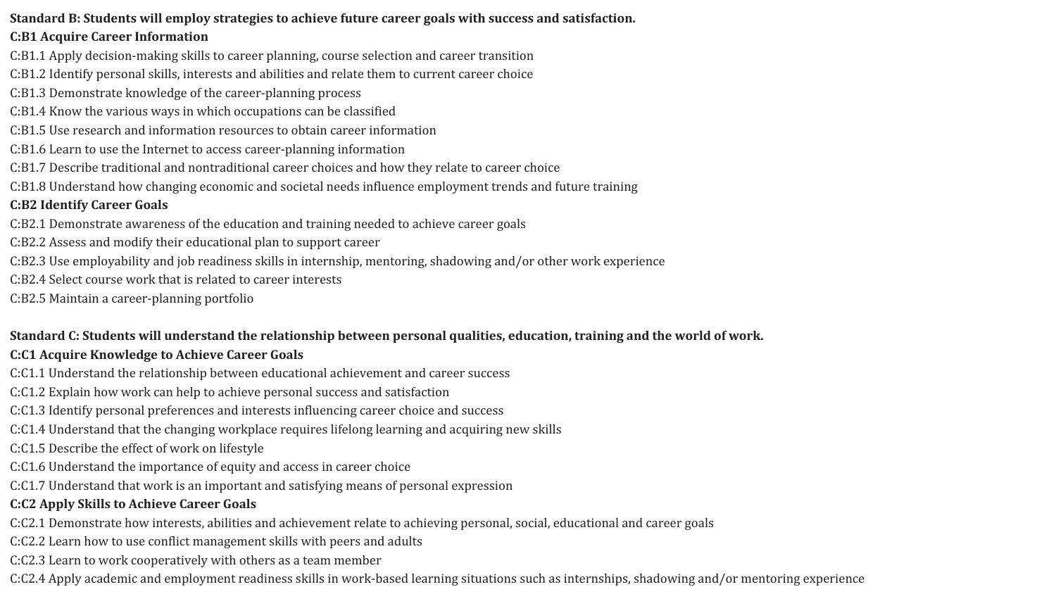**Standard B: Students will employ strategies to achieve future career goals with success and satisfaction.**

**C:B1 Acquire Career Information**

C:B1.1 Apply decision-making skills to career planning, course selection and career transition

C:B1.2 Identify personal skills, interests and abilities and relate them to current career choice

C:B1.3 Demonstrate knowledge of the career-planning process

C:B1.4 Know the various ways in which occupations can be classified

C:B1.5 Use research and information resources to obtain career information

C:B1.6 Learn to use the Internet to access career-planning information

C:B1.7 Describe traditional and nontraditional career choices and how they relate to career choice

C:B1.8 Understand how changing economic and societal needs influence employment trends and future training

**C:B2 Identify Career Goals**

C:B2.1 Demonstrate awareness of the education and training needed to achieve career goals

C:B2.2 Assess and modify their educational plan to support career

C:B2.3 Use employability and job readiness skills in internship, mentoring, shadowing and/or other work experience

C:B2.4 Select course work that is related to career interests

C:B2.5 Maintain a career-planning portfolio

**Standard C: Students will understand the relationship between personal qualities, education, training and the world of work.**

**C:C1 Acquire Knowledge to Achieve Career Goals**

C:C1.1 Understand the relationship between educational achievement and career success

C:C1.2 Explain how work can help to achieve personal success and satisfaction

C:C1.3 Identify personal preferences and interests influencing career choice and success

C:C1.4 Understand that the changing workplace requires lifelong learning and acquiring new skills

C:C1.5 Describe the effect of work on lifestyle

C:C1.6 Understand the importance of equity and access in career choice

C:C1.7 Understand that work is an important and satisfying means of personal expression

**C:C2 Apply Skills to Achieve Career Goals**

C:C2.1 Demonstrate how interests, abilities and achievement relate to achieving personal, social, educational and career goals

C:C2.2 Learn how to use conflict management skills with peers and adults

C:C2.3 Learn to work cooperatively with others as a team member

C:C2.4 Apply academic and employment readiness skills in work-based learning situations such as internships, shadowing and/or mentoring experience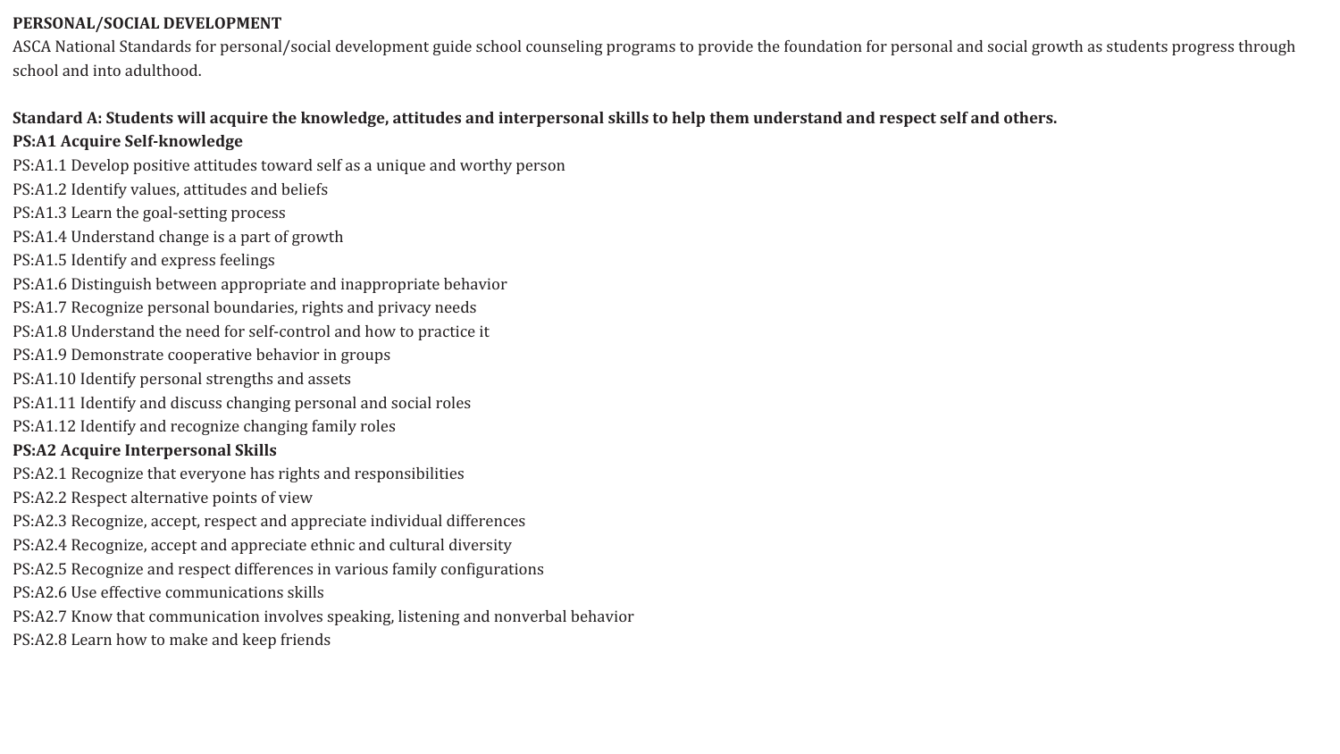**PERSONAL/SOCIAL DEVELOPMENT**

ASCA National Standards for personal/social development guide school counseling programs to provide the foundation for personal and social growth as students progress through school and into adulthood.

**Standard A: Students will acquire the knowledge, attitudes and interpersonal skills to help them understand and respect self and others.**

**PS:A1 Acquire Self-knowledge**

PS:A1.1 Develop positive attitudes toward self as a unique and worthy person
PS:A1.2 Identify values, attitudes and beliefs
PS:A1.3 Learn the goal-setting process
PS:A1.4 Understand change is a part of growth
PS:A1.5 Identify and express feelings
PS:A1.6 Distinguish between appropriate and inappropriate behavior
PS:A1.7 Recognize personal boundaries, rights and privacy needs
PS:A1.8 Understand the need for self-control and how to practice it
PS:A1.9 Demonstrate cooperative behavior in groups
PS:A1.10 Identify personal strengths and assets
PS:A1.11 Identify and discuss changing personal and social roles
PS:A1.12 Identify and recognize changing family roles

**PS:A2 Acquire Interpersonal Skills**

PS:A2.1 Recognize that everyone has rights and responsibilities
PS:A2.2 Respect alternative points of view
PS:A2.3 Recognize, accept, respect and appreciate individual differences
PS:A2.4 Recognize, accept and appreciate ethnic and cultural diversity
PS:A2.5 Recognize and respect differences in various family configurations
PS:A2.6 Use effective communications skills
PS:A2.7 Know that communication involves speaking, listening and nonverbal behavior
PS:A2.8 Learn how to make and keep friends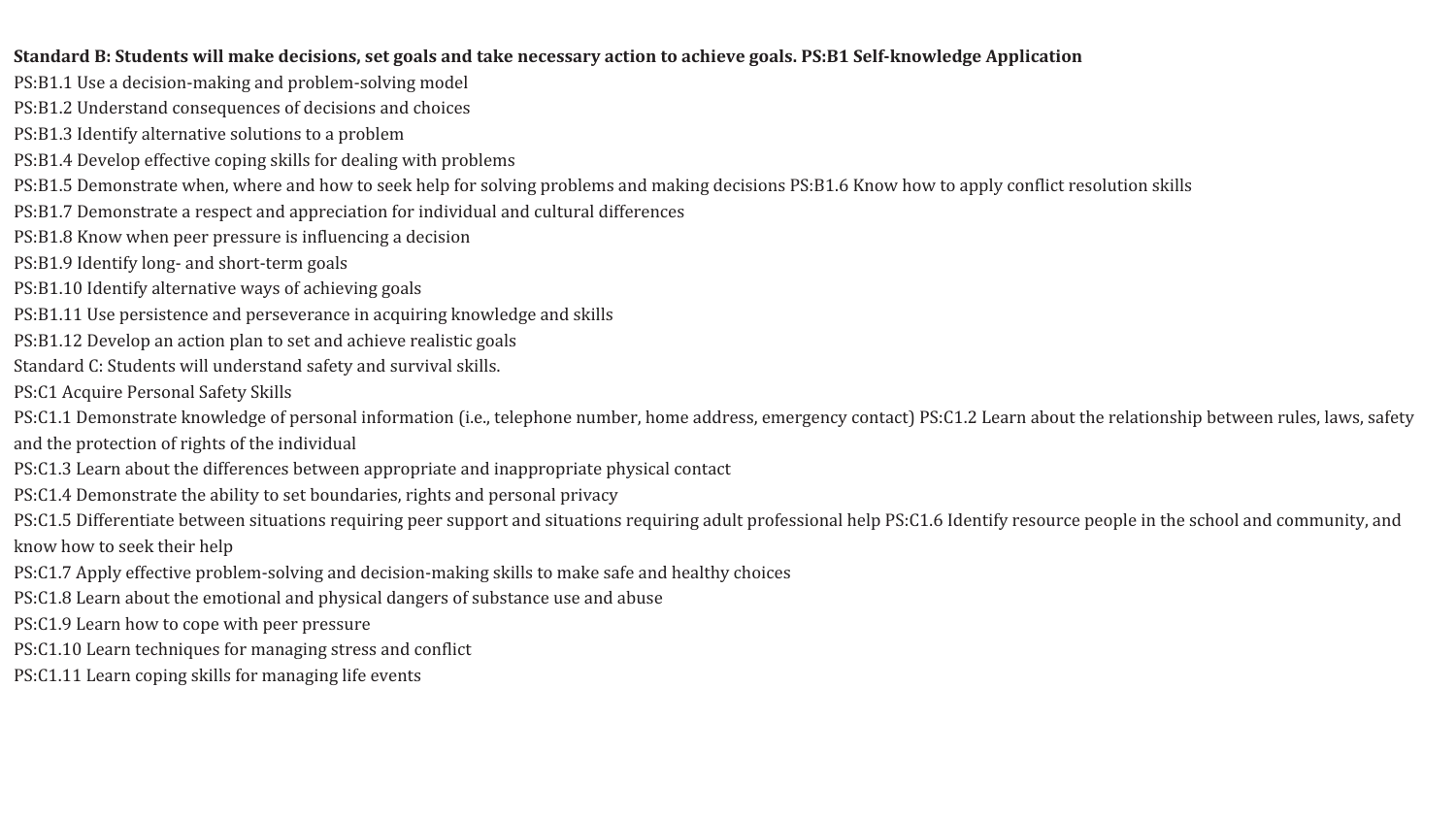**Standard B: Students will make decisions, set goals and take necessary action to achieve goals. PS:B1 Self-knowledge Application**

PS:B1.1 Use a decision-making and problem-solving model

PS:B1.2 Understand consequences of decisions and choices

PS:B1.3 Identify alternative solutions to a problem

PS:B1.4 Develop effective coping skills for dealing with problems

PS:B1.5 Demonstrate when, where and how to seek help for solving problems and making decisions PS:B1.6 Know how to apply conflict resolution skills

PS:B1.7 Demonstrate a respect and appreciation for individual and cultural differences

PS:B1.8 Know when peer pressure is influencing a decision

PS:B1.9 Identify long- and short-term goals

PS:B1.10 Identify alternative ways of achieving goals

PS:B1.11 Use persistence and perseverance in acquiring knowledge and skills

PS:B1.12 Develop an action plan to set and achieve realistic goals

Standard C: Students will understand safety and survival skills.

PS:C1 Acquire Personal Safety Skills

PS:C1.1 Demonstrate knowledge of personal information (i.e., telephone number, home address, emergency contact) PS:C1.2 Learn about the relationship between rules, laws, safety and the protection of rights of the individual

PS:C1.3 Learn about the differences between appropriate and inappropriate physical contact

PS:C1.4 Demonstrate the ability to set boundaries, rights and personal privacy

PS:C1.5 Differentiate between situations requiring peer support and situations requiring adult professional help PS:C1.6 Identify resource people in the school and community, and know how to seek their help

PS:C1.7 Apply effective problem-solving and decision-making skills to make safe and healthy choices

PS:C1.8 Learn about the emotional and physical dangers of substance use and abuse

PS:C1.9 Learn how to cope with peer pressure

PS:C1.10 Learn techniques for managing stress and conflict

PS:C1.11 Learn coping skills for managing life events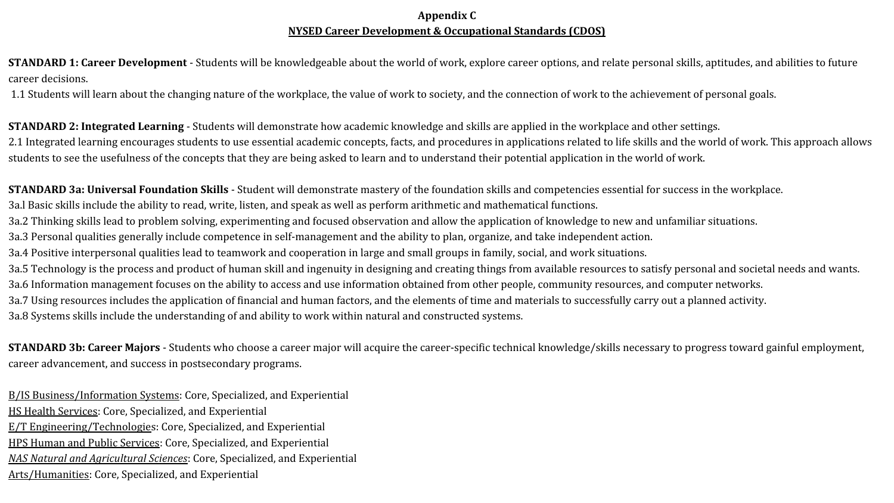**Appendix C**

**NYSED Career Development & Occupational Standards (CDOS)**

**STANDARD 1: Career Development** - Students will be knowledgeable about the world of work, explore career options, and relate personal skills, aptitudes, and abilities to future career decisions.

1.1 Students will learn about the changing nature of the workplace, the value of work to society, and the connection of work to the achievement of personal goals.

**STANDARD 2: Integrated Learning** - Students will demonstrate how academic knowledge and skills are applied in the workplace and other settings.

2.1 Integrated learning encourages students to use essential academic concepts, facts, and procedures in applications related to life skills and the world of work. This approach allows students to see the usefulness of the concepts that they are being asked to learn and to understand their potential application in the world of work.

**STANDARD 3a: Universal Foundation Skills** - Student will demonstrate mastery of the foundation skills and competencies essential for success in the workplace.

3a.l Basic skills include the ability to read, write, listen, and speak as well as perform arithmetic and mathematical functions.

3a.2 Thinking skills lead to problem solving, experimenting and focused observation and allow the application of knowledge to new and unfamiliar situations.

3a.3 Personal qualities generally include competence in self-management and the ability to plan, organize, and take independent action.

3a.4 Positive interpersonal qualities lead to teamwork and cooperation in large and small groups in family, social, and work situations.

3a.5 Technology is the process and product of human skill and ingenuity in designing and creating things from available resources to satisfy personal and societal needs and wants.

3a.6 Information management focuses on the ability to access and use information obtained from other people, community resources, and computer networks.

3a.7 Using resources includes the application of financial and human factors, and the elements of time and materials to successfully carry out a planned activity.

3a.8 Systems skills include the understanding of and ability to work within natural and constructed systems.

**STANDARD 3b: Career Majors** - Students who choose a career major will acquire the career-specific technical knowledge/skills necessary to progress toward gainful employment, career advancement, and success in postsecondary programs.

B/IS Business/Information Systems: Core, Specialized, and Experiential

HS Health Services: Core, Specialized, and Experiential

E/T Engineering/Technologies: Core, Specialized, and Experiential

HPS Human and Public Services: Core, Specialized, and Experiential

*NAS Natural and Agricultural Sciences*: Core, Specialized, and Experiential

Arts/Humanities: Core, Specialized, and Experiential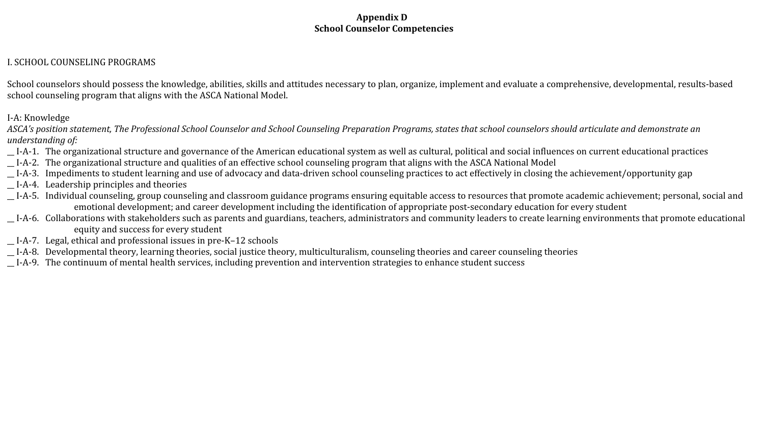**Appendix D**
**School Counselor Competencies**

I. SCHOOL COUNSELING PROGRAMS

School counselors should possess the knowledge, abilities, skills and attitudes necessary to plan, organize, implement and evaluate a comprehensive, developmental, results-based school counseling program that aligns with the ASCA National Model.

I-A: Knowledge
*ASCA's position statement, The Professional School Counselor and School Counseling Preparation Programs, states that school counselors should articulate and demonstrate an understanding of:*

__ I-A-1. The organizational structure and governance of the American educational system as well as cultural, political and social influences on current educational practices
__ I-A-2. The organizational structure and qualities of an effective school counseling program that aligns with the ASCA National Model
__ I-A-3. Impediments to student learning and use of advocacy and data-driven school counseling practices to act effectively in closing the achievement/opportunity gap
__ I-A-4. Leadership principles and theories
__ I-A-5. Individual counseling, group counseling and classroom guidance programs ensuring equitable access to resources that promote academic achievement; personal, social and emotional development; and career development including the identification of appropriate post-secondary education for every student
__ I-A-6. Collaborations with stakeholders such as parents and guardians, teachers, administrators and community leaders to create learning environments that promote educational equity and success for every student
__ I-A-7. Legal, ethical and professional issues in pre-K–12 schools
__ I-A-8. Developmental theory, learning theories, social justice theory, multiculturalism, counseling theories and career counseling theories
__ I-A-9. The continuum of mental health services, including prevention and intervention strategies to enhance student success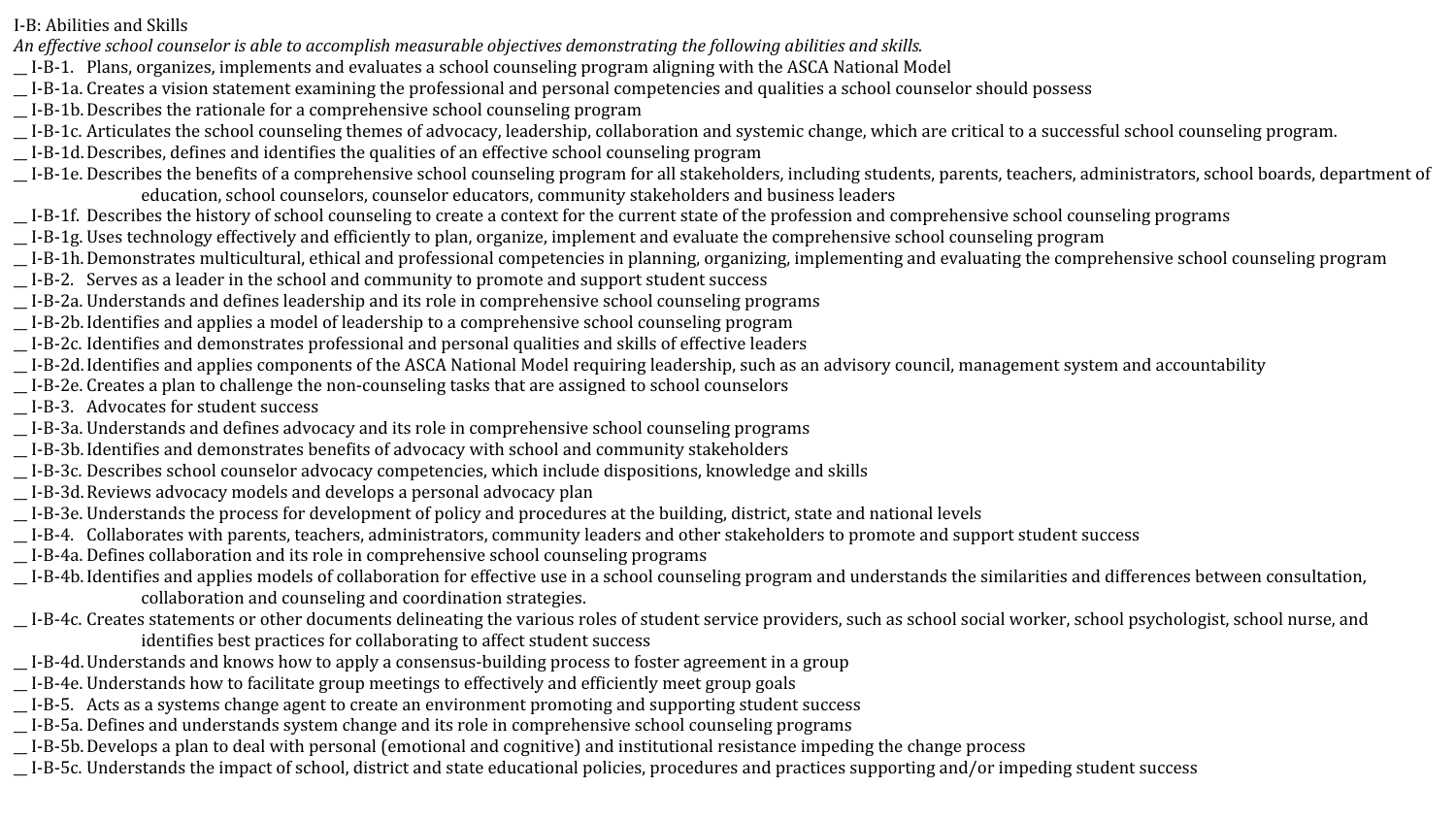I-B: Abilities and Skills

*An effective school counselor is able to accomplish measurable objectives demonstrating the following abilities and skills.*

__ I-B-1. Plans, organizes, implements and evaluates a school counseling program aligning with the ASCA National Model

__ I-B-1a. Creates a vision statement examining the professional and personal competencies and qualities a school counselor should possess

__ I-B-1b. Describes the rationale for a comprehensive school counseling program

__ I-B-1c. Articulates the school counseling themes of advocacy, leadership, collaboration and systemic change, which are critical to a successful school counseling program.

__ I-B-1d. Describes, defines and identifies the qualities of an effective school counseling program

__ I-B-1e. Describes the benefits of a comprehensive school counseling program for all stakeholders, including students, parents, teachers, administrators, school boards, department of education, school counselors, counselor educators, community stakeholders and business leaders

__ I-B-1f. Describes the history of school counseling to create a context for the current state of the profession and comprehensive school counseling programs

__ I-B-1g. Uses technology effectively and efficiently to plan, organize, implement and evaluate the comprehensive school counseling program

__ I-B-1h. Demonstrates multicultural, ethical and professional competencies in planning, organizing, implementing and evaluating the comprehensive school counseling program

__ I-B-2. Serves as a leader in the school and community to promote and support student success

__ I-B-2a. Understands and defines leadership and its role in comprehensive school counseling programs

__ I-B-2b. Identifies and applies a model of leadership to a comprehensive school counseling program

__ I-B-2c. Identifies and demonstrates professional and personal qualities and skills of effective leaders

__ I-B-2d. Identifies and applies components of the ASCA National Model requiring leadership, such as an advisory council, management system and accountability

__ I-B-2e. Creates a plan to challenge the non-counseling tasks that are assigned to school counselors

__ I-B-3. Advocates for student success

__ I-B-3a. Understands and defines advocacy and its role in comprehensive school counseling programs

__ I-B-3b. Identifies and demonstrates benefits of advocacy with school and community stakeholders

__ I-B-3c. Describes school counselor advocacy competencies, which include dispositions, knowledge and skills

__ I-B-3d. Reviews advocacy models and develops a personal advocacy plan

__ I-B-3e. Understands the process for development of policy and procedures at the building, district, state and national levels

__ I-B-4. Collaborates with parents, teachers, administrators, community leaders and other stakeholders to promote and support student success

__ I-B-4a. Defines collaboration and its role in comprehensive school counseling programs

__ I-B-4b. Identifies and applies models of collaboration for effective use in a school counseling program and understands the similarities and differences between consultation, collaboration and counseling and coordination strategies.

__ I-B-4c. Creates statements or other documents delineating the various roles of student service providers, such as school social worker, school psychologist, school nurse, and identifies best practices for collaborating to affect student success

__ I-B-4d. Understands and knows how to apply a consensus-building process to foster agreement in a group

__ I-B-4e. Understands how to facilitate group meetings to effectively and efficiently meet group goals

__ I-B-5. Acts as a systems change agent to create an environment promoting and supporting student success

__ I-B-5a. Defines and understands system change and its role in comprehensive school counseling programs

__ I-B-5b. Develops a plan to deal with personal (emotional and cognitive) and institutional resistance impeding the change process

__ I-B-5c. Understands the impact of school, district and state educational policies, procedures and practices supporting and/or impeding student success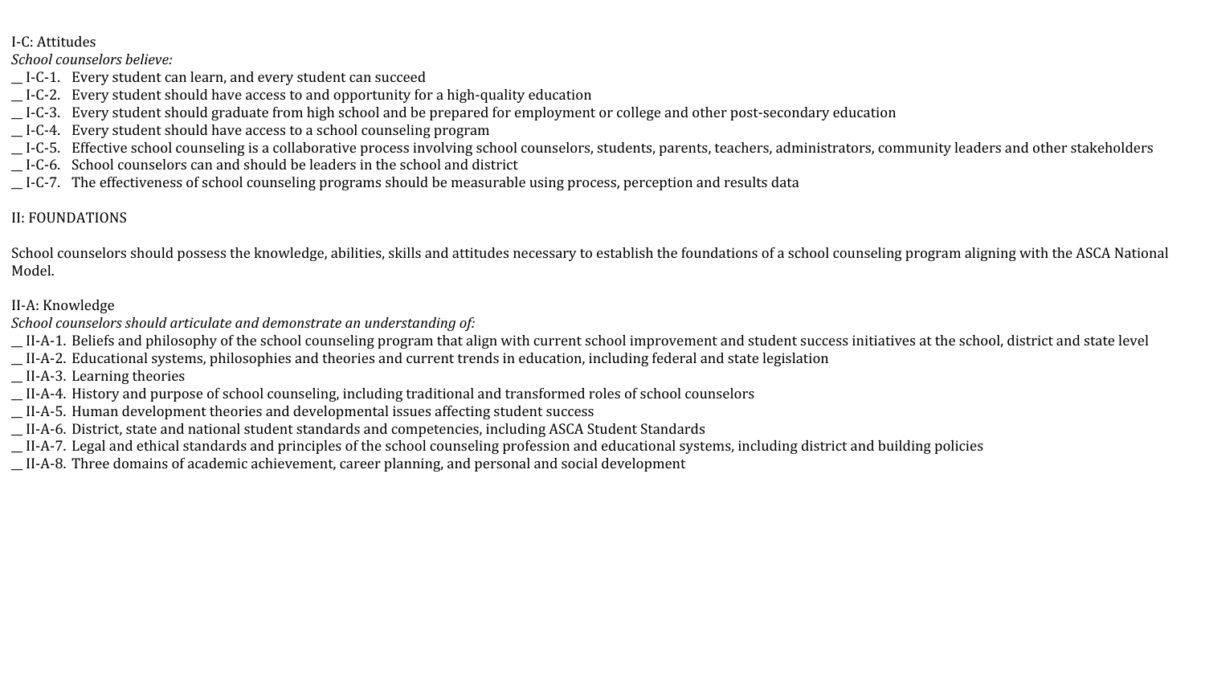I-C: Attitudes

*School counselors believe:*

__ I-C-1. Every student can learn, and every student can succeed
__ I-C-2. Every student should have access to and opportunity for a high-quality education
__ I-C-3. Every student should graduate from high school and be prepared for employment or college and other post-secondary education
__ I-C-4. Every student should have access to a school counseling program
__ I-C-5. Effective school counseling is a collaborative process involving school counselors, students, parents, teachers, administrators, community leaders and other stakeholders
__ I-C-6. School counselors can and should be leaders in the school and district
__ I-C-7. The effectiveness of school counseling programs should be measurable using process, perception and results data

II: FOUNDATIONS

School counselors should possess the knowledge, abilities, skills and attitudes necessary to establish the foundations of a school counseling program aligning with the ASCA National Model.

II-A: Knowledge

*School counselors should articulate and demonstrate an understanding of:*

__ II-A-1. Beliefs and philosophy of the school counseling program that align with current school improvement and student success initiatives at the school, district and state level
__ II-A-2. Educational systems, philosophies and theories and current trends in education, including federal and state legislation
__ II-A-3. Learning theories
__ II-A-4. History and purpose of school counseling, including traditional and transformed roles of school counselors
__ II-A-5. Human development theories and developmental issues affecting student success
__ II-A-6. District, state and national student standards and competencies, including ASCA Student Standards
__ II-A-7. Legal and ethical standards and principles of the school counseling profession and educational systems, including district and building policies
__ II-A-8. Three domains of academic achievement, career planning, and personal and social development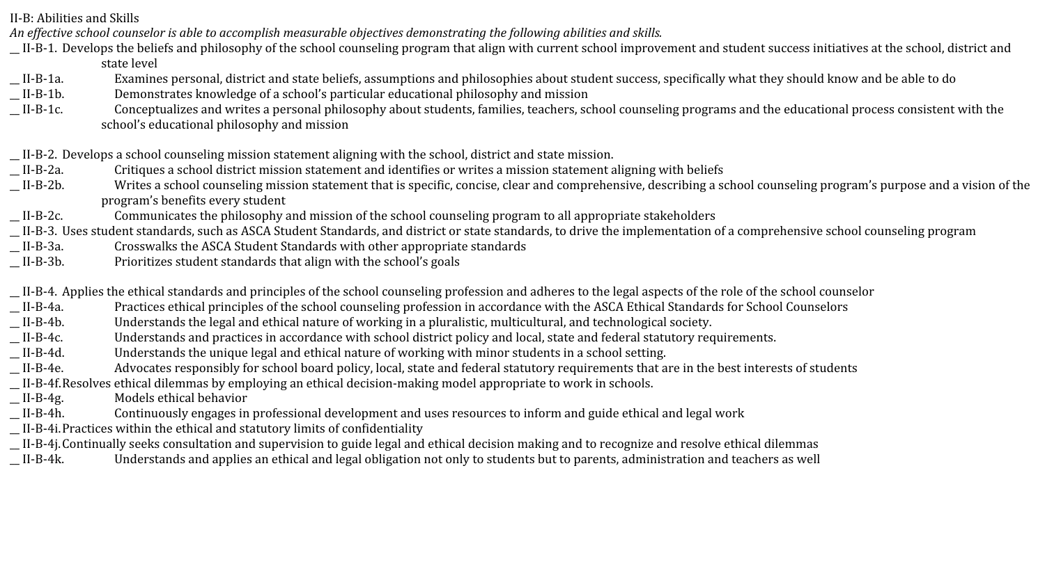II-B: Abilities and Skills

*An effective school counselor is able to accomplish measurable objectives demonstrating the following abilities and skills.*

__ II-B-1. Develops the beliefs and philosophy of the school counseling program that align with current school improvement and student success initiatives at the school, district and state level

__ II-B-1a. Examines personal, district and state beliefs, assumptions and philosophies about student success, specifically what they should know and be able to do

__ II-B-1b. Demonstrates knowledge of a school's particular educational philosophy and mission

__ II-B-1c. Conceptualizes and writes a personal philosophy about students, families, teachers, school counseling programs and the educational process consistent with the school's educational philosophy and mission

__ II-B-2. Develops a school counseling mission statement aligning with the school, district and state mission.

__ II-B-2a. Critiques a school district mission statement and identifies or writes a mission statement aligning with beliefs

__ II-B-2b. Writes a school counseling mission statement that is specific, concise, clear and comprehensive, describing a school counseling program's purpose and a vision of the program's benefits every student

__ II-B-2c. Communicates the philosophy and mission of the school counseling program to all appropriate stakeholders

__ II-B-3. Uses student standards, such as ASCA Student Standards, and district or state standards, to drive the implementation of a comprehensive school counseling program

__ II-B-3a. Crosswalks the ASCA Student Standards with other appropriate standards

__ II-B-3b. Prioritizes student standards that align with the school's goals

__ II-B-4. Applies the ethical standards and principles of the school counseling profession and adheres to the legal aspects of the role of the school counselor

__ II-B-4a. Practices ethical principles of the school counseling profession in accordance with the ASCA Ethical Standards for School Counselors

__ II-B-4b. Understands the legal and ethical nature of working in a pluralistic, multicultural, and technological society.

__ II-B-4c. Understands and practices in accordance with school district policy and local, state and federal statutory requirements.

__ II-B-4d. Understands the unique legal and ethical nature of working with minor students in a school setting.

__ II-B-4e. Advocates responsibly for school board policy, local, state and federal statutory requirements that are in the best interests of students

__ II-B-4f. Resolves ethical dilemmas by employing an ethical decision-making model appropriate to work in schools.

__ II-B-4g. Models ethical behavior

__ II-B-4h. Continuously engages in professional development and uses resources to inform and guide ethical and legal work

__ II-B-4i. Practices within the ethical and statutory limits of confidentiality

__ II-B-4j. Continually seeks consultation and supervision to guide legal and ethical decision making and to recognize and resolve ethical dilemmas

__ II-B-4k. Understands and applies an ethical and legal obligation not only to students but to parents, administration and teachers as well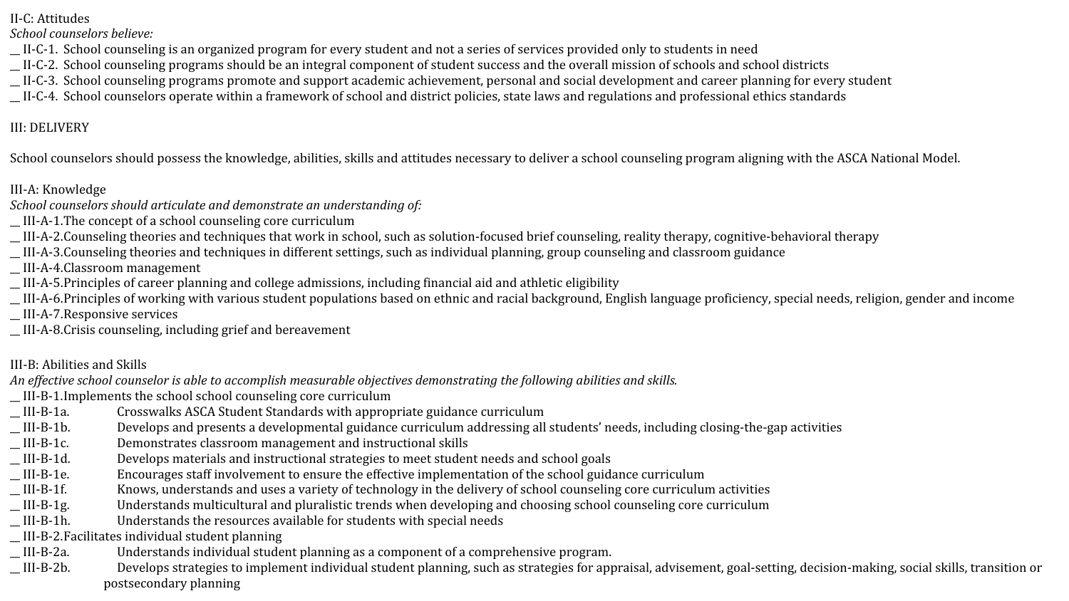II-C: Attitudes

*School counselors believe:*

__ II-C-1. School counseling is an organized program for every student and not a series of services provided only to students in need

__ II-C-2. School counseling programs should be an integral component of student success and the overall mission of schools and school districts

__ II-C-3. School counseling programs promote and support academic achievement, personal and social development and career planning for every student

__ II-C-4. School counselors operate within a framework of school and district policies, state laws and regulations and professional ethics standards

III: DELIVERY

School counselors should possess the knowledge, abilities, skills and attitudes necessary to deliver a school counseling program aligning with the ASCA National Model.

III-A: Knowledge

*School counselors should articulate and demonstrate an understanding of:*

__ III-A-1.The concept of a school counseling core curriculum

__ III-A-2.Counseling theories and techniques that work in school, such as solution-focused brief counseling, reality therapy, cognitive-behavioral therapy

__ III-A-3.Counseling theories and techniques in different settings, such as individual planning, group counseling and classroom guidance

__ III-A-4.Classroom management

__ III-A-5.Principles of career planning and college admissions, including financial aid and athletic eligibility

__ III-A-6.Principles of working with various student populations based on ethnic and racial background, English language proficiency, special needs, religion, gender and income

__ III-A-7.Responsive services

__ III-A-8.Crisis counseling, including grief and bereavement

III-B: Abilities and Skills

*An effective school counselor is able to accomplish measurable objectives demonstrating the following abilities and skills.*

__ III-B-1.Implements the school school counseling core curriculum

__ III-B-1a. Crosswalks ASCA Student Standards with appropriate guidance curriculum

__ III-B-1b. Develops and presents a developmental guidance curriculum addressing all students' needs, including closing-the-gap activities

__ III-B-1c. Demonstrates classroom management and instructional skills

__ III-B-1d. Develops materials and instructional strategies to meet student needs and school goals

__ III-B-1e. Encourages staff involvement to ensure the effective implementation of the school guidance curriculum

__ III-B-1f. Knows, understands and uses a variety of technology in the delivery of school counseling core curriculum activities

__ III-B-1g. Understands multicultural and pluralistic trends when developing and choosing school counseling core curriculum

__ III-B-1h. Understands the resources available for students with special needs

__ III-B-2.Facilitates individual student planning

__ III-B-2a. Understands individual student planning as a component of a comprehensive program.

__ III-B-2b. Develops strategies to implement individual student planning, such as strategies for appraisal, advisement, goal-setting, decision-making, social skills, transition or postsecondary planning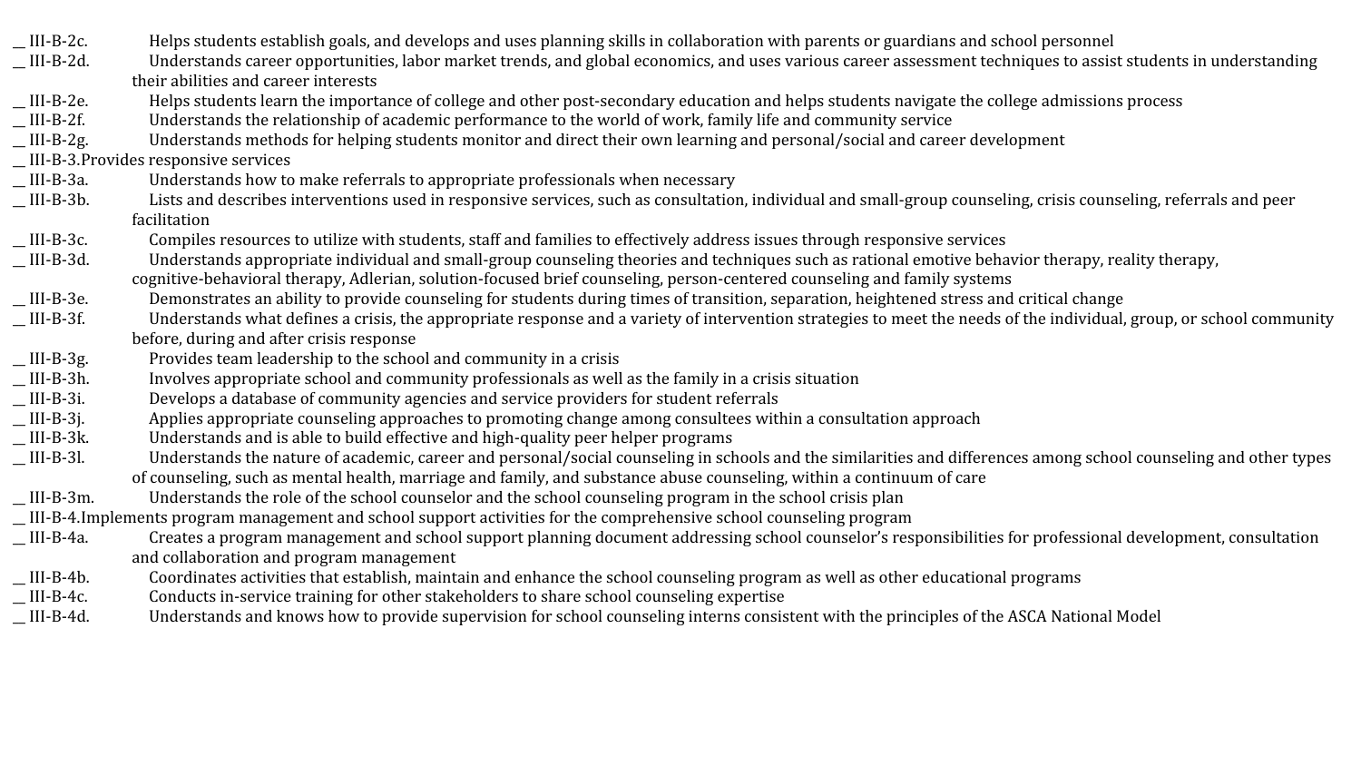__ III-B-2c. Helps students establish goals, and develops and uses planning skills in collaboration with parents or guardians and school personnel

__ III-B-2d. Understands career opportunities, labor market trends, and global economics, and uses various career assessment techniques to assist students in understanding their abilities and career interests

__ III-B-2e. Helps students learn the importance of college and other post-secondary education and helps students navigate the college admissions process

__ III-B-2f. Understands the relationship of academic performance to the world of work, family life and community service

__ III-B-2g. Understands methods for helping students monitor and direct their own learning and personal/social and career development

__ III-B-3.Provides responsive services

__ III-B-3a. Understands how to make referrals to appropriate professionals when necessary

__ III-B-3b. Lists and describes interventions used in responsive services, such as consultation, individual and small-group counseling, crisis counseling, referrals and peer facilitation

__ III-B-3c. Compiles resources to utilize with students, staff and families to effectively address issues through responsive services

__ III-B-3d. Understands appropriate individual and small-group counseling theories and techniques such as rational emotive behavior therapy, reality therapy, cognitive-behavioral therapy, Adlerian, solution-focused brief counseling, person-centered counseling and family systems

__ III-B-3e. Demonstrates an ability to provide counseling for students during times of transition, separation, heightened stress and critical change

__ III-B-3f. Understands what defines a crisis, the appropriate response and a variety of intervention strategies to meet the needs of the individual, group, or school community before, during and after crisis response

__ III-B-3g. Provides team leadership to the school and community in a crisis

__ III-B-3h. Involves appropriate school and community professionals as well as the family in a crisis situation

__ III-B-3i. Develops a database of community agencies and service providers for student referrals

__ III-B-3j. Applies appropriate counseling approaches to promoting change among consultees within a consultation approach

__ III-B-3k. Understands and is able to build effective and high-quality peer helper programs

__ III-B-3l. Understands the nature of academic, career and personal/social counseling in schools and the similarities and differences among school counseling and other types of counseling, such as mental health, marriage and family, and substance abuse counseling, within a continuum of care

__ III-B-3m. Understands the role of the school counselor and the school counseling program in the school crisis plan

__ III-B-4.Implements program management and school support activities for the comprehensive school counseling program

__ III-B-4a. Creates a program management and school support planning document addressing school counselor's responsibilities for professional development, consultation and collaboration and program management

__ III-B-4b. Coordinates activities that establish, maintain and enhance the school counseling program as well as other educational programs

__ III-B-4c. Conducts in-service training for other stakeholders to share school counseling expertise

__ III-B-4d. Understands and knows how to provide supervision for school counseling interns consistent with the principles of the ASCA National Model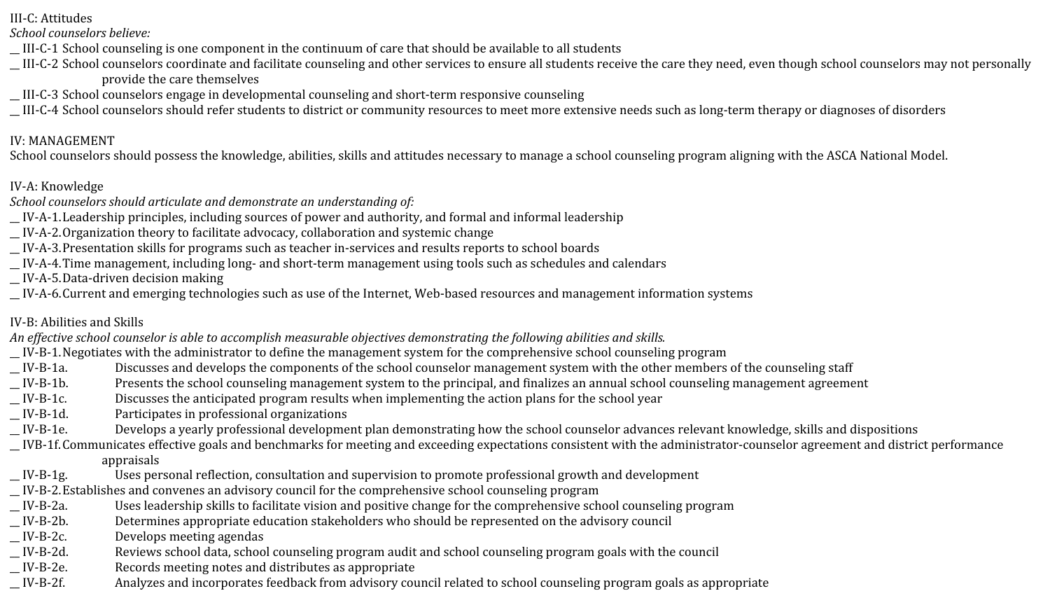III-C: Attitudes

*School counselors believe:*

__ III-C-1 School counseling is one component in the continuum of care that should be available to all students

__ III-C-2 School counselors coordinate and facilitate counseling and other services to ensure all students receive the care they need, even though school counselors may not personally provide the care themselves

__ III-C-3 School counselors engage in developmental counseling and short-term responsive counseling

__ III-C-4 School counselors should refer students to district or community resources to meet more extensive needs such as long-term therapy or diagnoses of disorders

IV: MANAGEMENT

School counselors should possess the knowledge, abilities, skills and attitudes necessary to manage a school counseling program aligning with the ASCA National Model.

IV-A: Knowledge

*School counselors should articulate and demonstrate an understanding of:*

__ IV-A-1. Leadership principles, including sources of power and authority, and formal and informal leadership

__ IV-A-2. Organization theory to facilitate advocacy, collaboration and systemic change

__ IV-A-3. Presentation skills for programs such as teacher in-services and results reports to school boards

__ IV-A-4. Time management, including long- and short-term management using tools such as schedules and calendars

__ IV-A-5. Data-driven decision making

__ IV-A-6. Current and emerging technologies such as use of the Internet, Web-based resources and management information systems

IV-B: Abilities and Skills

*An effective school counselor is able to accomplish measurable objectives demonstrating the following abilities and skills.*

__ IV-B-1. Negotiates with the administrator to define the management system for the comprehensive school counseling program

__ IV-B-1a. Discusses and develops the components of the school counselor management system with the other members of the counseling staff

__ IV-B-1b. Presents the school counseling management system to the principal, and finalizes an annual school counseling management agreement

__ IV-B-1c. Discusses the anticipated program results when implementing the action plans for the school year

__ IV-B-1d. Participates in professional organizations

__ IV-B-1e. Develops a yearly professional development plan demonstrating how the school counselor advances relevant knowledge, skills and dispositions

__ IVB-1f. Communicates effective goals and benchmarks for meeting and exceeding expectations consistent with the administrator-counselor agreement and district performance appraisals

__ IV-B-1g. Uses personal reflection, consultation and supervision to promote professional growth and development

__ IV-B-2. Establishes and convenes an advisory council for the comprehensive school counseling program

__ IV-B-2a. Uses leadership skills to facilitate vision and positive change for the comprehensive school counseling program

__ IV-B-2b. Determines appropriate education stakeholders who should be represented on the advisory council

__ IV-B-2c. Develops meeting agendas

__ IV-B-2d. Reviews school data, school counseling program audit and school counseling program goals with the council

__ IV-B-2e. Records meeting notes and distributes as appropriate

__ IV-B-2f. Analyzes and incorporates feedback from advisory council related to school counseling program goals as appropriate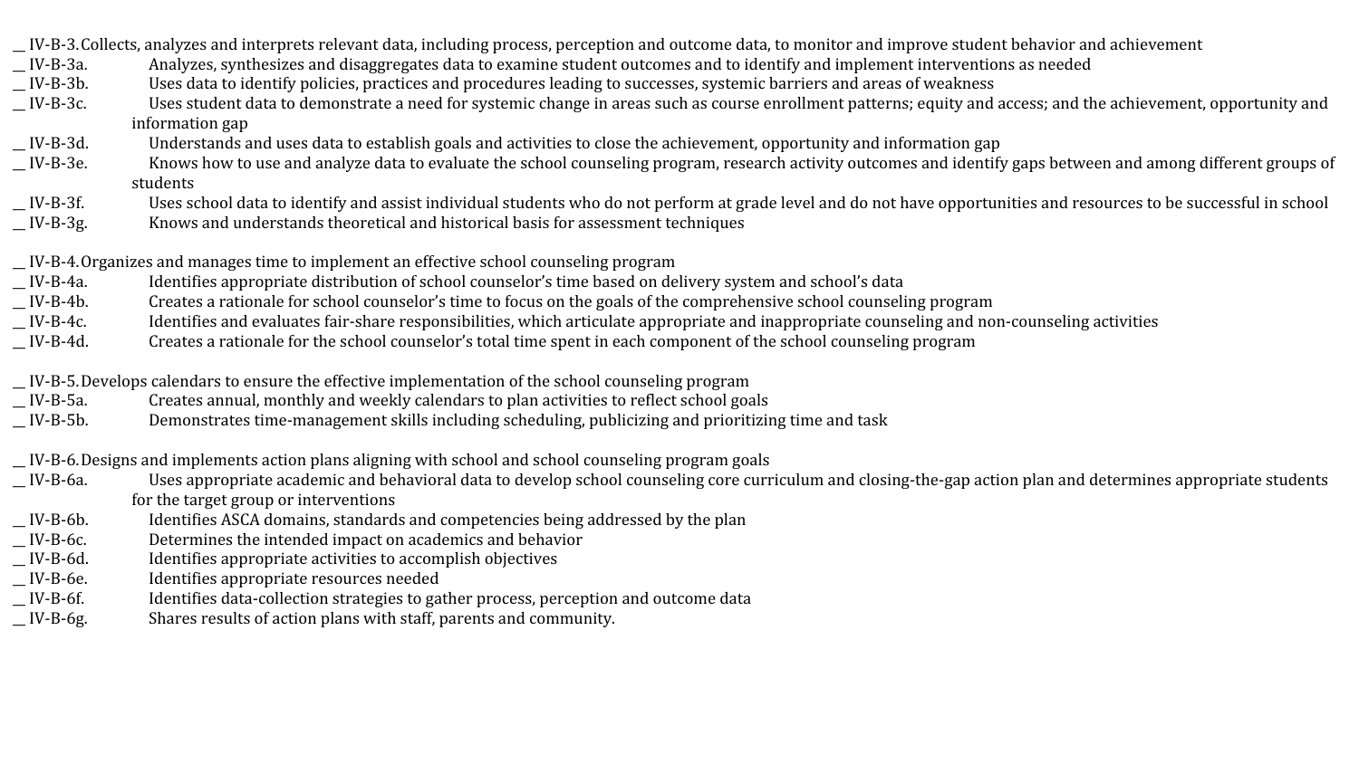__ IV-B-3. Collects, analyzes and interprets relevant data, including process, perception and outcome data, to monitor and improve student behavior and achievement
__ IV-B-3a. Analyzes, synthesizes and disaggregates data to examine student outcomes and to identify and implement interventions as needed
__ IV-B-3b. Uses data to identify policies, practices and procedures leading to successes, systemic barriers and areas of weakness
__ IV-B-3c. Uses student data to demonstrate a need for systemic change in areas such as course enrollment patterns; equity and access; and the achievement, opportunity and information gap
__ IV-B-3d. Understands and uses data to establish goals and activities to close the achievement, opportunity and information gap
__ IV-B-3e. Knows how to use and analyze data to evaluate the school counseling program, research activity outcomes and identify gaps between and among different groups of students
__ IV-B-3f. Uses school data to identify and assist individual students who do not perform at grade level and do not have opportunities and resources to be successful in school
__ IV-B-3g. Knows and understands theoretical and historical basis for assessment techniques

__ IV-B-4. Organizes and manages time to implement an effective school counseling program
__ IV-B-4a. Identifies appropriate distribution of school counselor's time based on delivery system and school's data
__ IV-B-4b. Creates a rationale for school counselor's time to focus on the goals of the comprehensive school counseling program
__ IV-B-4c. Identifies and evaluates fair-share responsibilities, which articulate appropriate and inappropriate counseling and non-counseling activities
__ IV-B-4d. Creates a rationale for the school counselor's total time spent in each component of the school counseling program

__ IV-B-5. Develops calendars to ensure the effective implementation of the school counseling program
__ IV-B-5a. Creates annual, monthly and weekly calendars to plan activities to reflect school goals
__ IV-B-5b. Demonstrates time-management skills including scheduling, publicizing and prioritizing time and task

__ IV-B-6. Designs and implements action plans aligning with school and school counseling program goals
__ IV-B-6a. Uses appropriate academic and behavioral data to develop school counseling core curriculum and closing-the-gap action plan and determines appropriate students for the target group or interventions
__ IV-B-6b. Identifies ASCA domains, standards and competencies being addressed by the plan
__ IV-B-6c. Determines the intended impact on academics and behavior
__ IV-B-6d. Identifies appropriate activities to accomplish objectives
__ IV-B-6e. Identifies appropriate resources needed
__ IV-B-6f. Identifies data-collection strategies to gather process, perception and outcome data
__ IV-B-6g. Shares results of action plans with staff, parents and community.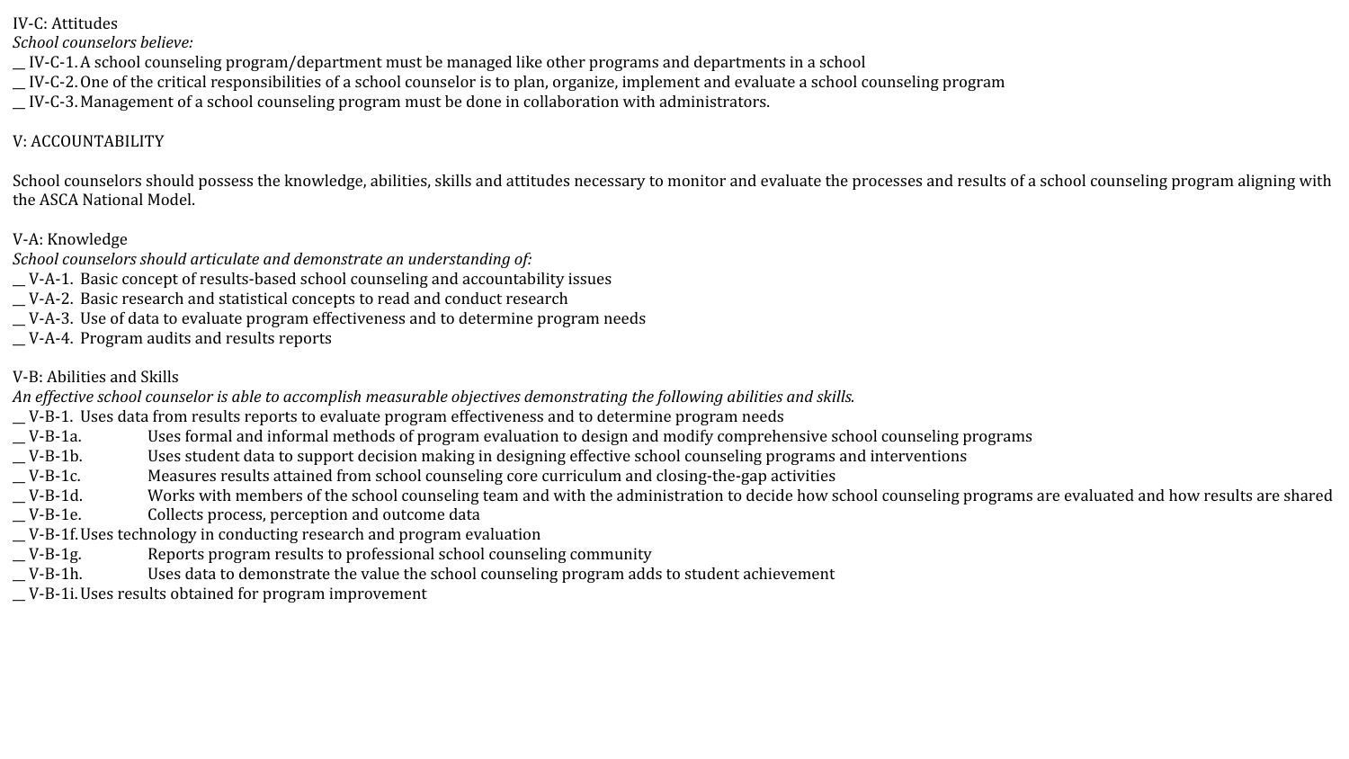IV-C: Attitudes

*School counselors believe:*

__ IV-C-1. A school counseling program/department must be managed like other programs and departments in a school

__ IV-C-2. One of the critical responsibilities of a school counselor is to plan, organize, implement and evaluate a school counseling program

__ IV-C-3. Management of a school counseling program must be done in collaboration with administrators.

V: ACCOUNTABILITY

School counselors should possess the knowledge, abilities, skills and attitudes necessary to monitor and evaluate the processes and results of a school counseling program aligning with the ASCA National Model.

V-A: Knowledge

*School counselors should articulate and demonstrate an understanding of:*

__ V-A-1. Basic concept of results-based school counseling and accountability issues

__ V-A-2. Basic research and statistical concepts to read and conduct research

__ V-A-3. Use of data to evaluate program effectiveness and to determine program needs

__ V-A-4. Program audits and results reports

V-B: Abilities and Skills

*An effective school counselor is able to accomplish measurable objectives demonstrating the following abilities and skills.*

__ V-B-1. Uses data from results reports to evaluate program effectiveness and to determine program needs

__ V-B-1a. Uses formal and informal methods of program evaluation to design and modify comprehensive school counseling programs

__ V-B-1b. Uses student data to support decision making in designing effective school counseling programs and interventions

__ V-B-1c. Measures results attained from school counseling core curriculum and closing-the-gap activities

__ V-B-1d. Works with members of the school counseling team and with the administration to decide how school counseling programs are evaluated and how results are shared

__ V-B-1e. Collects process, perception and outcome data

__ V-B-1f. Uses technology in conducting research and program evaluation

__ V-B-1g. Reports program results to professional school counseling community

__ V-B-1h. Uses data to demonstrate the value the school counseling program adds to student achievement

__ V-B-1i. Uses results obtained for program improvement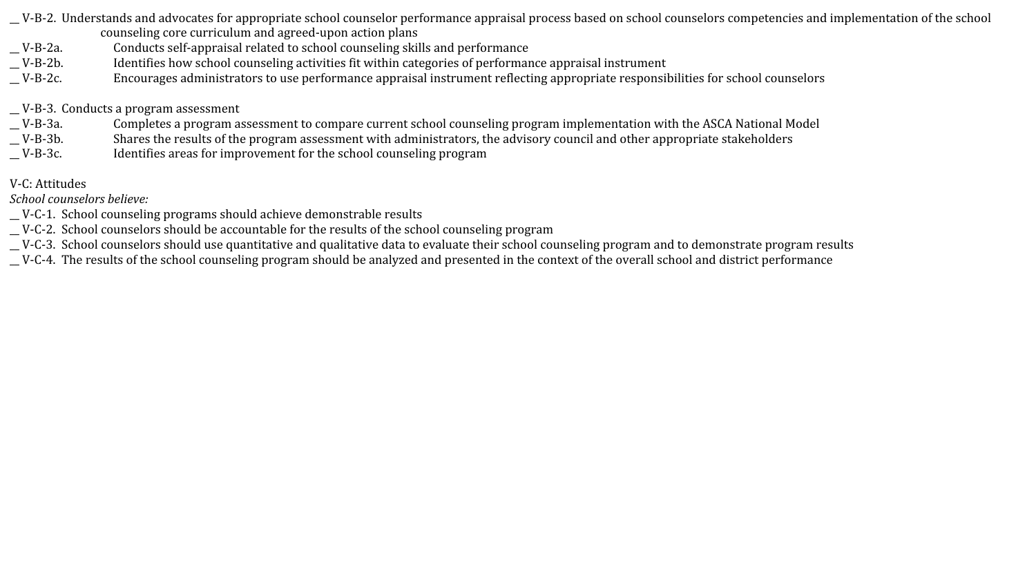__ V-B-2. Understands and advocates for appropriate school counselor performance appraisal process based on school counselors competencies and implementation of the school counseling core curriculum and agreed-upon action plans
__ V-B-2a. Conducts self-appraisal related to school counseling skills and performance
__ V-B-2b. Identifies how school counseling activities fit within categories of performance appraisal instrument
__ V-B-2c. Encourages administrators to use performance appraisal instrument reflecting appropriate responsibilities for school counselors

__ V-B-3. Conducts a program assessment
__ V-B-3a. Completes a program assessment to compare current school counseling program implementation with the ASCA National Model
__ V-B-3b. Shares the results of the program assessment with administrators, the advisory council and other appropriate stakeholders
__ V-B-3c. Identifies areas for improvement for the school counseling program

V-C: Attitudes
*School counselors believe:*
__ V-C-1. School counseling programs should achieve demonstrable results
__ V-C-2. School counselors should be accountable for the results of the school counseling program
__ V-C-3. School counselors should use quantitative and qualitative data to evaluate their school counseling program and to demonstrate program results
__ V-C-4. The results of the school counseling program should be analyzed and presented in the context of the overall school and district performance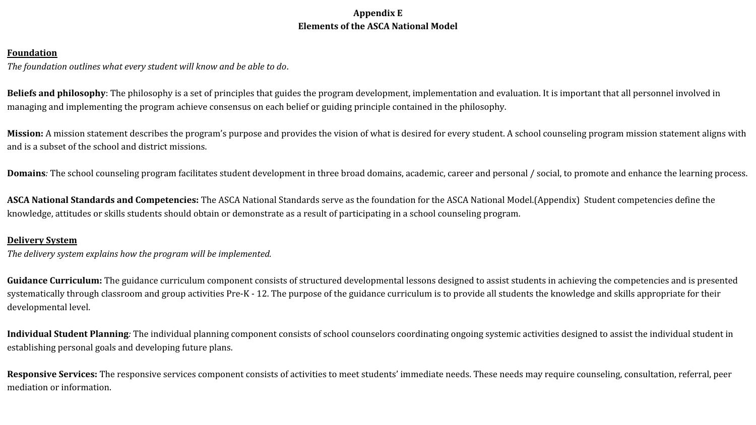# Appendix E
# Elements of the ASCA National Model

**Foundation**

*The foundation outlines what every student will know and be able to do*.

**Beliefs and philosophy**: The philosophy is a set of principles that guides the program development, implementation and evaluation. It is important that all personnel involved in managing and implementing the program achieve consensus on each belief or guiding principle contained in the philosophy.

**Mission:** A mission statement describes the program's purpose and provides the vision of what is desired for every student. A school counseling program mission statement aligns with and is a subset of the school and district missions.

**Domains***:* The school counseling program facilitates student development in three broad domains, academic, career and personal / social, to promote and enhance the learning process.

**ASCA National Standards and Competencies:** The ASCA National Standards serve as the foundation for the ASCA National Model.(Appendix) Student competencies define the knowledge, attitudes or skills students should obtain or demonstrate as a result of participating in a school counseling program.

**Delivery System**

*The delivery system explains how the program will be implemented.*

**Guidance Curriculum:** The guidance curriculum component consists of structured developmental lessons designed to assist students in achieving the competencies and is presented systematically through classroom and group activities Pre-K - 12. The purpose of the guidance curriculum is to provide all students the knowledge and skills appropriate for their developmental level.

**Individual Student Planning***:* The individual planning component consists of school counselors coordinating ongoing systemic activities designed to assist the individual student in establishing personal goals and developing future plans.

**Responsive Services:** The responsive services component consists of activities to meet students' immediate needs. These needs may require counseling, consultation, referral, peer mediation or information.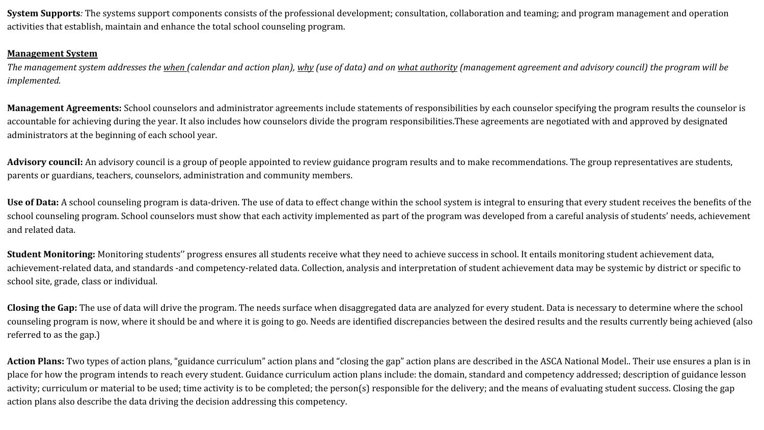**System Supports***:* The systems support components consists of the professional development; consultation, collaboration and teaming; and program management and operation activities that establish, maintain and enhance the total school counseling program.

<u>**Management System**</u>

*The management system addresses the <u>when</u> (calendar and action plan), <u>why</u> (use of data) and on <u>what authority</u> (management agreement and advisory council) the program will be implemented.*

**Management Agreements:** School counselors and administrator agreements include statements of responsibilities by each counselor specifying the program results the counselor is accountable for achieving during the year. It also includes how counselors divide the program responsibilities.These agreements are negotiated with and approved by designated administrators at the beginning of each school year.

**Advisory council:** An advisory council is a group of people appointed to review guidance program results and to make recommendations. The group representatives are students, parents or guardians, teachers, counselors, administration and community members.

**Use of Data:** A school counseling program is data-driven. The use of data to effect change within the school system is integral to ensuring that every student receives the benefits of the school counseling program. School counselors must show that each activity implemented as part of the program was developed from a careful analysis of students' needs, achievement and related data.

**Student Monitoring:** Monitoring students'' progress ensures all students receive what they need to achieve success in school. It entails monitoring student achievement data, achievement-related data, and standards -and competency-related data. Collection, analysis and interpretation of student achievement data may be systemic by district or specific to school site, grade, class or individual.

**Closing the Gap:** The use of data will drive the program. The needs surface when disaggregated data are analyzed for every student. Data is necessary to determine where the school counseling program is now, where it should be and where it is going to go. Needs are identified discrepancies between the desired results and the results currently being achieved (also referred to as the gap.)

**Action Plans:** Two types of action plans, "guidance curriculum" action plans and "closing the gap" action plans are described in the ASCA National Model.. Their use ensures a plan is in place for how the program intends to reach every student. Guidance curriculum action plans include: the domain, standard and competency addressed; description of guidance lesson activity; curriculum or material to be used; time activity is to be completed; the person(s) responsible for the delivery; and the means of evaluating student success. Closing the gap action plans also describe the data driving the decision addressing this competency.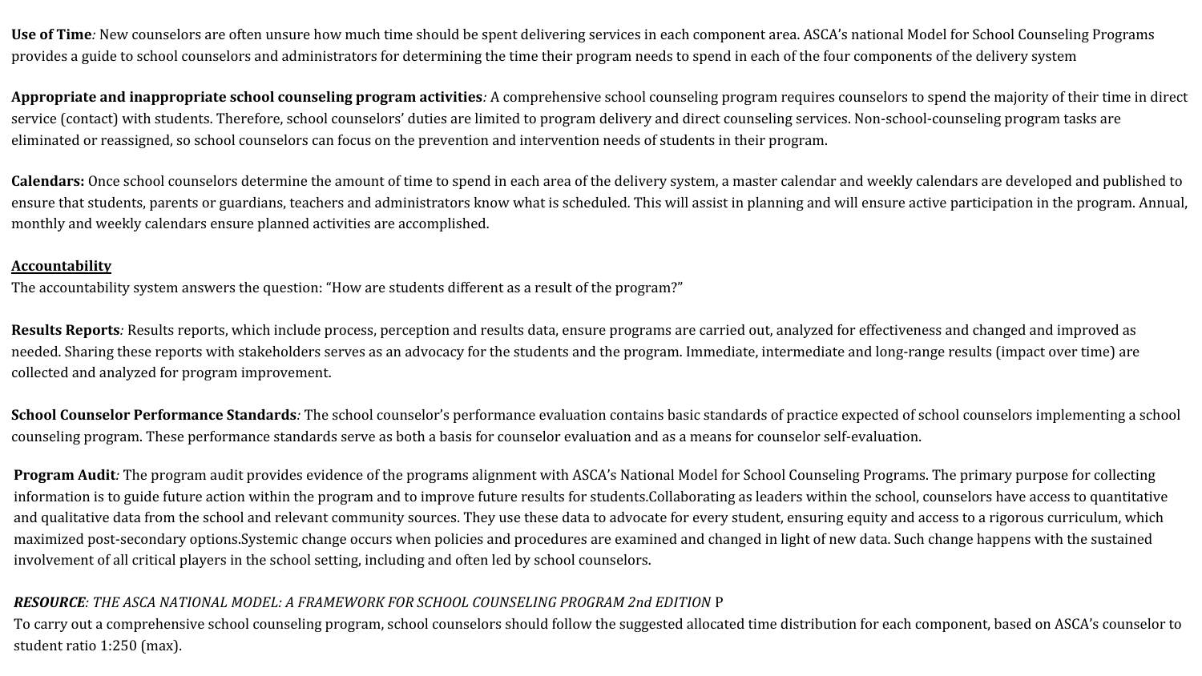**Use of Time***:* New counselors are often unsure how much time should be spent delivering services in each component area. ASCA's national Model for School Counseling Programs provides a guide to school counselors and administrators for determining the time their program needs to spend in each of the four components of the delivery system

**Appropriate and inappropriate school counseling program activities***:* A comprehensive school counseling program requires counselors to spend the majority of their time in direct service (contact) with students. Therefore, school counselors' duties are limited to program delivery and direct counseling services. Non-school-counseling program tasks are eliminated or reassigned, so school counselors can focus on the prevention and intervention needs of students in their program.

**Calendars:** Once school counselors determine the amount of time to spend in each area of the delivery system, a master calendar and weekly calendars are developed and published to ensure that students, parents or guardians, teachers and administrators know what is scheduled. This will assist in planning and will ensure active participation in the program. Annual, monthly and weekly calendars ensure planned activities are accomplished.

**<u>Accountability</u>**

The accountability system answers the question: "How are students different as a result of the program?"

**Results Reports***:* Results reports, which include process, perception and results data, ensure programs are carried out, analyzed for effectiveness and changed and improved as needed. Sharing these reports with stakeholders serves as an advocacy for the students and the program. Immediate, intermediate and long-range results (impact over time) are collected and analyzed for program improvement.

**School Counselor Performance Standards***:* The school counselor's performance evaluation contains basic standards of practice expected of school counselors implementing a school counseling program. These performance standards serve as both a basis for counselor evaluation and as a means for counselor self-evaluation.

**Program Audit***:* The program audit provides evidence of the programs alignment with ASCA's National Model for School Counseling Programs. The primary purpose for collecting information is to guide future action within the program and to improve future results for students.Collaborating as leaders within the school, counselors have access to quantitative and qualitative data from the school and relevant community sources. They use these data to advocate for every student, ensuring equity and access to a rigorous curriculum, which maximized post-secondary options.Systemic change occurs when policies and procedures are examined and changed in light of new data. Such change happens with the sustained involvement of all critical players in the school setting, including and often led by school counselors.

***RESOURCE****: THE ASCA NATIONAL MODEL: A FRAMEWORK FOR SCHOOL COUNSELING PROGRAM 2nd EDITION* P
To carry out a comprehensive school counseling program, school counselors should follow the suggested allocated time distribution for each component, based on ASCA's counselor to student ratio 1:250 (max).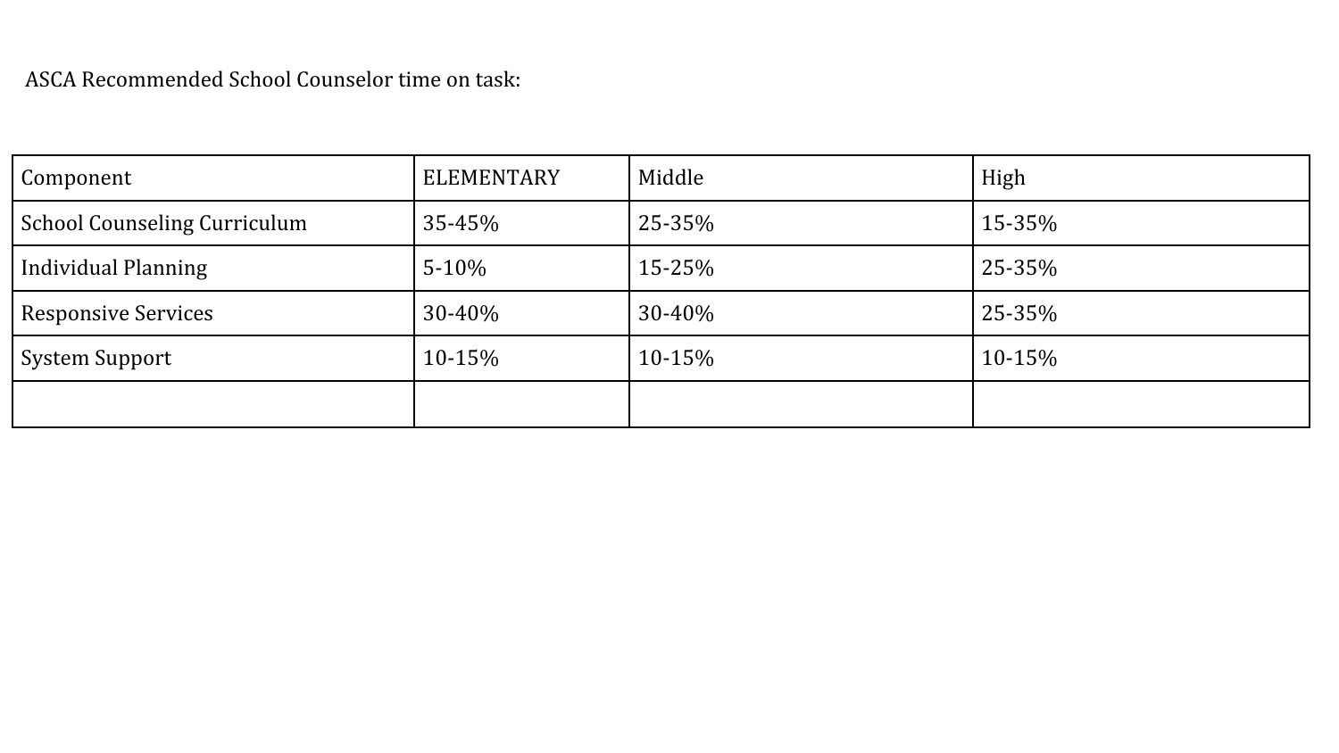ASCA Recommended School Counselor time on task:

| Component | ELEMENTARY | Middle | High |
|---|---|---|---|
| School Counseling Curriculum | 35-45% | 25-35% | 15-35% |
| Individual Planning | 5-10% | 15-25% | 25-35% |
| Responsive Services | 30-40% | 30-40% | 25-35% |
| System Support | 10-15% | 10-15% | 10-15% |
| | | | |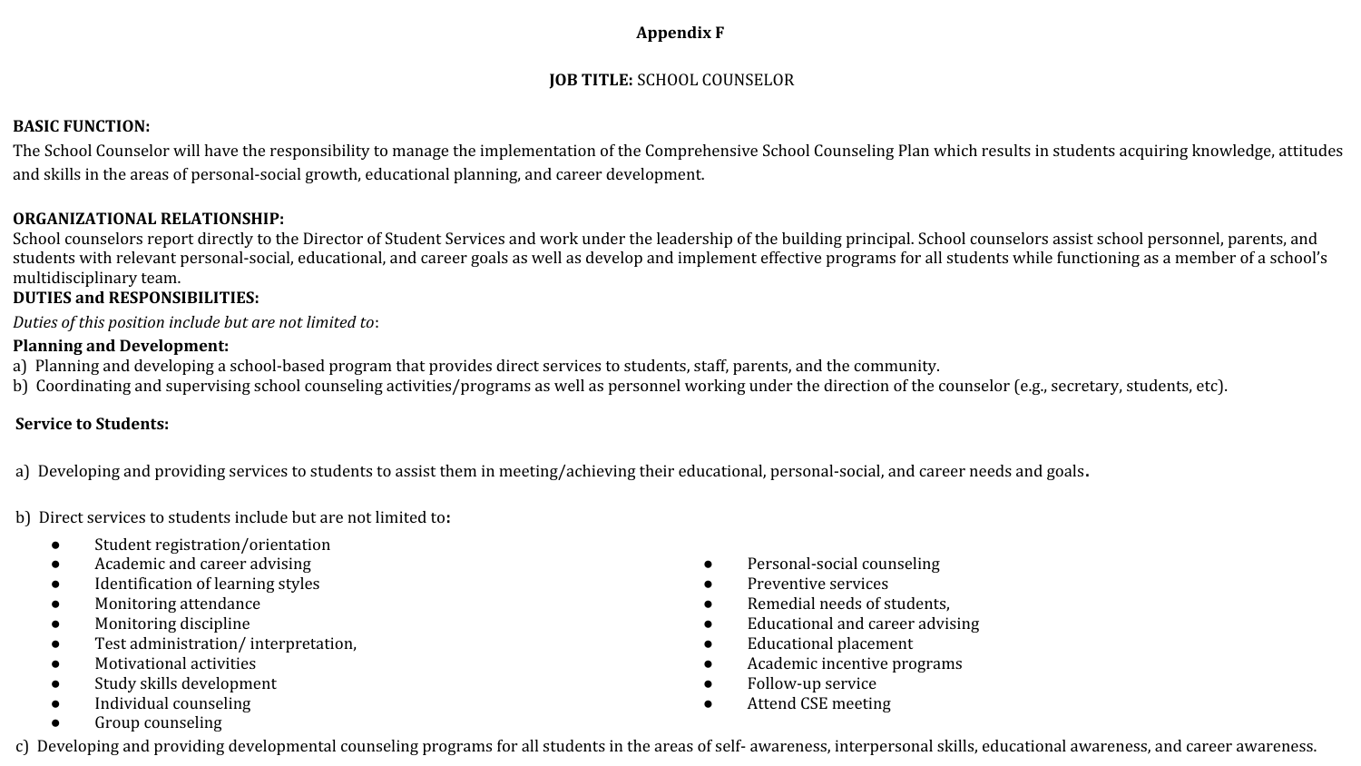# Appendix F

**JOB TITLE:** SCHOOL COUNSELOR

**BASIC FUNCTION:**

The School Counselor will have the responsibility to manage the implementation of the Comprehensive School Counseling Plan which results in students acquiring knowledge, attitudes and skills in the areas of personal-social growth, educational planning, and career development.

**ORGANIZATIONAL RELATIONSHIP:**

School counselors report directly to the Director of Student Services and work under the leadership of the building principal. School counselors assist school personnel, parents, and students with relevant personal-social, educational, and career goals as well as develop and implement effective programs for all students while functioning as a member of a school's multidisciplinary team.

**DUTIES and RESPONSIBILITIES:**

*Duties of this position include but are not limited to*:

**Planning and Development:**

a) Planning and developing a school-based program that provides direct services to students, staff, parents, and the community.
b) Coordinating and supervising school counseling activities/programs as well as personnel working under the direction of the counselor (e.g., secretary, students, etc).

**Service to Students:**

a) Developing and providing services to students to assist them in meeting/achieving their educational, personal-social, and career needs and goals**.**

b) Direct services to students include but are not limited to**:**

- Student registration/orientation
- Academic and career advising
- Identification of learning styles
- Monitoring attendance
- Monitoring discipline
- Test administration/ interpretation,
- Motivational activities
- Study skills development
- Individual counseling
- Group counseling
- Personal-social counseling
- Preventive services
- Remedial needs of students,
- Educational and career advising
- Educational placement
- Academic incentive programs
- Follow-up service
- Attend CSE meeting

c) Developing and providing developmental counseling programs for all students in the areas of self- awareness, interpersonal skills, educational awareness, and career awareness.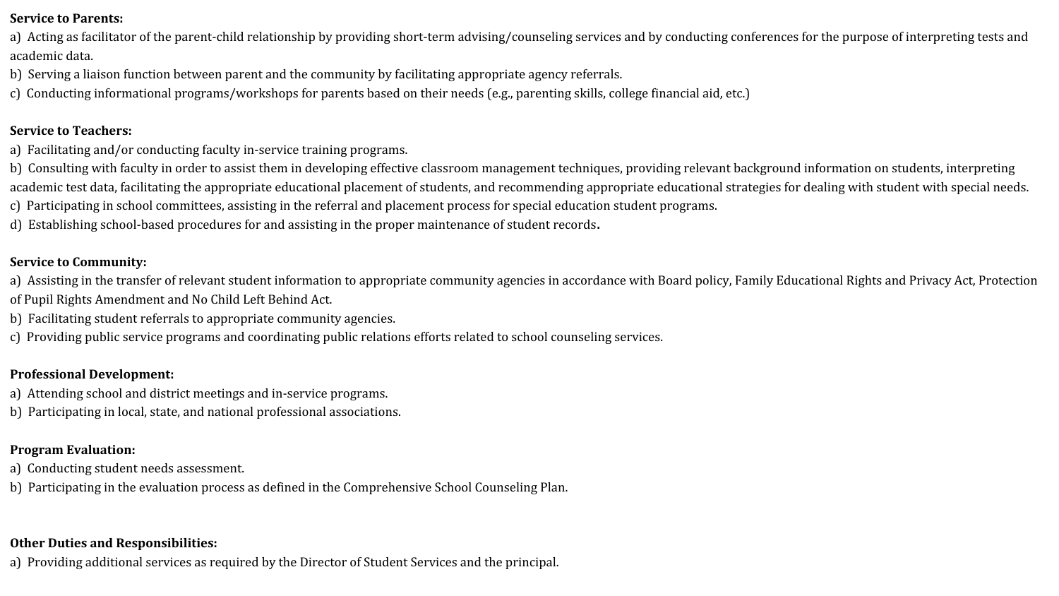**Service to Parents:**

a) Acting as facilitator of the parent-child relationship by providing short-term advising/counseling services and by conducting conferences for the purpose of interpreting tests and academic data.

b) Serving a liaison function between parent and the community by facilitating appropriate agency referrals.

c) Conducting informational programs/workshops for parents based on their needs (e.g., parenting skills, college financial aid, etc.)

**Service to Teachers:**

a) Facilitating and/or conducting faculty in-service training programs.

b) Consulting with faculty in order to assist them in developing effective classroom management techniques, providing relevant background information on students, interpreting academic test data, facilitating the appropriate educational placement of students, and recommending appropriate educational strategies for dealing with student with special needs.

c) Participating in school committees, assisting in the referral and placement process for special education student programs.

d) Establishing school-based procedures for and assisting in the proper maintenance of student records.

**Service to Community:**

a) Assisting in the transfer of relevant student information to appropriate community agencies in accordance with Board policy, Family Educational Rights and Privacy Act, Protection of Pupil Rights Amendment and No Child Left Behind Act.

b) Facilitating student referrals to appropriate community agencies.

c) Providing public service programs and coordinating public relations efforts related to school counseling services.

**Professional Development:**

a) Attending school and district meetings and in-service programs.

b) Participating in local, state, and national professional associations.

**Program Evaluation:**

a) Conducting student needs assessment.

b) Participating in the evaluation process as defined in the Comprehensive School Counseling Plan.

**Other Duties and Responsibilities:**

a) Providing additional services as required by the Director of Student Services and the principal.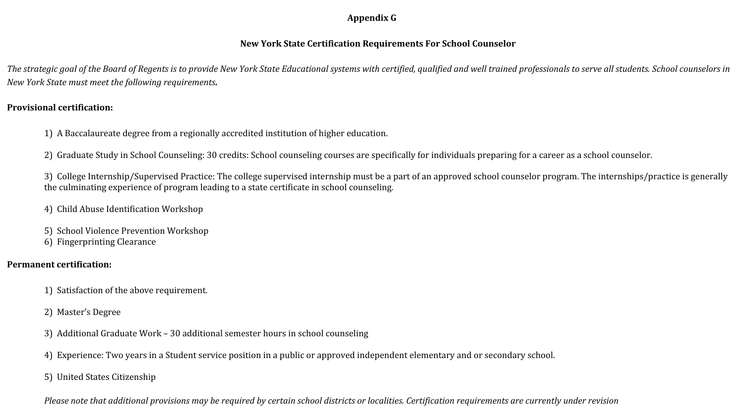# Appendix G

## New York State Certification Requirements For School Counselor

*The strategic goal of the Board of Regents is to provide New York State Educational systems with certified, qualified and well trained professionals to serve all students. School counselors in New York State must meet the following requirements.*

**Provisional certification:**

1) A Baccalaureate degree from a regionally accredited institution of higher education.

2) Graduate Study in School Counseling: 30 credits: School counseling courses are specifically for individuals preparing for a career as a school counselor.

3) College Internship/Supervised Practice: The college supervised internship must be a part of an approved school counselor program. The internships/practice is generally the culminating experience of program leading to a state certificate in school counseling.

4) Child Abuse Identification Workshop

5) School Violence Prevention Workshop

6) Fingerprinting Clearance

**Permanent certification:**

1) Satisfaction of the above requirement.

2) Master's Degree

3) Additional Graduate Work – 30 additional semester hours in school counseling

4) Experience: Two years in a Student service position in a public or approved independent elementary and or secondary school.

5) United States Citizenship

*Please note that additional provisions may be required by certain school districts or localities. Certification requirements are currently under revision*